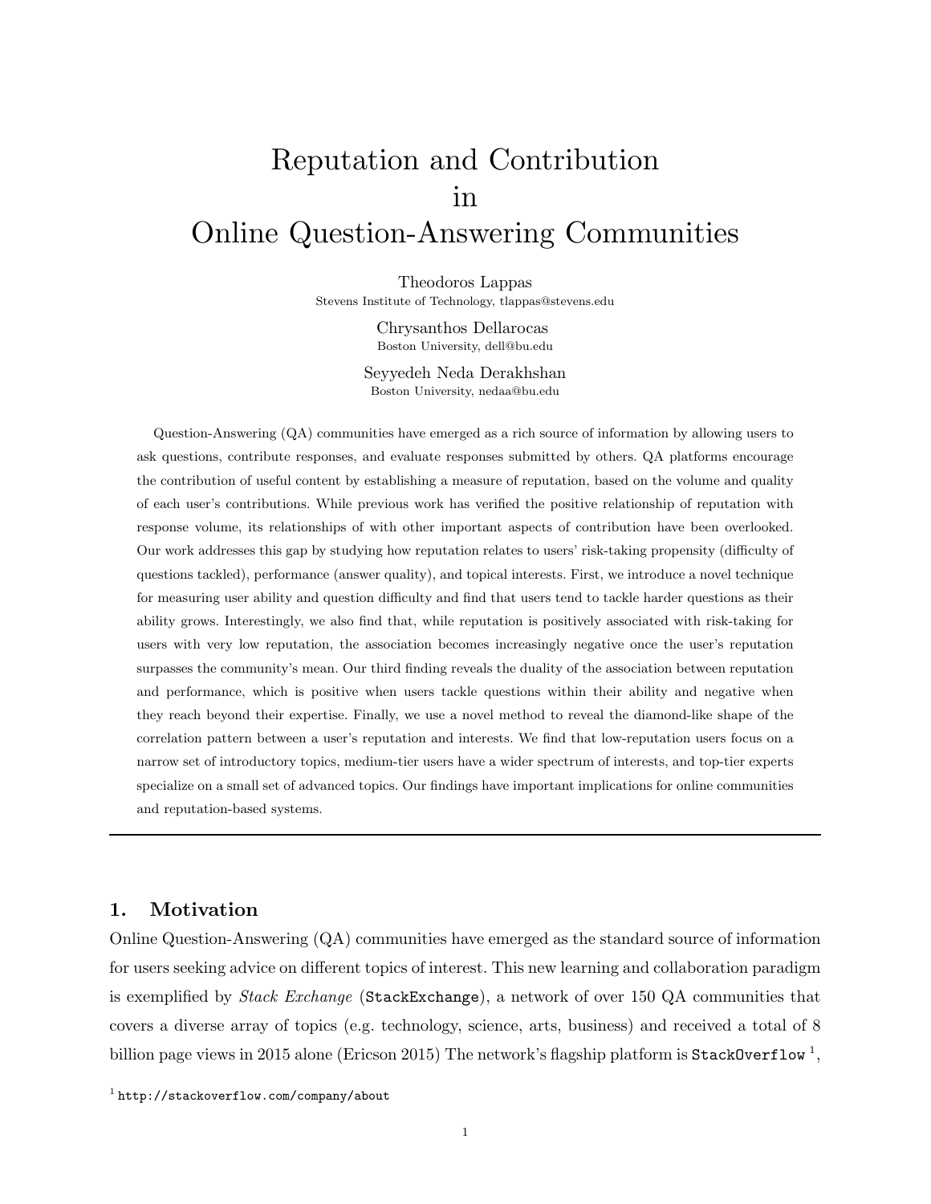# Reputation and Contribution in Online Question-Answering Communities

Theodoros Lappas
Stevens Institute of Technology, tlappas@stevens.edu

Chrysanthos Dellarocas
Boston University, dell@bu.edu

Seyyedeh Neda Derakhshan
Boston University, nedaa@bu.edu

Question-Answering (QA) communities have emerged as a rich source of information by allowing users to ask questions, contribute responses, and evaluate responses submitted by others. QA platforms encourage the contribution of useful content by establishing a measure of reputation, based on the volume and quality of each user's contributions. While previous work has verified the positive relationship of reputation with response volume, its relationships of with other important aspects of contribution have been overlooked. Our work addresses this gap by studying how reputation relates to users' risk-taking propensity (difficulty of questions tackled), performance (answer quality), and topical interests. First, we introduce a novel technique for measuring user ability and question difficulty and find that users tend to tackle harder questions as their ability grows. Interestingly, we also find that, while reputation is positively associated with risk-taking for users with very low reputation, the association becomes increasingly negative once the user's reputation surpasses the community's mean. Our third finding reveals the duality of the association between reputation and performance, which is positive when users tackle questions within their ability and negative when they reach beyond their expertise. Finally, we use a novel method to reveal the diamond-like shape of the correlation pattern between a user's reputation and interests. We find that low-reputation users focus on a narrow set of introductory topics, medium-tier users have a wider spectrum of interests, and top-tier experts specialize on a small set of advanced topics. Our findings have important implications for online communities and reputation-based systems.

---

## 1. Motivation

Online Question-Answering (QA) communities have emerged as the standard source of information for users seeking advice on different topics of interest. This new learning and collaboration paradigm is exemplified by *Stack Exchange* (`StackExchange`), a network of over 150 QA communities that covers a diverse array of topics (e.g. technology, science, arts, business) and received a total of 8 billion page views in 2015 alone (Ericson 2015) The network's flagship platform is `StackOverflow` [1],

[1] `http://stackoverflow.com/company/about`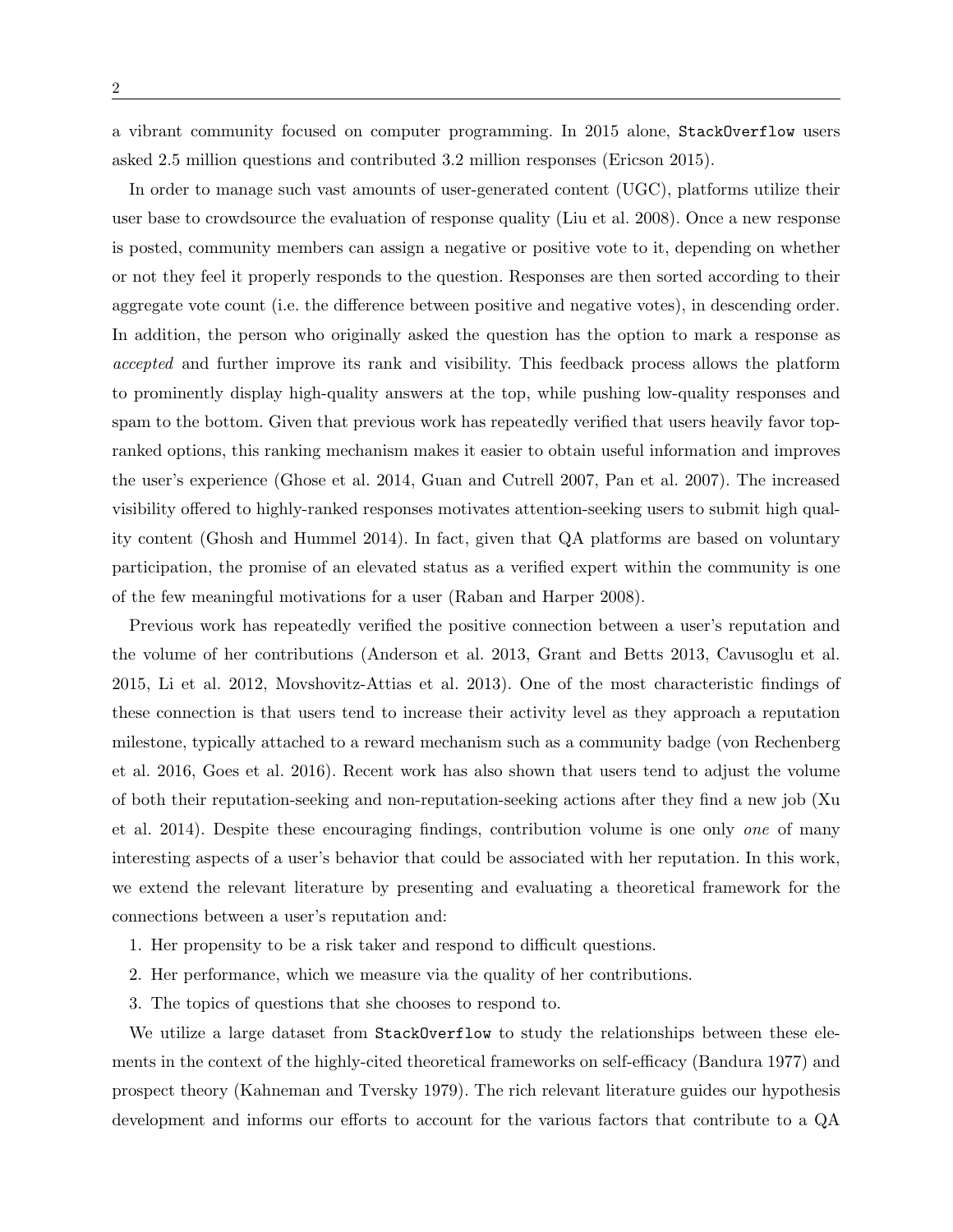a vibrant community focused on computer programming. In 2015 alone, `StackOverflow` users asked 2.5 million questions and contributed 3.2 million responses (Ericson 2015).

In order to manage such vast amounts of user-generated content (UGC), platforms utilize their user base to crowdsource the evaluation of response quality (Liu et al. 2008). Once a new response is posted, community members can assign a negative or positive vote to it, depending on whether or not they feel it properly responds to the question. Responses are then sorted according to their aggregate vote count (i.e. the difference between positive and negative votes), in descending order. In addition, the person who originally asked the question has the option to mark a response as *accepted* and further improve its rank and visibility. This feedback process allows the platform to prominently display high-quality answers at the top, while pushing low-quality responses and spam to the bottom. Given that previous work has repeatedly verified that users heavily favor top-ranked options, this ranking mechanism makes it easier to obtain useful information and improves the user's experience (Ghose et al. 2014, Guan and Cutrell 2007, Pan et al. 2007). The increased visibility offered to highly-ranked responses motivates attention-seeking users to submit high quality content (Ghosh and Hummel 2014). In fact, given that QA platforms are based on voluntary participation, the promise of an elevated status as a verified expert within the community is one of the few meaningful motivations for a user (Raban and Harper 2008).

Previous work has repeatedly verified the positive connection between a user's reputation and the volume of her contributions (Anderson et al. 2013, Grant and Betts 2013, Cavusoglu et al. 2015, Li et al. 2012, Movshovitz-Attias et al. 2013). One of the most characteristic findings of these connection is that users tend to increase their activity level as they approach a reputation milestone, typically attached to a reward mechanism such as a community badge (von Rechenberg et al. 2016, Goes et al. 2016). Recent work has also shown that users tend to adjust the volume of both their reputation-seeking and non-reputation-seeking actions after they find a new job (Xu et al. 2014). Despite these encouraging findings, contribution volume is one only *one* of many interesting aspects of a user's behavior that could be associated with her reputation. In this work, we extend the relevant literature by presenting and evaluating a theoretical framework for the connections between a user's reputation and:

1. Her propensity to be a risk taker and respond to difficult questions.
2. Her performance, which we measure via the quality of her contributions.
3. The topics of questions that she chooses to respond to.

We utilize a large dataset from `StackOverflow` to study the relationships between these elements in the context of the highly-cited theoretical frameworks on self-efficacy (Bandura 1977) and prospect theory (Kahneman and Tversky 1979). The rich relevant literature guides our hypothesis development and informs our efforts to account for the various factors that contribute to a QA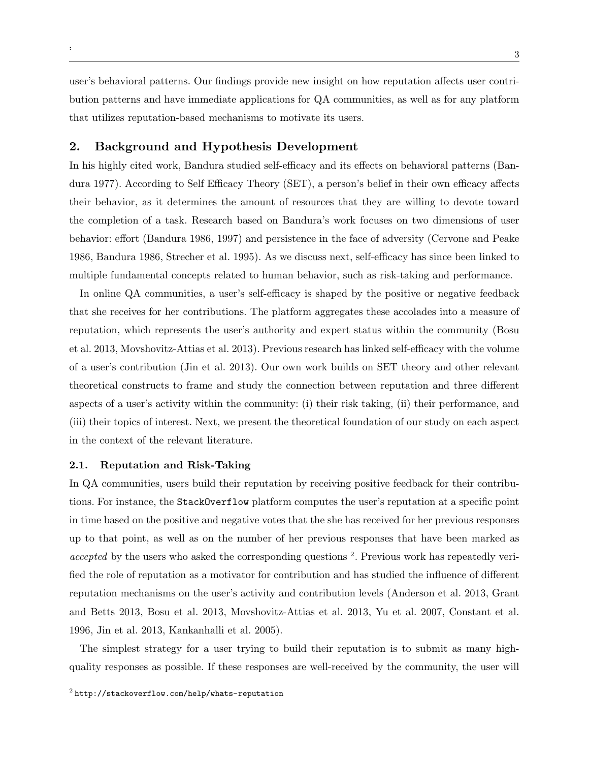user's behavioral patterns. Our findings provide new insight on how reputation affects user contribution patterns and have immediate applications for QA communities, as well as for any platform that utilizes reputation-based mechanisms to motivate its users.

## 2. Background and Hypothesis Development

In his highly cited work, Bandura studied self-efficacy and its effects on behavioral patterns (Bandura 1977). According to Self Efficacy Theory (SET), a person's belief in their own efficacy affects their behavior, as it determines the amount of resources that they are willing to devote toward the completion of a task. Research based on Bandura's work focuses on two dimensions of user behavior: effort (Bandura 1986, 1997) and persistence in the face of adversity (Cervone and Peake 1986, Bandura 1986, Strecher et al. 1995). As we discuss next, self-efficacy has since been linked to multiple fundamental concepts related to human behavior, such as risk-taking and performance.

In online QA communities, a user's self-efficacy is shaped by the positive or negative feedback that she receives for her contributions. The platform aggregates these accolades into a measure of reputation, which represents the user's authority and expert status within the community (Bosu et al. 2013, Movshovitz-Attias et al. 2013). Previous research has linked self-efficacy with the volume of a user's contribution (Jin et al. 2013). Our own work builds on SET theory and other relevant theoretical constructs to frame and study the connection between reputation and three different aspects of a user's activity within the community: (i) their risk taking, (ii) their performance, and (iii) their topics of interest. Next, we present the theoretical foundation of our study on each aspect in the context of the relevant literature.

### 2.1. Reputation and Risk-Taking

In QA communities, users build their reputation by receiving positive feedback for their contributions. For instance, the `StackOverflow` platform computes the user's reputation at a specific point in time based on the positive and negative votes that the she has received for her previous responses up to that point, as well as on the number of her previous responses that have been marked as *accepted* by the users who asked the corresponding questions [2]. Previous work has repeatedly verified the role of reputation as a motivator for contribution and has studied the influence of different reputation mechanisms on the user's activity and contribution levels (Anderson et al. 2013, Grant and Betts 2013, Bosu et al. 2013, Movshovitz-Attias et al. 2013, Yu et al. 2007, Constant et al. 1996, Jin et al. 2013, Kankanhalli et al. 2005).

The simplest strategy for a user trying to build their reputation is to submit as many high-quality responses as possible. If these responses are well-received by the community, the user will

[2] `http://stackoverflow.com/help/whats-reputation`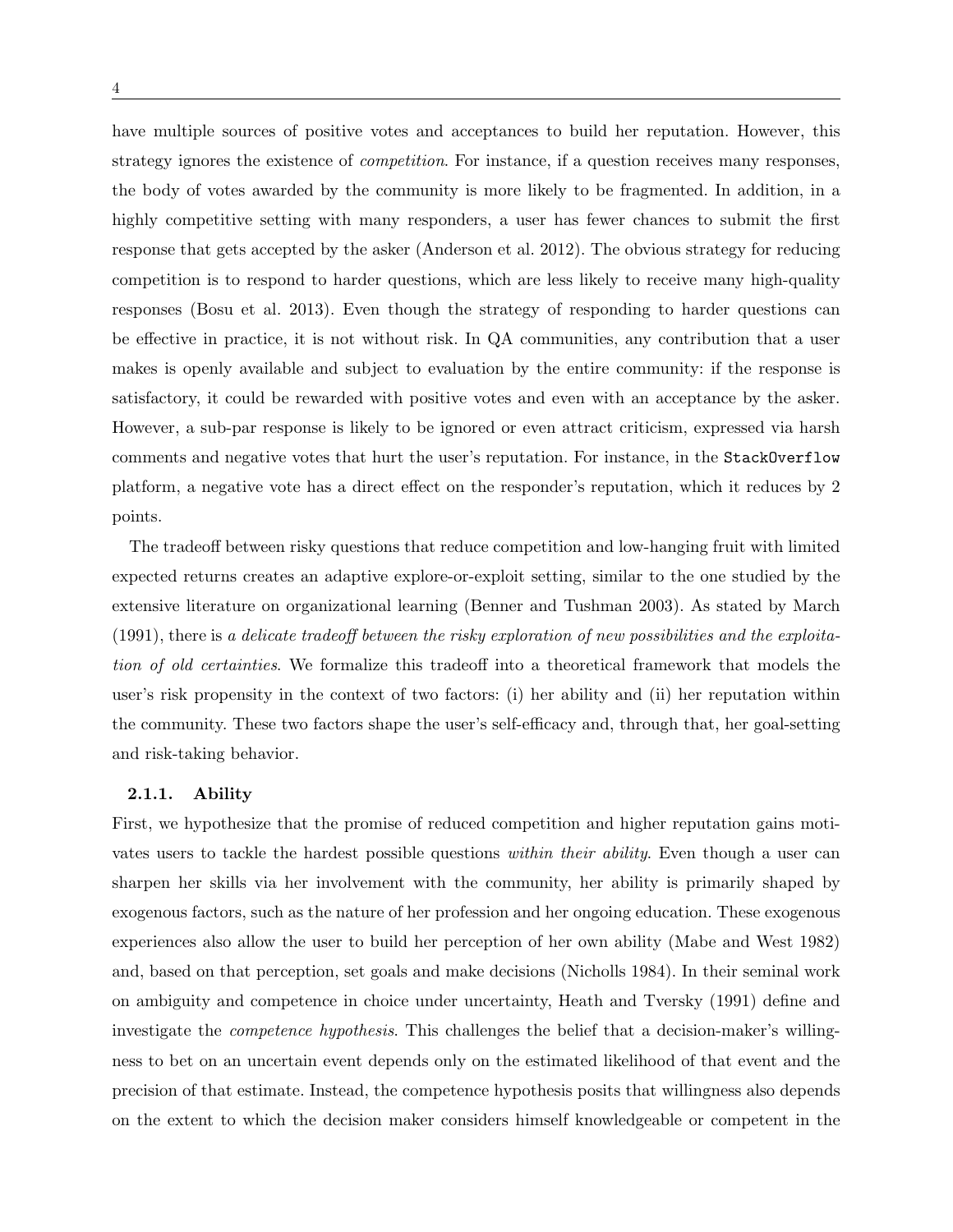have multiple sources of positive votes and acceptances to build her reputation. However, this strategy ignores the existence of *competition*. For instance, if a question receives many responses, the body of votes awarded by the community is more likely to be fragmented. In addition, in a highly competitive setting with many responders, a user has fewer chances to submit the first response that gets accepted by the asker (Anderson et al. 2012). The obvious strategy for reducing competition is to respond to harder questions, which are less likely to receive many high-quality responses (Bosu et al. 2013). Even though the strategy of responding to harder questions can be effective in practice, it is not without risk. In QA communities, any contribution that a user makes is openly available and subject to evaluation by the entire community: if the response is satisfactory, it could be rewarded with positive votes and even with an acceptance by the asker. However, a sub-par response is likely to be ignored or even attract criticism, expressed via harsh comments and negative votes that hurt the user's reputation. For instance, in the `StackOverflow` platform, a negative vote has a direct effect on the responder's reputation, which it reduces by 2 points.

The tradeoff between risky questions that reduce competition and low-hanging fruit with limited expected returns creates an adaptive explore-or-exploit setting, similar to the one studied by the extensive literature on organizational learning (Benner and Tushman 2003). As stated by March (1991), there is *a delicate tradeoff between the risky exploration of new possibilities and the exploitation of old certainties*. We formalize this tradeoff into a theoretical framework that models the user's risk propensity in the context of two factors: (i) her ability and (ii) her reputation within the community. These two factors shape the user's self-efficacy and, through that, her goal-setting and risk-taking behavior.

#### 2.1.1. Ability

First, we hypothesize that the promise of reduced competition and higher reputation gains motivates users to tackle the hardest possible questions *within their ability*. Even though a user can sharpen her skills via her involvement with the community, her ability is primarily shaped by exogenous factors, such as the nature of her profession and her ongoing education. These exogenous experiences also allow the user to build her perception of her own ability (Mabe and West 1982) and, based on that perception, set goals and make decisions (Nicholls 1984). In their seminal work on ambiguity and competence in choice under uncertainty, Heath and Tversky (1991) define and investigate the *competence hypothesis*. This challenges the belief that a decision-maker's willingness to bet on an uncertain event depends only on the estimated likelihood of that event and the precision of that estimate. Instead, the competence hypothesis posits that willingness also depends on the extent to which the decision maker considers himself knowledgeable or competent in the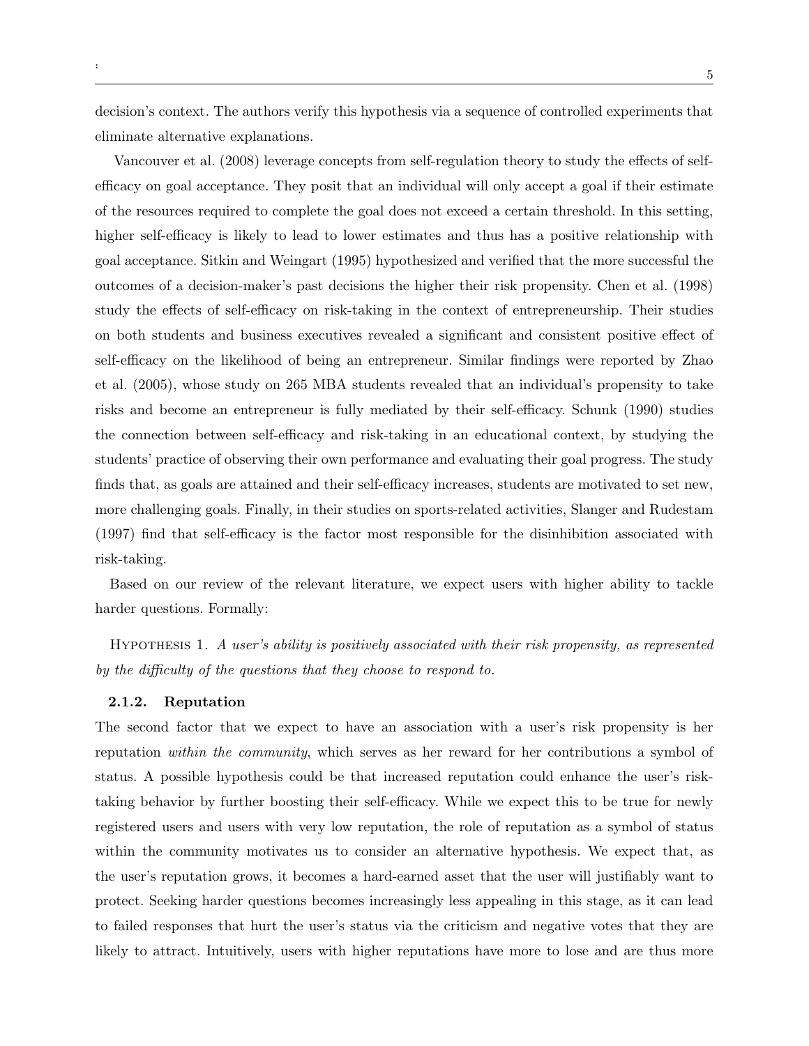decision's context. The authors verify this hypothesis via a sequence of controlled experiments that eliminate alternative explanations.

Vancouver et al. (2008) leverage concepts from self-regulation theory to study the effects of self-efficacy on goal acceptance. They posit that an individual will only accept a goal if their estimate of the resources required to complete the goal does not exceed a certain threshold. In this setting, higher self-efficacy is likely to lead to lower estimates and thus has a positive relationship with goal acceptance. Sitkin and Weingart (1995) hypothesized and verified that the more successful the outcomes of a decision-maker's past decisions the higher their risk propensity. Chen et al. (1998) study the effects of self-efficacy on risk-taking in the context of entrepreneurship. Their studies on both students and business executives revealed a significant and consistent positive effect of self-efficacy on the likelihood of being an entrepreneur. Similar findings were reported by Zhao et al. (2005), whose study on 265 MBA students revealed that an individual's propensity to take risks and become an entrepreneur is fully mediated by their self-efficacy. Schunk (1990) studies the connection between self-efficacy and risk-taking in an educational context, by studying the students' practice of observing their own performance and evaluating their goal progress. The study finds that, as goals are attained and their self-efficacy increases, students are motivated to set new, more challenging goals. Finally, in their studies on sports-related activities, Slanger and Rudestam (1997) find that self-efficacy is the factor most responsible for the disinhibition associated with risk-taking.

Based on our review of the relevant literature, we expect users with higher ability to tackle harder questions. Formally:

Hypothesis 1. *A user's ability is positively associated with their risk propensity, as represented by the difficulty of the questions that they choose to respond to.*

#### 2.1.2. Reputation

The second factor that we expect to have an association with a user's risk propensity is her reputation *within the community*, which serves as her reward for her contributions a symbol of status. A possible hypothesis could be that increased reputation could enhance the user's risk-taking behavior by further boosting their self-efficacy. While we expect this to be true for newly registered users and users with very low reputation, the role of reputation as a symbol of status within the community motivates us to consider an alternative hypothesis. We expect that, as the user's reputation grows, it becomes a hard-earned asset that the user will justifiably want to protect. Seeking harder questions becomes increasingly less appealing in this stage, as it can lead to failed responses that hurt the user's status via the criticism and negative votes that they are likely to attract. Intuitively, users with higher reputations have more to lose and are thus more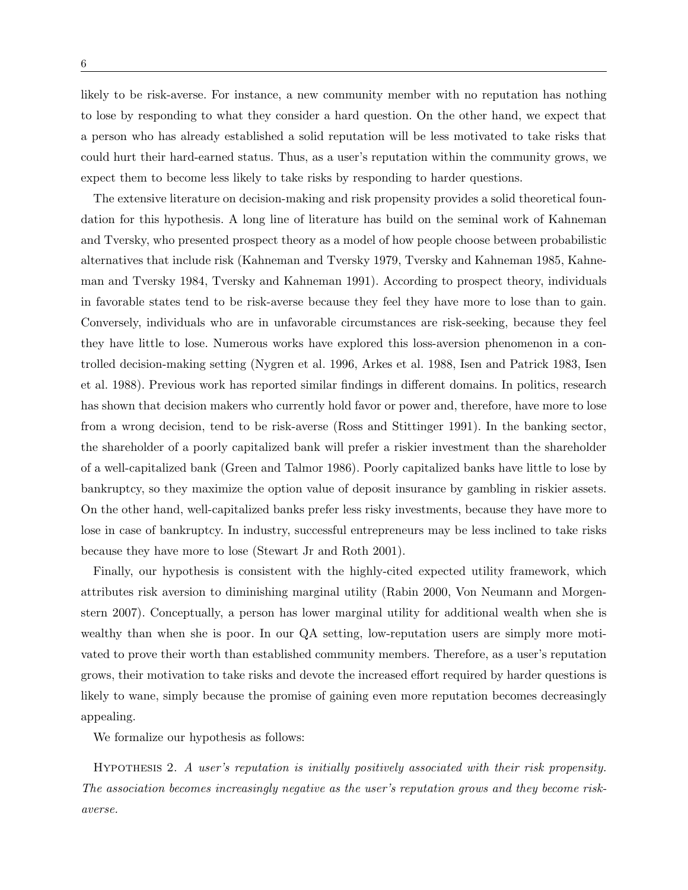likely to be risk-averse. For instance, a new community member with no reputation has nothing to lose by responding to what they consider a hard question. On the other hand, we expect that a person who has already established a solid reputation will be less motivated to take risks that could hurt their hard-earned status. Thus, as a user's reputation within the community grows, we expect them to become less likely to take risks by responding to harder questions.

The extensive literature on decision-making and risk propensity provides a solid theoretical foundation for this hypothesis. A long line of literature has build on the seminal work of Kahneman and Tversky, who presented prospect theory as a model of how people choose between probabilistic alternatives that include risk (Kahneman and Tversky 1979, Tversky and Kahneman 1985, Kahneman and Tversky 1984, Tversky and Kahneman 1991). According to prospect theory, individuals in favorable states tend to be risk-averse because they feel they have more to lose than to gain. Conversely, individuals who are in unfavorable circumstances are risk-seeking, because they feel they have little to lose. Numerous works have explored this loss-aversion phenomenon in a controlled decision-making setting (Nygren et al. 1996, Arkes et al. 1988, Isen and Patrick 1983, Isen et al. 1988). Previous work has reported similar findings in different domains. In politics, research has shown that decision makers who currently hold favor or power and, therefore, have more to lose from a wrong decision, tend to be risk-averse (Ross and Stittinger 1991). In the banking sector, the shareholder of a poorly capitalized bank will prefer a riskier investment than the shareholder of a well-capitalized bank (Green and Talmor 1986). Poorly capitalized banks have little to lose by bankruptcy, so they maximize the option value of deposit insurance by gambling in riskier assets. On the other hand, well-capitalized banks prefer less risky investments, because they have more to lose in case of bankruptcy. In industry, successful entrepreneurs may be less inclined to take risks because they have more to lose (Stewart Jr and Roth 2001).

Finally, our hypothesis is consistent with the highly-cited expected utility framework, which attributes risk aversion to diminishing marginal utility (Rabin 2000, Von Neumann and Morgenstern 2007). Conceptually, a person has lower marginal utility for additional wealth when she is wealthy than when she is poor. In our QA setting, low-reputation users are simply more motivated to prove their worth than established community members. Therefore, as a user's reputation grows, their motivation to take risks and devote the increased effort required by harder questions is likely to wane, simply because the promise of gaining even more reputation becomes decreasingly appealing.

We formalize our hypothesis as follows:

Hypothesis 2. *A user's reputation is initially positively associated with their risk propensity. The association becomes increasingly negative as the user's reputation grows and they become risk-averse.*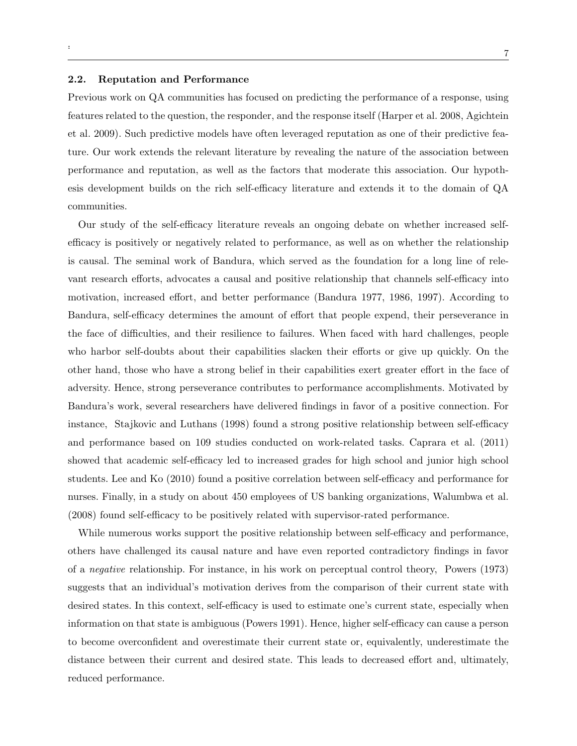### 2.2. Reputation and Performance

Previous work on QA communities has focused on predicting the performance of a response, using features related to the question, the responder, and the response itself (Harper et al. 2008, Agichtein et al. 2009). Such predictive models have often leveraged reputation as one of their predictive feature. Our work extends the relevant literature by revealing the nature of the association between performance and reputation, as well as the factors that moderate this association. Our hypothesis development builds on the rich self-efficacy literature and extends it to the domain of QA communities.

Our study of the self-efficacy literature reveals an ongoing debate on whether increased self-efficacy is positively or negatively related to performance, as well as on whether the relationship is causal. The seminal work of Bandura, which served as the foundation for a long line of relevant research efforts, advocates a causal and positive relationship that channels self-efficacy into motivation, increased effort, and better performance (Bandura 1977, 1986, 1997). According to Bandura, self-efficacy determines the amount of effort that people expend, their perseverance in the face of difficulties, and their resilience to failures. When faced with hard challenges, people who harbor self-doubts about their capabilities slacken their efforts or give up quickly. On the other hand, those who have a strong belief in their capabilities exert greater effort in the face of adversity. Hence, strong perseverance contributes to performance accomplishments. Motivated by Bandura's work, several researchers have delivered findings in favor of a positive connection. For instance, Stajkovic and Luthans (1998) found a strong positive relationship between self-efficacy and performance based on 109 studies conducted on work-related tasks. Caprara et al. (2011) showed that academic self-efficacy led to increased grades for high school and junior high school students. Lee and Ko (2010) found a positive correlation between self-efficacy and performance for nurses. Finally, in a study on about 450 employees of US banking organizations, Walumbwa et al. (2008) found self-efficacy to be positively related with supervisor-rated performance.

While numerous works support the positive relationship between self-efficacy and performance, others have challenged its causal nature and have even reported contradictory findings in favor of a *negative* relationship. For instance, in his work on perceptual control theory, Powers (1973) suggests that an individual's motivation derives from the comparison of their current state with desired states. In this context, self-efficacy is used to estimate one's current state, especially when information on that state is ambiguous (Powers 1991). Hence, higher self-efficacy can cause a person to become overconfident and overestimate their current state or, equivalently, underestimate the distance between their current and desired state. This leads to decreased effort and, ultimately, reduced performance.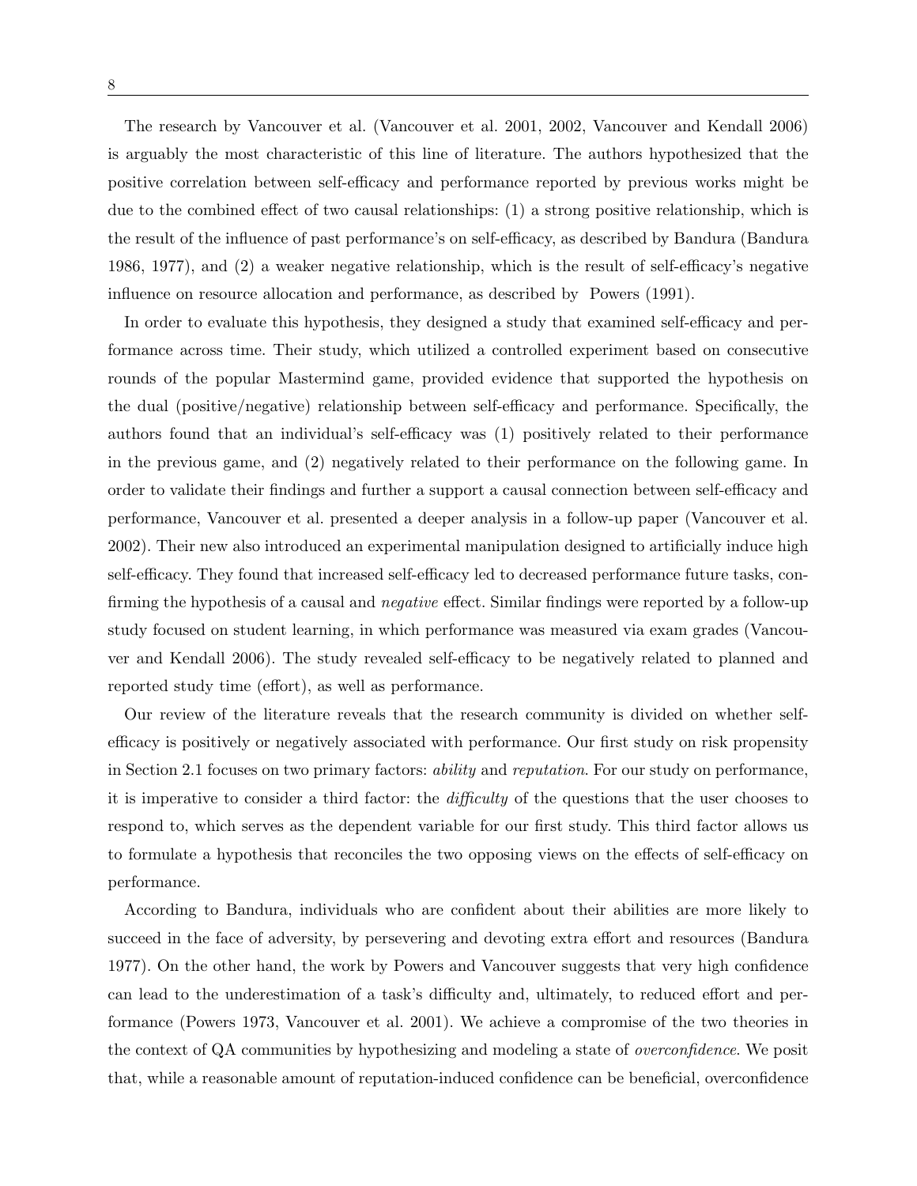The research by Vancouver et al. (Vancouver et al. 2001, 2002, Vancouver and Kendall 2006) is arguably the most characteristic of this line of literature. The authors hypothesized that the positive correlation between self-efficacy and performance reported by previous works might be due to the combined effect of two causal relationships: (1) a strong positive relationship, which is the result of the influence of past performance's on self-efficacy, as described by Bandura (Bandura 1986, 1977), and (2) a weaker negative relationship, which is the result of self-efficacy's negative influence on resource allocation and performance, as described by Powers (1991).

In order to evaluate this hypothesis, they designed a study that examined self-efficacy and performance across time. Their study, which utilized a controlled experiment based on consecutive rounds of the popular Mastermind game, provided evidence that supported the hypothesis on the dual (positive/negative) relationship between self-efficacy and performance. Specifically, the authors found that an individual's self-efficacy was (1) positively related to their performance in the previous game, and (2) negatively related to their performance on the following game. In order to validate their findings and further a support a causal connection between self-efficacy and performance, Vancouver et al. presented a deeper analysis in a follow-up paper (Vancouver et al. 2002). Their new also introduced an experimental manipulation designed to artificially induce high self-efficacy. They found that increased self-efficacy led to decreased performance future tasks, confirming the hypothesis of a causal and *negative* effect. Similar findings were reported by a follow-up study focused on student learning, in which performance was measured via exam grades (Vancouver and Kendall 2006). The study revealed self-efficacy to be negatively related to planned and reported study time (effort), as well as performance.

Our review of the literature reveals that the research community is divided on whether self-efficacy is positively or negatively associated with performance. Our first study on risk propensity in Section 2.1 focuses on two primary factors: *ability* and *reputation*. For our study on performance, it is imperative to consider a third factor: the *difficulty* of the questions that the user chooses to respond to, which serves as the dependent variable for our first study. This third factor allows us to formulate a hypothesis that reconciles the two opposing views on the effects of self-efficacy on performance.

According to Bandura, individuals who are confident about their abilities are more likely to succeed in the face of adversity, by persevering and devoting extra effort and resources (Bandura 1977). On the other hand, the work by Powers and Vancouver suggests that very high confidence can lead to the underestimation of a task's difficulty and, ultimately, to reduced effort and performance (Powers 1973, Vancouver et al. 2001). We achieve a compromise of the two theories in the context of QA communities by hypothesizing and modeling a state of *overconfidence*. We posit that, while a reasonable amount of reputation-induced confidence can be beneficial, overconfidence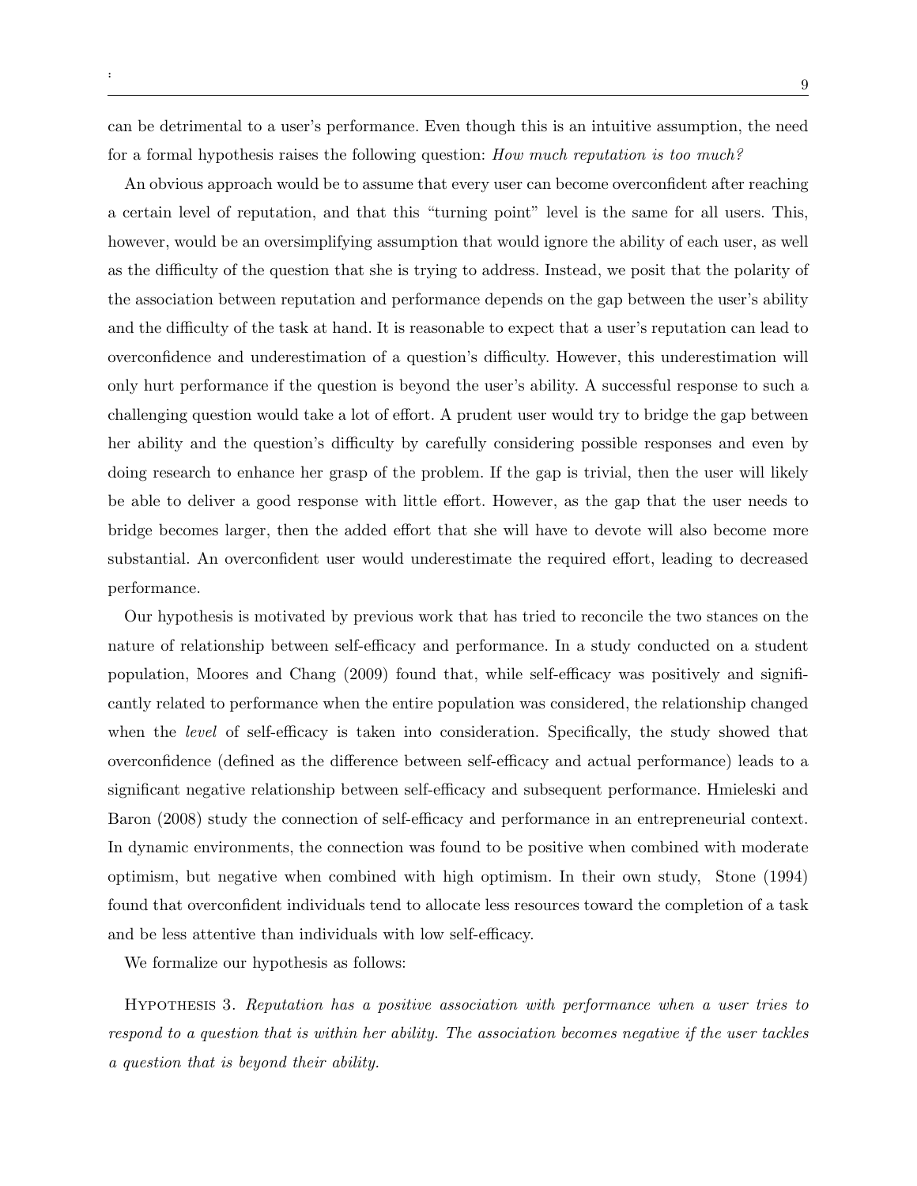can be detrimental to a user's performance. Even though this is an intuitive assumption, the need for a formal hypothesis raises the following question: *How much reputation is too much?*

An obvious approach would be to assume that every user can become overconfident after reaching a certain level of reputation, and that this "turning point" level is the same for all users. This, however, would be an oversimplifying assumption that would ignore the ability of each user, as well as the difficulty of the question that she is trying to address. Instead, we posit that the polarity of the association between reputation and performance depends on the gap between the user's ability and the difficulty of the task at hand. It is reasonable to expect that a user's reputation can lead to overconfidence and underestimation of a question's difficulty. However, this underestimation will only hurt performance if the question is beyond the user's ability. A successful response to such a challenging question would take a lot of effort. A prudent user would try to bridge the gap between her ability and the question's difficulty by carefully considering possible responses and even by doing research to enhance her grasp of the problem. If the gap is trivial, then the user will likely be able to deliver a good response with little effort. However, as the gap that the user needs to bridge becomes larger, then the added effort that she will have to devote will also become more substantial. An overconfident user would underestimate the required effort, leading to decreased performance.

Our hypothesis is motivated by previous work that has tried to reconcile the two stances on the nature of relationship between self-efficacy and performance. In a study conducted on a student population, Moores and Chang (2009) found that, while self-efficacy was positively and significantly related to performance when the entire population was considered, the relationship changed when the *level* of self-efficacy is taken into consideration. Specifically, the study showed that overconfidence (defined as the difference between self-efficacy and actual performance) leads to a significant negative relationship between self-efficacy and subsequent performance. Hmieleski and Baron (2008) study the connection of self-efficacy and performance in an entrepreneurial context. In dynamic environments, the connection was found to be positive when combined with moderate optimism, but negative when combined with high optimism. In their own study, Stone (1994) found that overconfident individuals tend to allocate less resources toward the completion of a task and be less attentive than individuals with low self-efficacy.

We formalize our hypothesis as follows:

Hypothesis 3. *Reputation has a positive association with performance when a user tries to respond to a question that is within her ability. The association becomes negative if the user tackles a question that is beyond their ability.*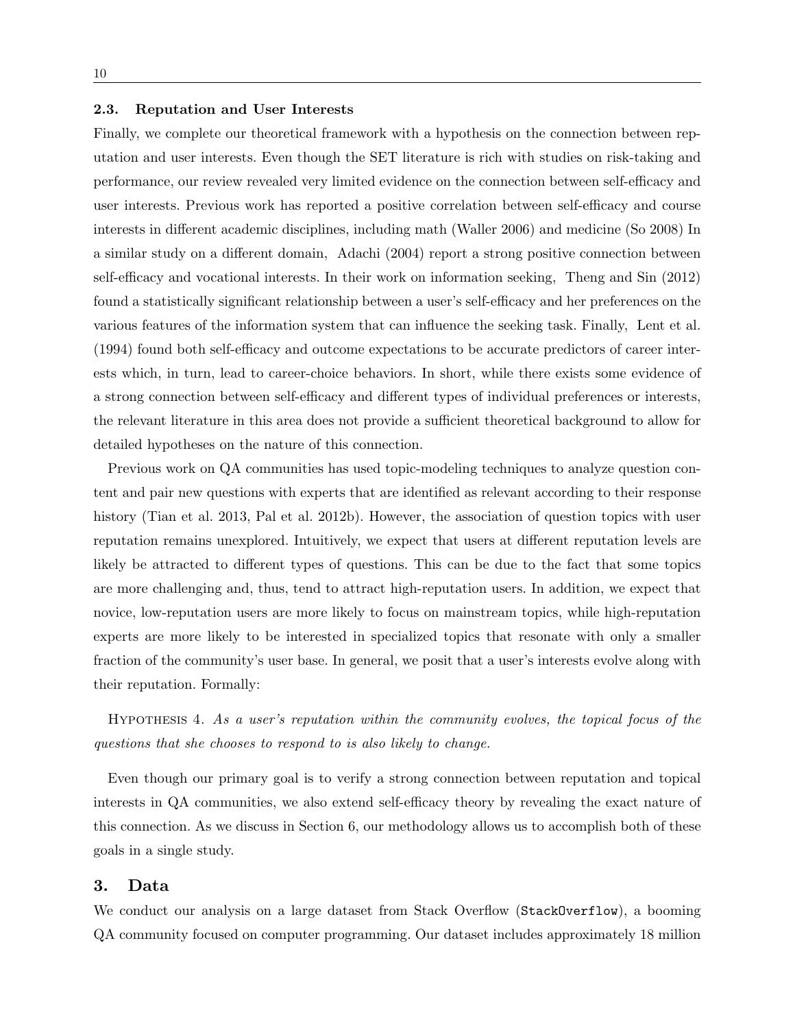### 2.3. Reputation and User Interests

Finally, we complete our theoretical framework with a hypothesis on the connection between reputation and user interests. Even though the SET literature is rich with studies on risk-taking and performance, our review revealed very limited evidence on the connection between self-efficacy and user interests. Previous work has reported a positive correlation between self-efficacy and course interests in different academic disciplines, including math (Waller 2006) and medicine (So 2008) In a similar study on a different domain, Adachi (2004) report a strong positive connection between self-efficacy and vocational interests. In their work on information seeking, Theng and Sin (2012) found a statistically significant relationship between a user's self-efficacy and her preferences on the various features of the information system that can influence the seeking task. Finally, Lent et al. (1994) found both self-efficacy and outcome expectations to be accurate predictors of career interests which, in turn, lead to career-choice behaviors. In short, while there exists some evidence of a strong connection between self-efficacy and different types of individual preferences or interests, the relevant literature in this area does not provide a sufficient theoretical background to allow for detailed hypotheses on the nature of this connection.

Previous work on QA communities has used topic-modeling techniques to analyze question content and pair new questions with experts that are identified as relevant according to their response history (Tian et al. 2013, Pal et al. 2012b). However, the association of question topics with user reputation remains unexplored. Intuitively, we expect that users at different reputation levels are likely be attracted to different types of questions. This can be due to the fact that some topics are more challenging and, thus, tend to attract high-reputation users. In addition, we expect that novice, low-reputation users are more likely to focus on mainstream topics, while high-reputation experts are more likely to be interested in specialized topics that resonate with only a smaller fraction of the community's user base. In general, we posit that a user's interests evolve along with their reputation. Formally:

Hypothesis 4. *As a user's reputation within the community evolves, the topical focus of the questions that she chooses to respond to is also likely to change.*

Even though our primary goal is to verify a strong connection between reputation and topical interests in QA communities, we also extend self-efficacy theory by revealing the exact nature of this connection. As we discuss in Section 6, our methodology allows us to accomplish both of these goals in a single study.

## 3. Data

We conduct our analysis on a large dataset from Stack Overflow (`StackOverflow`), a booming QA community focused on computer programming. Our dataset includes approximately 18 million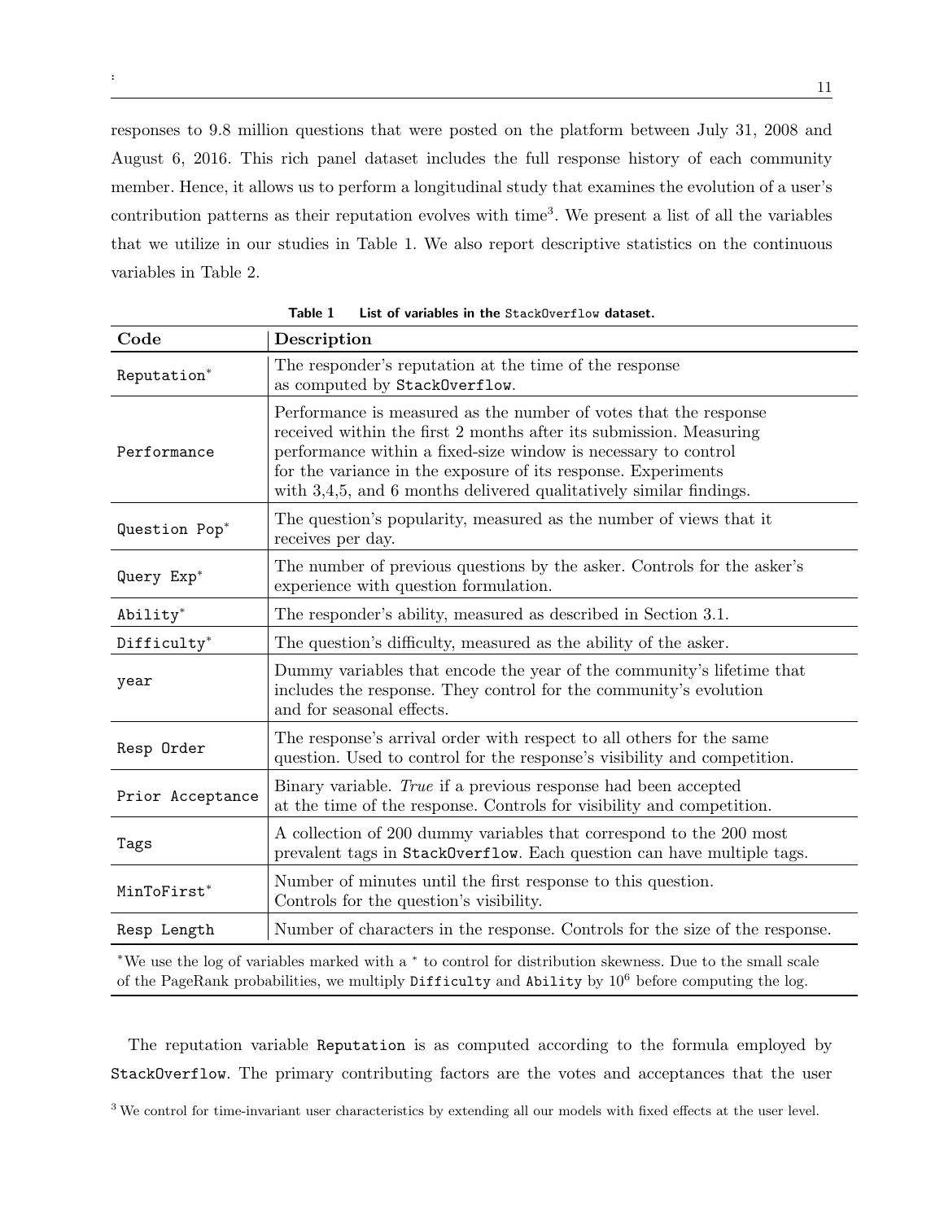responses to 9.8 million questions that were posted on the platform between July 31, 2008 and August 6, 2016. This rich panel dataset includes the full response history of each community member. Hence, it allows us to perform a longitudinal study that examines the evolution of a user's contribution patterns as their reputation evolves with time[3]. We present a list of all the variables that we utilize in our studies in Table 1. We also report descriptive statistics on the continuous variables in Table 2.

**Table 1** **List of variables in the** `StackOverflow` **dataset.**

| Code | Description |
|---|---|
| `Reputation`* | The responder's reputation at the time of the response as computed by `StackOverflow`. |
| `Performance` | Performance is measured as the number of votes that the response received within the first 2 months after its submission. Measuring performance within a fixed-size window is necessary to control for the variance in the exposure of its response. Experiments with 3,4,5, and 6 months delivered qualitatively similar findings. |
| `Question Pop`* | The question's popularity, measured as the number of views that it receives per day. |
| `Query Exp`* | The number of previous questions by the asker. Controls for the asker's experience with question formulation. |
| `Ability`* | The responder's ability, measured as described in Section 3.1. |
| `Difficulty`* | The question's difficulty, measured as the ability of the asker. |
| `year` | Dummy variables that encode the year of the community's lifetime that includes the response. They control for the community's evolution and for seasonal effects. |
| `Resp Order` | The response's arrival order with respect to all others for the same question. Used to control for the response's visibility and competition. |
| `Prior Acceptance` | Binary variable. *True* if a previous response had been accepted at the time of the response. Controls for visibility and competition. |
| `Tags` | A collection of 200 dummy variables that correspond to the 200 most prevalent tags in `StackOverflow`. Each question can have multiple tags. |
| `MinToFirst`* | Number of minutes until the first response to this question. Controls for the question's visibility. |
| `Resp Length` | Number of characters in the response. Controls for the size of the response. |

*We use the log of variables marked with a * to control for distribution skewness. Due to the small scale of the PageRank probabilities, we multiply `Difficulty` and `Ability` by $10^6$ before computing the log.

The reputation variable `Reputation` is as computed according to the formula employed by `StackOverflow`. The primary contributing factors are the votes and acceptances that the user

[3] We control for time-invariant user characteristics by extending all our models with fixed effects at the user level.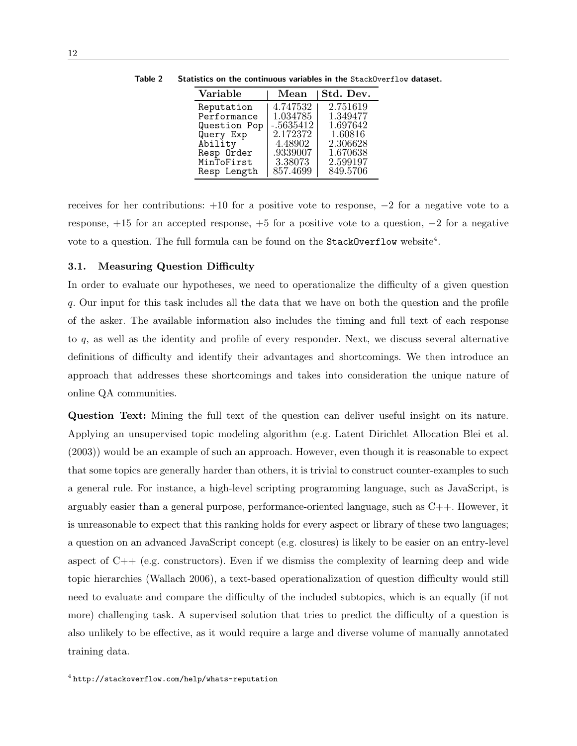Table 2 Statistics on the continuous variables in the StackOverflow dataset.

| Variable | Mean | Std. Dev. |
|---|---|---|
| Reputation | 4.747532 | 2.751619 |
| Performance | 1.034785 | 1.349477 |
| Question Pop | -.5635412 | 1.697642 |
| Query Exp | 2.172372 | 1.60816 |
| Ability | 4.48902 | 2.306628 |
| Resp Order | .9339007 | 1.670638 |
| MinToFirst | 3.38073 | 2.599197 |
| Resp Length | 857.4699 | 849.5706 |

receives for her contributions: +10 for a positive vote to response, −2 for a negative vote to a response, +15 for an accepted response, +5 for a positive vote to a question, −2 for a negative vote to a question. The full formula can be found on the StackOverflow website[4].

### 3.1. Measuring Question Difficulty

In order to evaluate our hypotheses, we need to operationalize the difficulty of a given question $q$. Our input for this task includes all the data that we have on both the question and the profile of the asker. The available information also includes the timing and full text of each response to $q$, as well as the identity and profile of every responder. Next, we discuss several alternative definitions of difficulty and identify their advantages and shortcomings. We then introduce an approach that addresses these shortcomings and takes into consideration the unique nature of online QA communities.

**Question Text:** Mining the full text of the question can deliver useful insight on its nature. Applying an unsupervised topic modeling algorithm (e.g. Latent Dirichlet Allocation Blei et al. (2003)) would be an example of such an approach. However, even though it is reasonable to expect that some topics are generally harder than others, it is trivial to construct counter-examples to such a general rule. For instance, a high-level scripting programming language, such as JavaScript, is arguably easier than a general purpose, performance-oriented language, such as C++. However, it is unreasonable to expect that this ranking holds for every aspect or library of these two languages; a question on an advanced JavaScript concept (e.g. closures) is likely to be easier on an entry-level aspect of C++ (e.g. constructors). Even if we dismiss the complexity of learning deep and wide topic hierarchies (Wallach 2006), a text-based operationalization of question difficulty would still need to evaluate and compare the difficulty of the included subtopics, which is an equally (if not more) challenging task. A supervised solution that tries to predict the difficulty of a question is also unlikely to be effective, as it would require a large and diverse volume of manually annotated training data.

[4] http://stackoverflow.com/help/whats-reputation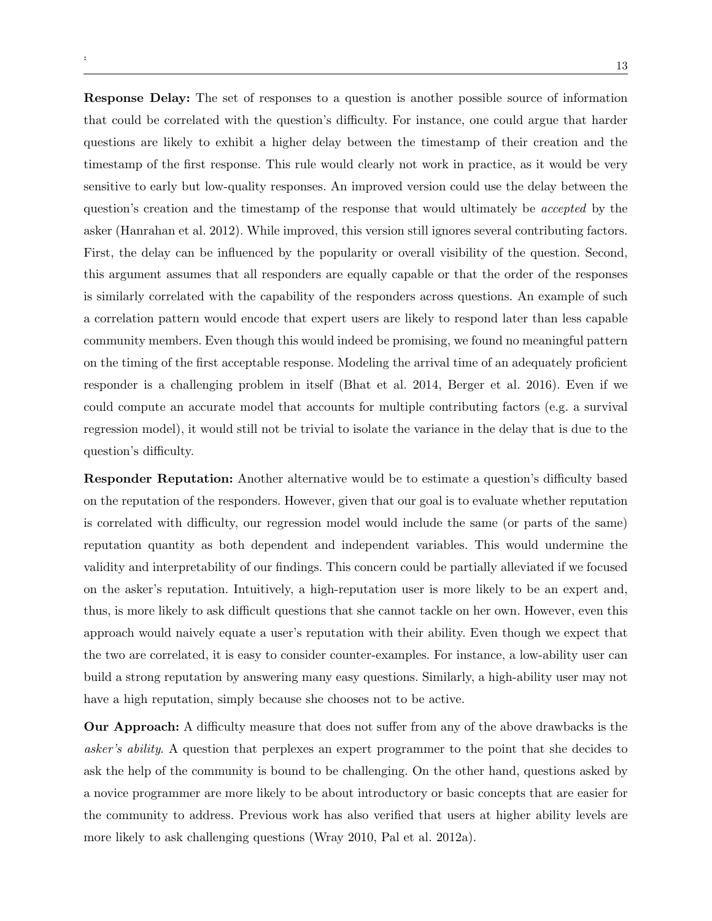**Response Delay:** The set of responses to a question is another possible source of information that could be correlated with the question's difficulty. For instance, one could argue that harder questions are likely to exhibit a higher delay between the timestamp of their creation and the timestamp of the first response. This rule would clearly not work in practice, as it would be very sensitive to early but low-quality responses. An improved version could use the delay between the question's creation and the timestamp of the response that would ultimately be *accepted* by the asker (Hanrahan et al. 2012). While improved, this version still ignores several contributing factors. First, the delay can be influenced by the popularity or overall visibility of the question. Second, this argument assumes that all responders are equally capable or that the order of the responses is similarly correlated with the capability of the responders across questions. An example of such a correlation pattern would encode that expert users are likely to respond later than less capable community members. Even though this would indeed be promising, we found no meaningful pattern on the timing of the first acceptable response. Modeling the arrival time of an adequately proficient responder is a challenging problem in itself (Bhat et al. 2014, Berger et al. 2016). Even if we could compute an accurate model that accounts for multiple contributing factors (e.g. a survival regression model), it would still not be trivial to isolate the variance in the delay that is due to the question's difficulty.

**Responder Reputation:** Another alternative would be to estimate a question's difficulty based on the reputation of the responders. However, given that our goal is to evaluate whether reputation is correlated with difficulty, our regression model would include the same (or parts of the same) reputation quantity as both dependent and independent variables. This would undermine the validity and interpretability of our findings. This concern could be partially alleviated if we focused on the asker's reputation. Intuitively, a high-reputation user is more likely to be an expert and, thus, is more likely to ask difficult questions that she cannot tackle on her own. However, even this approach would naively equate a user's reputation with their ability. Even though we expect that the two are correlated, it is easy to consider counter-examples. For instance, a low-ability user can build a strong reputation by answering many easy questions. Similarly, a high-ability user may not have a high reputation, simply because she chooses not to be active.

**Our Approach:** A difficulty measure that does not suffer from any of the above drawbacks is the *asker's ability*. A question that perplexes an expert programmer to the point that she decides to ask the help of the community is bound to be challenging. On the other hand, questions asked by a novice programmer are more likely to be about introductory or basic concepts that are easier for the community to address. Previous work has also verified that users at higher ability levels are more likely to ask challenging questions (Wray 2010, Pal et al. 2012a).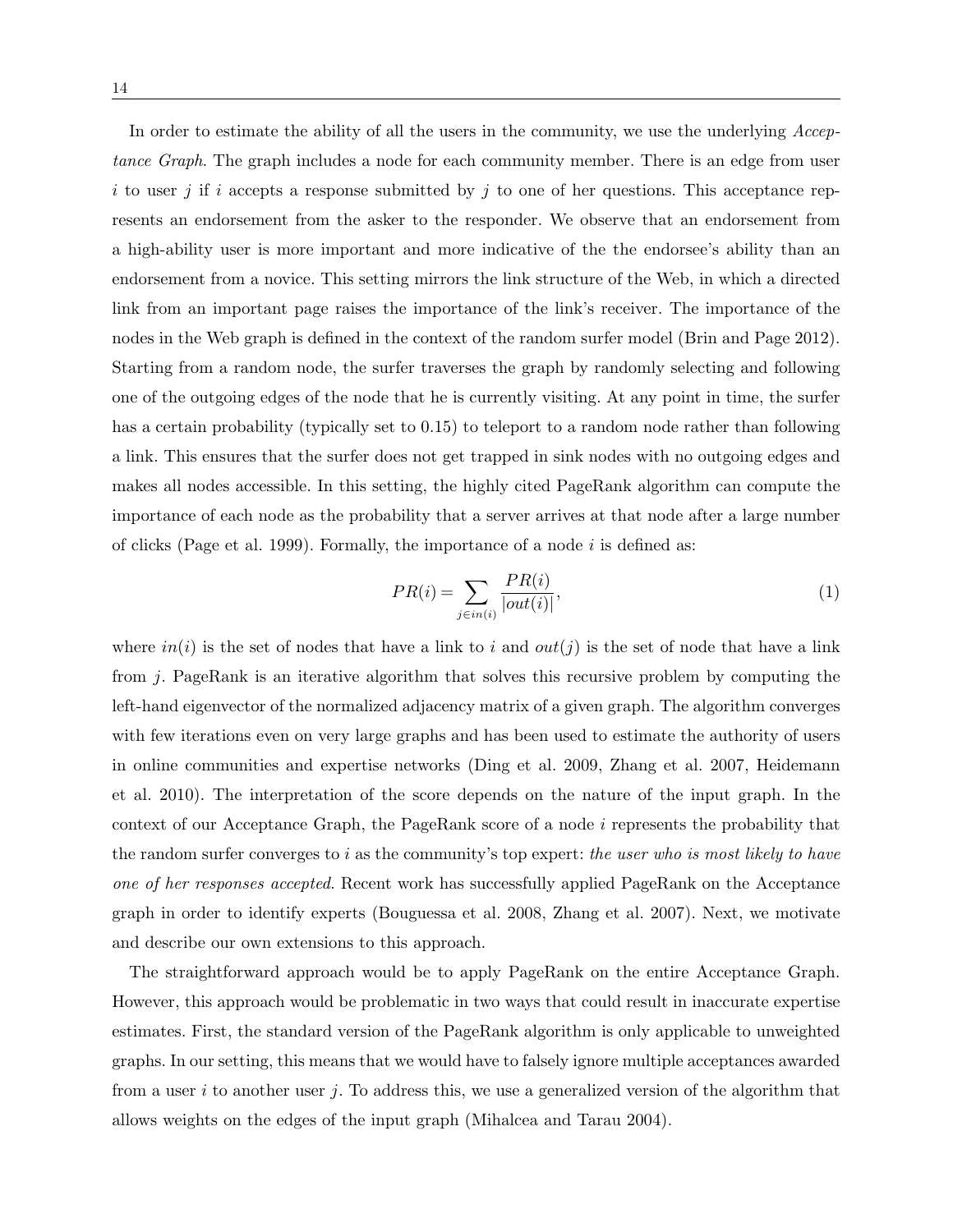In order to estimate the ability of all the users in the community, we use the underlying *Acceptance Graph*. The graph includes a node for each community member. There is an edge from user $i$ to user $j$ if $i$ accepts a response submitted by $j$ to one of her questions. This acceptance represents an endorsement from the asker to the responder. We observe that an endorsement from a high-ability user is more important and more indicative of the the endorsee's ability than an endorsement from a novice. This setting mirrors the link structure of the Web, in which a directed link from an important page raises the importance of the link's receiver. The importance of the nodes in the Web graph is defined in the context of the random surfer model (Brin and Page 2012). Starting from a random node, the surfer traverses the graph by randomly selecting and following one of the outgoing edges of the node that he is currently visiting. At any point in time, the surfer has a certain probability (typically set to 0.15) to teleport to a random node rather than following a link. This ensures that the surfer does not get trapped in sink nodes with no outgoing edges and makes all nodes accessible. In this setting, the highly cited PageRank algorithm can compute the importance of each node as the probability that a server arrives at that node after a large number of clicks (Page et al. 1999). Formally, the importance of a node $i$ is defined as:

$$PR(i) = \sum_{j \in in(i)} \frac{PR(i)}{|out(i)|}, \tag{1}$$

where $in(i)$ is the set of nodes that have a link to $i$ and $out(j)$ is the set of node that have a link from $j$. PageRank is an iterative algorithm that solves this recursive problem by computing the left-hand eigenvector of the normalized adjacency matrix of a given graph. The algorithm converges with few iterations even on very large graphs and has been used to estimate the authority of users in online communities and expertise networks (Ding et al. 2009, Zhang et al. 2007, Heidemann et al. 2010). The interpretation of the score depends on the nature of the input graph. In the context of our Acceptance Graph, the PageRank score of a node $i$ represents the probability that the random surfer converges to $i$ as the community's top expert: *the user who is most likely to have one of her responses accepted*. Recent work has successfully applied PageRank on the Acceptance graph in order to identify experts (Bouguessa et al. 2008, Zhang et al. 2007). Next, we motivate and describe our own extensions to this approach.

The straightforward approach would be to apply PageRank on the entire Acceptance Graph. However, this approach would be problematic in two ways that could result in inaccurate expertise estimates. First, the standard version of the PageRank algorithm is only applicable to unweighted graphs. In our setting, this means that we would have to falsely ignore multiple acceptances awarded from a user $i$ to another user $j$. To address this, we use a generalized version of the algorithm that allows weights on the edges of the input graph (Mihalcea and Tarau 2004).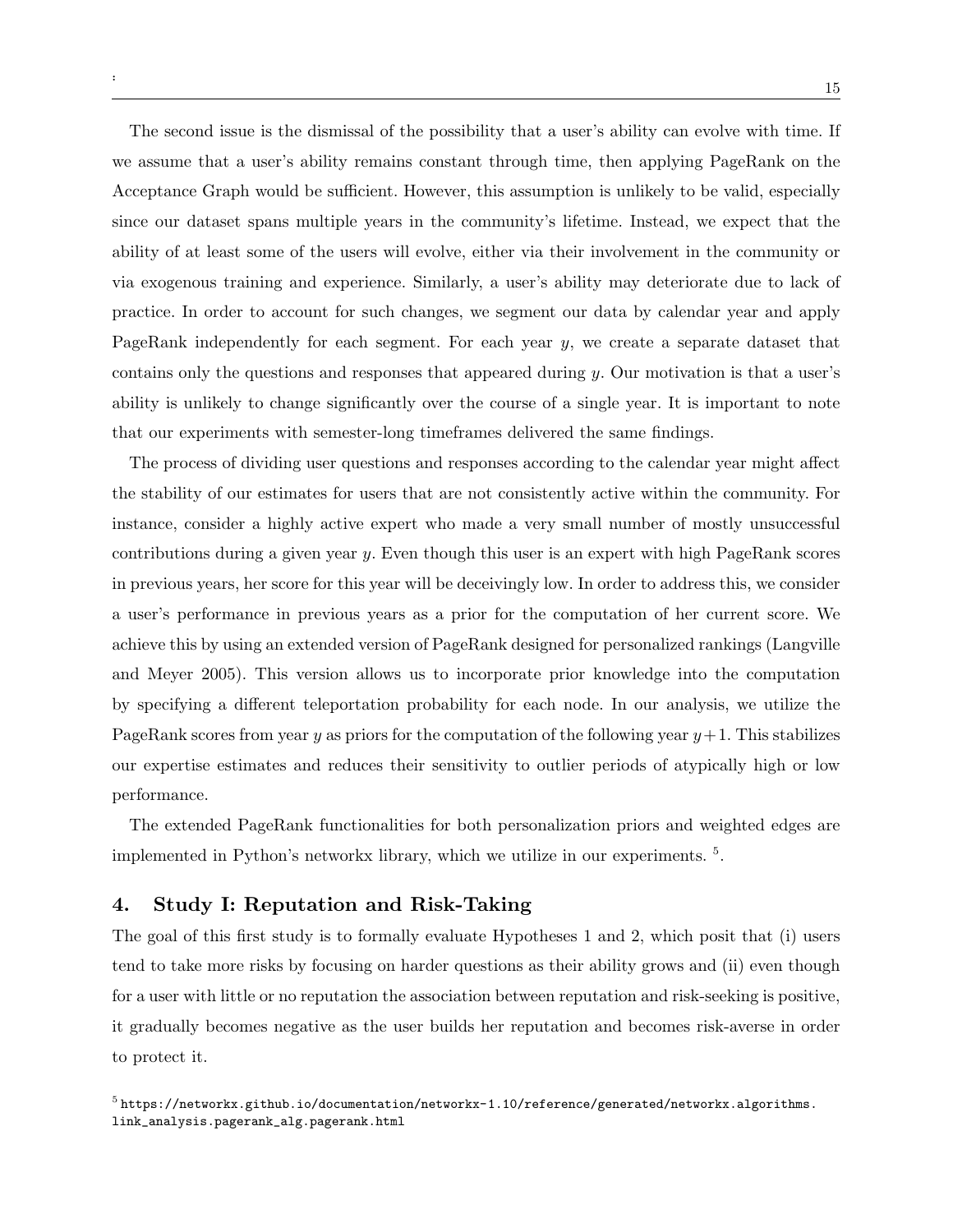The second issue is the dismissal of the possibility that a user's ability can evolve with time. If we assume that a user's ability remains constant through time, then applying PageRank on the Acceptance Graph would be sufficient. However, this assumption is unlikely to be valid, especially since our dataset spans multiple years in the community's lifetime. Instead, we expect that the ability of at least some of the users will evolve, either via their involvement in the community or via exogenous training and experience. Similarly, a user's ability may deteriorate due to lack of practice. In order to account for such changes, we segment our data by calendar year and apply PageRank independently for each segment. For each year $y$, we create a separate dataset that contains only the questions and responses that appeared during $y$. Our motivation is that a user's ability is unlikely to change significantly over the course of a single year. It is important to note that our experiments with semester-long timeframes delivered the same findings.

The process of dividing user questions and responses according to the calendar year might affect the stability of our estimates for users that are not consistently active within the community. For instance, consider a highly active expert who made a very small number of mostly unsuccessful contributions during a given year $y$. Even though this user is an expert with high PageRank scores in previous years, her score for this year will be deceivingly low. In order to address this, we consider a user's performance in previous years as a prior for the computation of her current score. We achieve this by using an extended version of PageRank designed for personalized rankings (Langville and Meyer 2005). This version allows us to incorporate prior knowledge into the computation by specifying a different teleportation probability for each node. In our analysis, we utilize the PageRank scores from year $y$ as priors for the computation of the following year $y+1$. This stabilizes our expertise estimates and reduces their sensitivity to outlier periods of atypically high or low performance.

The extended PageRank functionalities for both personalization priors and weighted edges are implemented in Python's networkx library, which we utilize in our experiments. [5].

## 4. Study I: Reputation and Risk-Taking

The goal of this first study is to formally evaluate Hypotheses 1 and 2, which posit that (i) users tend to take more risks by focusing on harder questions as their ability grows and (ii) even though for a user with little or no reputation the association between reputation and risk-seeking is positive, it gradually becomes negative as the user builds her reputation and becomes risk-averse in order to protect it.

[5] https://networkx.github.io/documentation/networkx-1.10/reference/generated/networkx.algorithms.link_analysis.pagerank_alg.pagerank.html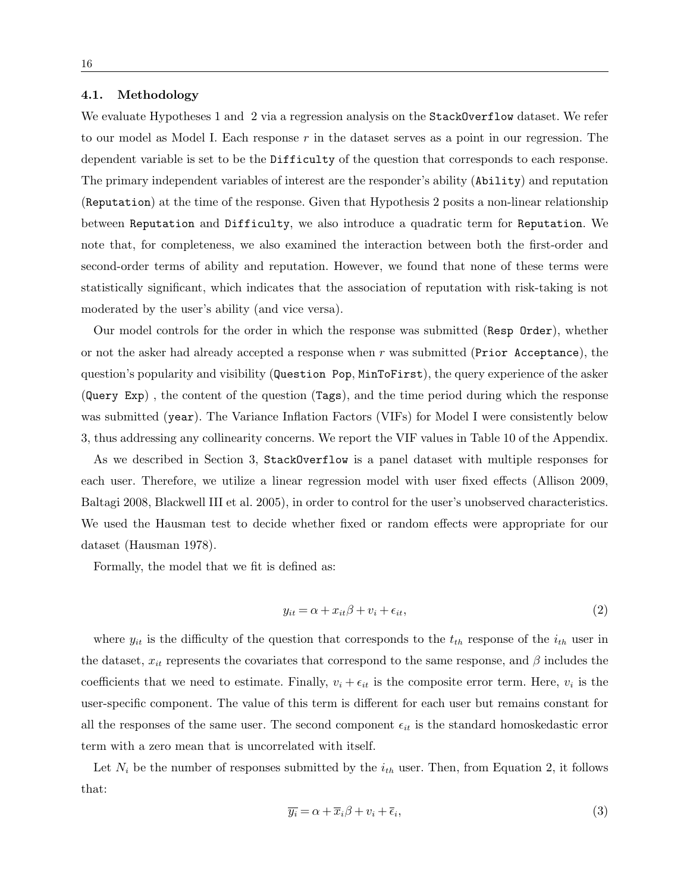### 4.1. Methodology

We evaluate Hypotheses 1 and 2 via a regression analysis on the `StackOverflow` dataset. We refer to our model as Model I. Each response $r$ in the dataset serves as a point in our regression. The dependent variable is set to be the `Difficulty` of the question that corresponds to each response. The primary independent variables of interest are the responder's ability (`Ability`) and reputation (`Reputation`) at the time of the response. Given that Hypothesis 2 posits a non-linear relationship between `Reputation` and `Difficulty`, we also introduce a quadratic term for `Reputation`. We note that, for completeness, we also examined the interaction between both the first-order and second-order terms of ability and reputation. However, we found that none of these terms were statistically significant, which indicates that the association of reputation with risk-taking is not moderated by the user's ability (and vice versa).

Our model controls for the order in which the response was submitted (`Resp Order`), whether or not the asker had already accepted a response when $r$ was submitted (`Prior Acceptance`), the question's popularity and visibility (`Question Pop`, `MinToFirst`), the query experience of the asker (`Query Exp`) , the content of the question (`Tags`), and the time period during which the response was submitted (`year`). The Variance Inflation Factors (VIFs) for Model I were consistently below 3, thus addressing any collinearity concerns. We report the VIF values in Table 10 of the Appendix.

As we described in Section 3, `StackOverflow` is a panel dataset with multiple responses for each user. Therefore, we utilize a linear regression model with user fixed effects (Allison 2009, Baltagi 2008, Blackwell III et al. 2005), in order to control for the user's unobserved characteristics. We used the Hausman test to decide whether fixed or random effects were appropriate for our dataset (Hausman 1978).

Formally, the model that we fit is defined as:

$$y_{it} = \alpha + x_{it}\beta + v_i + \epsilon_{it}, \tag{2}$$

where $y_{it}$ is the difficulty of the question that corresponds to the $t_{th}$ response of the $i_{th}$ user in the dataset, $x_{it}$ represents the covariates that correspond to the same response, and $\beta$ includes the coefficients that we need to estimate. Finally, $v_i + \epsilon_{it}$ is the composite error term. Here, $v_i$ is the user-specific component. The value of this term is different for each user but remains constant for all the responses of the same user. The second component $\epsilon_{it}$ is the standard homoskedastic error term with a zero mean that is uncorrelated with itself.

Let $N_i$ be the number of responses submitted by the $i_{th}$ user. Then, from Equation 2, it follows that:

$$\overline{y_i} = \alpha + \overline{x}_i\beta + v_i + \overline{\epsilon}_i, \tag{3}$$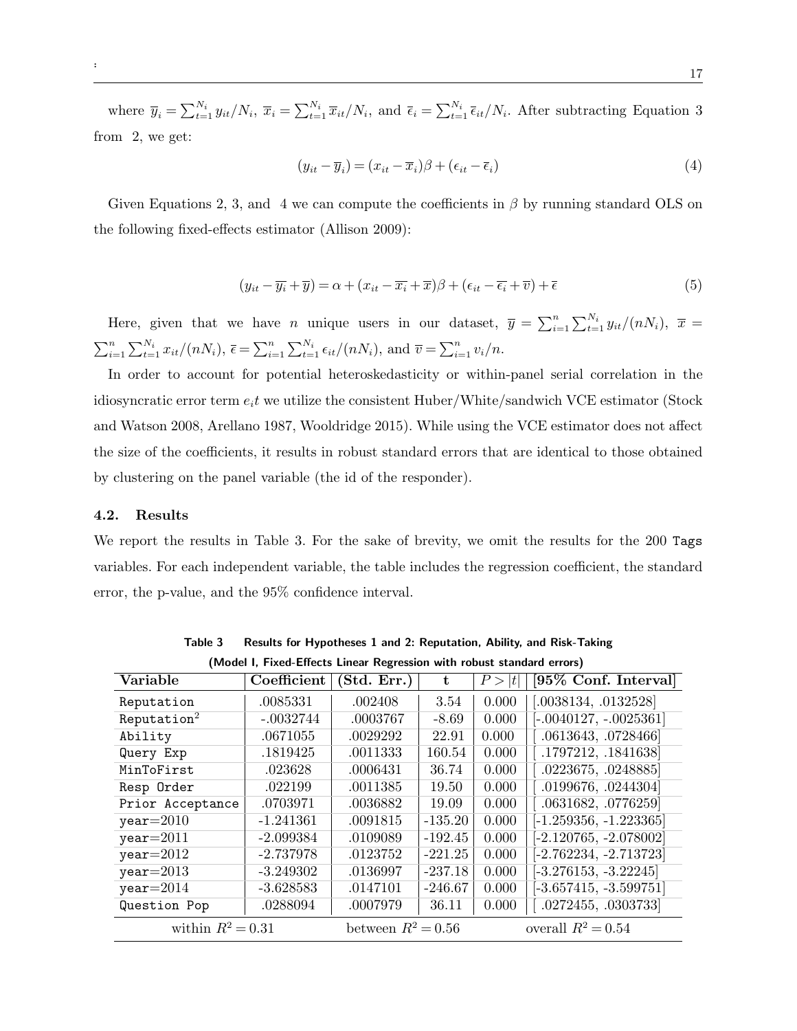where $\overline{y}_i = \sum_{t=1}^{N_i} y_{it}/N_i$, $\overline{x}_i = \sum_{t=1}^{N_i} \overline{x}_{it}/N_i$, and $\overline{\epsilon}_i = \sum_{t=1}^{N_i} \overline{\epsilon}_{it}/N_i$. After subtracting Equation 3 from 2, we get:

$$(y_{it} - \overline{y}_i) = (x_{it} - \overline{x}_i)\beta + (\epsilon_{it} - \overline{\epsilon}_i) \tag{4}$$

Given Equations 2, 3, and 4 we can compute the coefficients in $\beta$ by running standard OLS on the following fixed-effects estimator (Allison 2009):

$$(y_{it} - \overline{y_i} + \overline{y}) = \alpha + (x_{it} - \overline{x_i} + \overline{x})\beta + (\epsilon_{it} - \overline{\epsilon_i} + \overline{v}) + \overline{\epsilon} \tag{5}$$

Here, given that we have $n$ unique users in our dataset, $\overline{y} = \sum_{i=1}^{n}\sum_{t=1}^{N_i} y_{it}/(nN_i)$, $\overline{x} = \sum_{i=1}^{n}\sum_{t=1}^{N_i} x_{it}/(nN_i)$, $\overline{\epsilon} = \sum_{i=1}^{n}\sum_{t=1}^{N_i} \epsilon_{it}/(nN_i)$, and $\overline{v} = \sum_{i=1}^{n} v_i/n$.

In order to account for potential heteroskedasticity or within-panel serial correlation in the idiosyncratic error term $e_it$ we utilize the consistent Huber/White/sandwich VCE estimator (Stock and Watson 2008, Arellano 1987, Wooldridge 2015). While using the VCE estimator does not affect the size of the coefficients, it results in robust standard errors that are identical to those obtained by clustering on the panel variable (the id of the responder).

### 4.2. Results

We report the results in Table 3. For the sake of brevity, we omit the results for the 200 Tags variables. For each independent variable, the table includes the regression coefficient, the standard error, the p-value, and the 95% confidence interval.

**Table 3 Results for Hypotheses 1 and 2: Reputation, Ability, and Risk-Taking (Model I, Fixed-Effects Linear Regression with robust standard errors)**

| Variable | Coefficient | (Std. Err.) | t | $P > \|t\|$ | [95% Conf. Interval] |
|---|---|---|---|---|---|
| Reputation | .0085331 | .002408 | 3.54 | 0.000 | [.0038134, .0132528] |
| Reputation$^2$ | -.0032744 | .0003767 | -8.69 | 0.000 | [-.0040127, -.0025361] |
| Ability | .0671055 | .0029292 | 22.91 | 0.000 | [ .0613643, .0728466] |
| Query Exp | .1819425 | .0011333 | 160.54 | 0.000 | [ .1797212, .1841638] |
| MinToFirst | .023628 | .0006431 | 36.74 | 0.000 | [ .0223675, .0248885] |
| Resp Order | .022199 | .0011385 | 19.50 | 0.000 | [ .0199676, .0244304] |
| Prior Acceptance | .0703971 | .0036882 | 19.09 | 0.000 | [ .0631682, .0776259] |
| year=2010 | -1.241361 | .0091815 | -135.20 | 0.000 | [-1.259356, -1.223365] |
| year=2011 | -2.099384 | .0109089 | -192.45 | 0.000 | [-2.120765, -2.078002] |
| year=2012 | -2.737978 | .0123752 | -221.25 | 0.000 | [-2.762234, -2.713723] |
| year=2013 | -3.249302 | .0136997 | -237.18 | 0.000 | [-3.276153, -3.22245] |
| year=2014 | -3.628583 | .0147101 | -246.67 | 0.000 | [-3.657415, -3.599751] |
| Question Pop | .0288094 | .0007979 | 36.11 | 0.000 | [ .0272455, .0303733] |
| within $R^2 = 0.31$ | | between $R^2 = 0.56$ | | overall $R^2 = 0.54$ | |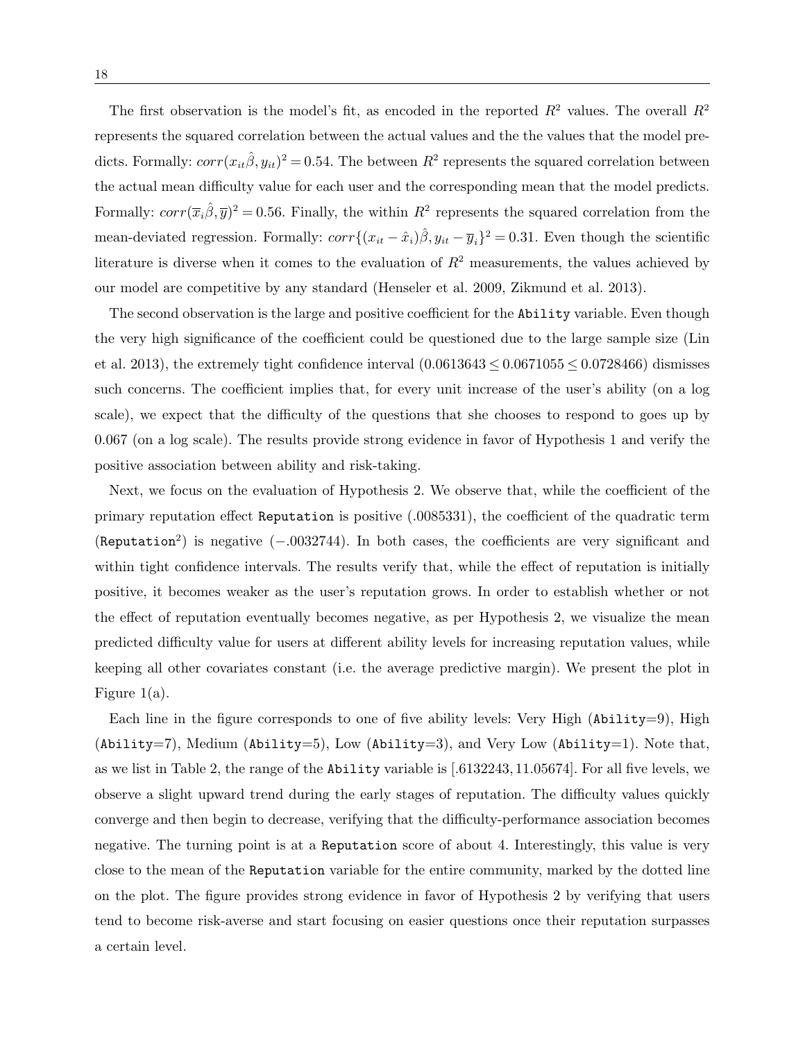The first observation is the model's fit, as encoded in the reported $R^2$ values. The overall $R^2$ represents the squared correlation between the actual values and the the values that the model predicts. Formally: $corr(x_{it}\hat{\beta}, y_{it})^2 = 0.54$. The between $R^2$ represents the squared correlation between the actual mean difficulty value for each user and the corresponding mean that the model predicts. Formally: $corr(\overline{x}_i\hat{\beta}, \overline{y})^2 = 0.56$. Finally, the within $R^2$ represents the squared correlation from the mean-deviated regression. Formally: $corr\{(x_{it} - \hat{x}_i)\hat{\beta}, y_{it} - \overline{y}_i\}^2 = 0.31$. Even though the scientific literature is diverse when it comes to the evaluation of $R^2$ measurements, the values achieved by our model are competitive by any standard (Henseler et al. 2009, Zikmund et al. 2013).

The second observation is the large and positive coefficient for the `Ability` variable. Even though the very high significance of the coefficient could be questioned due to the large sample size (Lin et al. 2013), the extremely tight confidence interval ($0.0613643 \leq 0.0671055 \leq 0.0728466$) dismisses such concerns. The coefficient implies that, for every unit increase of the user's ability (on a log scale), we expect that the difficulty of the questions that she chooses to respond to goes up by 0.067 (on a log scale). The results provide strong evidence in favor of Hypothesis 1 and verify the positive association between ability and risk-taking.

Next, we focus on the evaluation of Hypothesis 2. We observe that, while the coefficient of the primary reputation effect `Reputation` is positive (.0085331), the coefficient of the quadratic term (`Reputation`$^2$) is negative ($-.0032744$). In both cases, the coefficients are very significant and within tight confidence intervals. The results verify that, while the effect of reputation is initially positive, it becomes weaker as the user's reputation grows. In order to establish whether or not the effect of reputation eventually becomes negative, as per Hypothesis 2, we visualize the mean predicted difficulty value for users at different ability levels for increasing reputation values, while keeping all other covariates constant (i.e. the average predictive margin). We present the plot in Figure 1(a).

Each line in the figure corresponds to one of five ability levels: Very High (`Ability`=9), High (`Ability`=7), Medium (`Ability`=5), Low (`Ability`=3), and Very Low (`Ability`=1). Note that, as we list in Table 2, the range of the `Ability` variable is $[.6132243, 11.05674]$. For all five levels, we observe a slight upward trend during the early stages of reputation. The difficulty values quickly converge and then begin to decrease, verifying that the difficulty-performance association becomes negative. The turning point is at a `Reputation` score of about 4. Interestingly, this value is very close to the mean of the `Reputation` variable for the entire community, marked by the dotted line on the plot. The figure provides strong evidence in favor of Hypothesis 2 by verifying that users tend to become risk-averse and start focusing on easier questions once their reputation surpasses a certain level.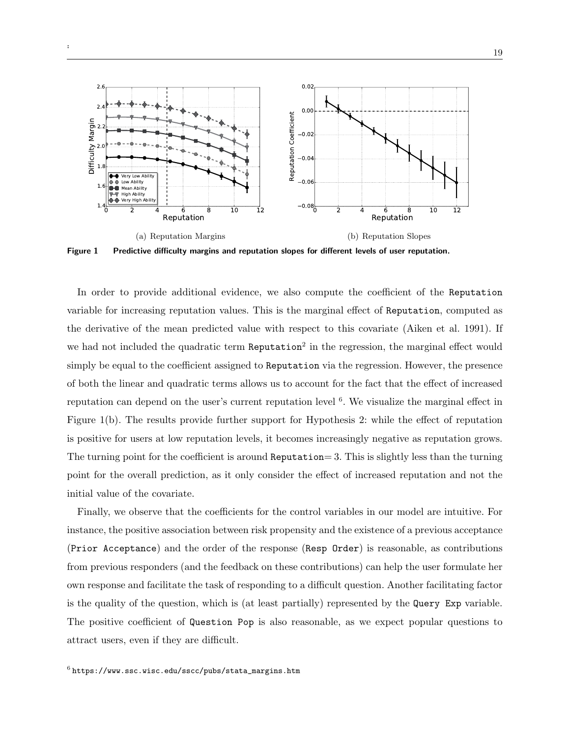(a) Reputation Margins

(b) Reputation Slopes

**Figure 1 Predictive difficulty margins and reputation slopes for different levels of user reputation.**

In order to provide additional evidence, we also compute the coefficient of the `Reputation` variable for increasing reputation values. This is the marginal effect of `Reputation`, computed as the derivative of the mean predicted value with respect to this covariate (Aiken et al. 1991). If we had not included the quadratic term `Reputation`$^2$ in the regression, the marginal effect would simply be equal to the coefficient assigned to `Reputation` via the regression. However, the presence of both the linear and quadratic terms allows us to account for the fact that the effect of increased reputation can depend on the user's current reputation level [6]. We visualize the marginal effect in Figure 1(b). The results provide further support for Hypothesis 2: while the effect of reputation is positive for users at low reputation levels, it becomes increasingly negative as reputation grows. The turning point for the coefficient is around `Reputation`= 3. This is slightly less than the turning point for the overall prediction, as it only consider the effect of increased reputation and not the initial value of the covariate.

Finally, we observe that the coefficients for the control variables in our model are intuitive. For instance, the positive association between risk propensity and the existence of a previous acceptance (`Prior Acceptance`) and the order of the response (`Resp Order`) is reasonable, as contributions from previous responders (and the feedback on these contributions) can help the user formulate her own response and facilitate the task of responding to a difficult question. Another facilitating factor is the quality of the question, which is (at least partially) represented by the `Query Exp` variable. The positive coefficient of `Question Pop` is also reasonable, as we expect popular questions to attract users, even if they are difficult.

[6] https://www.ssc.wisc.edu/sscc/pubs/stata_margins.htm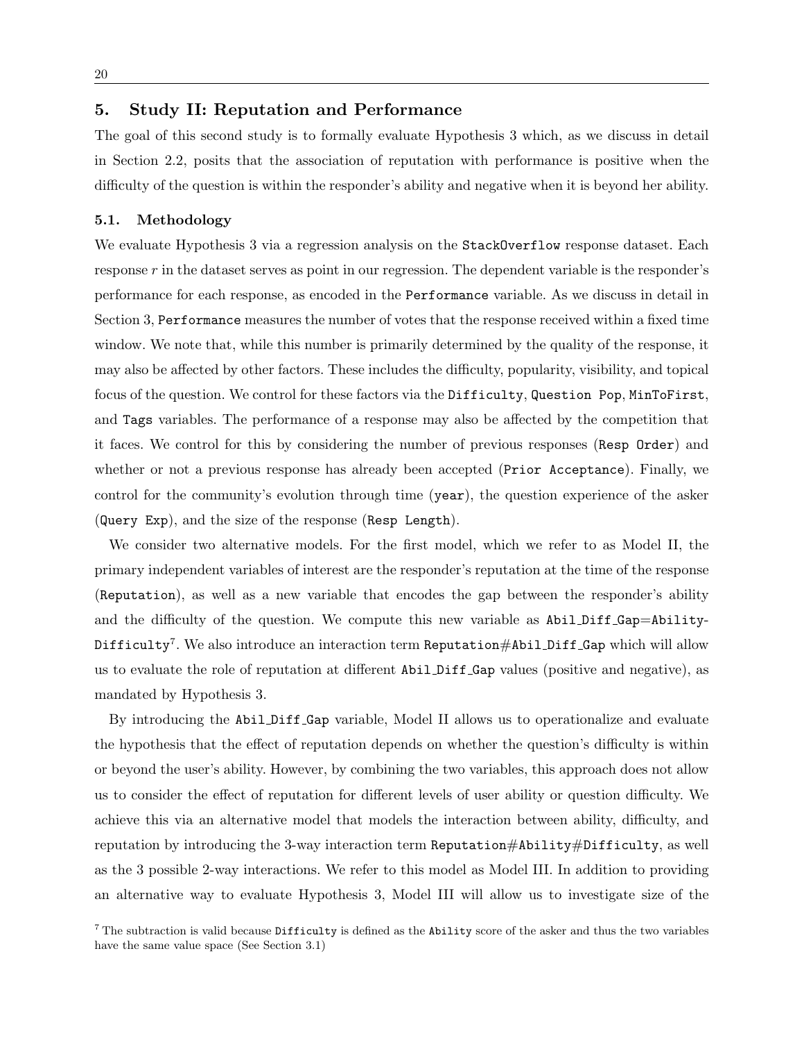## 5. Study II: Reputation and Performance

The goal of this second study is to formally evaluate Hypothesis 3 which, as we discuss in detail in Section 2.2, posits that the association of reputation with performance is positive when the difficulty of the question is within the responder's ability and negative when it is beyond her ability.

### 5.1. Methodology

We evaluate Hypothesis 3 via a regression analysis on the `StackOverflow` response dataset. Each response $r$ in the dataset serves as point in our regression. The dependent variable is the responder's performance for each response, as encoded in the `Performance` variable. As we discuss in detail in Section 3, `Performance` measures the number of votes that the response received within a fixed time window. We note that, while this number is primarily determined by the quality of the response, it may also be affected by other factors. These includes the difficulty, popularity, visibility, and topical focus of the question. We control for these factors via the `Difficulty`, `Question Pop`, `MinToFirst`, and `Tags` variables. The performance of a response may also be affected by the competition that it faces. We control for this by considering the number of previous responses (`Resp Order`) and whether or not a previous response has already been accepted (`Prior Acceptance`). Finally, we control for the community's evolution through time (`year`), the question experience of the asker (`Query Exp`), and the size of the response (`Resp Length`).

We consider two alternative models. For the first model, which we refer to as Model II, the primary independent variables of interest are the responder's reputation at the time of the response (`Reputation`), as well as a new variable that encodes the gap between the responder's ability and the difficulty of the question. We compute this new variable as `Abil_Diff_Gap=Ability-Difficulty`[7]. We also introduce an interaction term `Reputation#Abil_Diff_Gap` which will allow us to evaluate the role of reputation at different `Abil_Diff_Gap` values (positive and negative), as mandated by Hypothesis 3.

By introducing the `Abil_Diff_Gap` variable, Model II allows us to operationalize and evaluate the hypothesis that the effect of reputation depends on whether the question's difficulty is within or beyond the user's ability. However, by combining the two variables, this approach does not allow us to consider the effect of reputation for different levels of user ability or question difficulty. We achieve this via an alternative model that models the interaction between ability, difficulty, and reputation by introducing the 3-way interaction term `Reputation#Ability#Difficulty`, as well as the 3 possible 2-way interactions. We refer to this model as Model III. In addition to providing an alternative way to evaluate Hypothesis 3, Model III will allow us to investigate size of the

[7] The subtraction is valid because `Difficulty` is defined as the `Ability` score of the asker and thus the two variables have the same value space (See Section 3.1)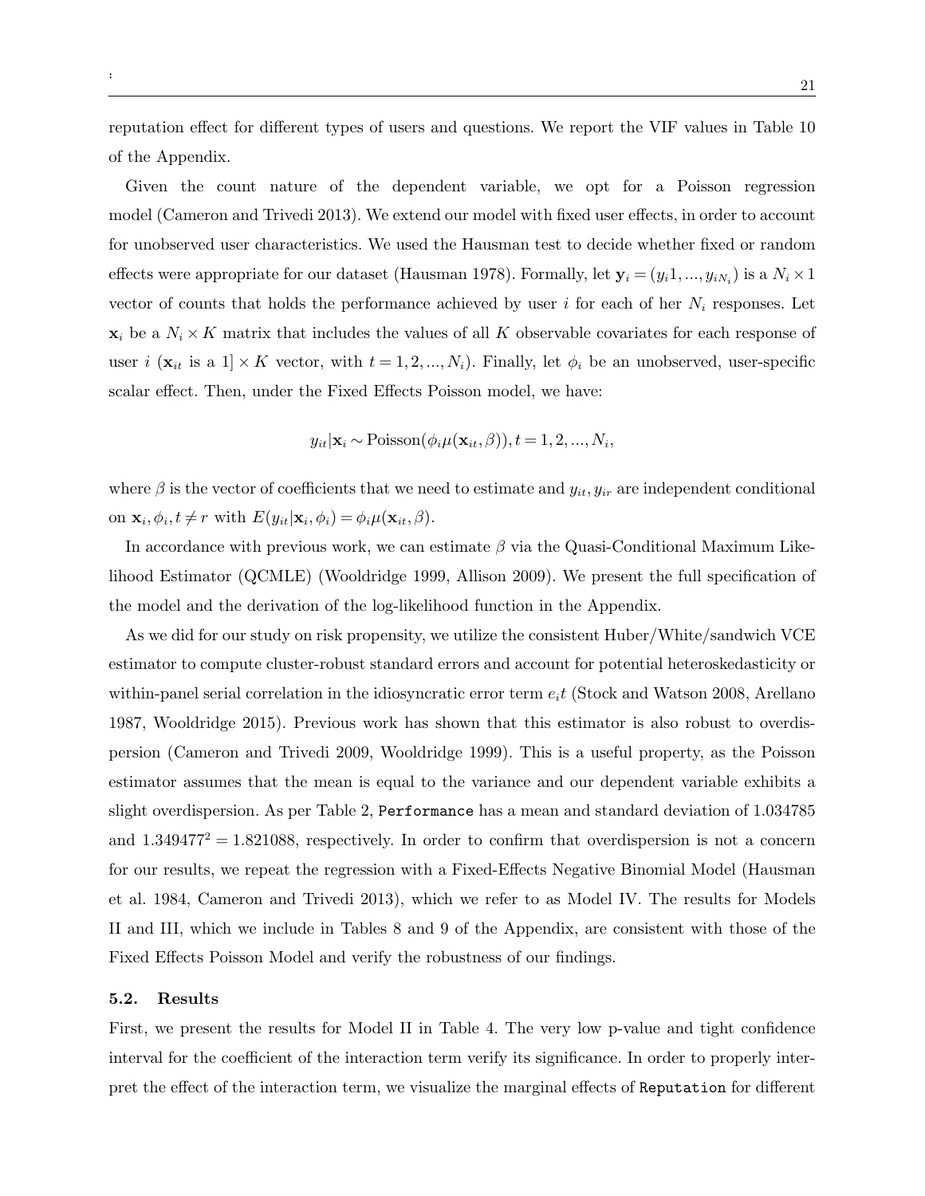reputation effect for different types of users and questions. We report the VIF values in Table 10 of the Appendix.

Given the count nature of the dependent variable, we opt for a Poisson regression model (Cameron and Trivedi 2013). We extend our model with fixed user effects, in order to account for unobserved user characteristics. We used the Hausman test to decide whether fixed or random effects were appropriate for our dataset (Hausman 1978). Formally, let $\mathbf{y}_i = (y_i1, ..., y_{iN_i})$ is a $N_i \times 1$ vector of counts that holds the performance achieved by user $i$ for each of her $N_i$ responses. Let $\mathbf{x}_i$ be a $N_i \times K$ matrix that includes the values of all $K$ observable covariates for each response of user $i$ ($\mathbf{x}_{it}$ is a $1] \times K$ vector, with $t = 1, 2, ..., N_i$). Finally, let $\phi_i$ be an unobserved, user-specific scalar effect. Then, under the Fixed Effects Poisson model, we have:

$$y_{it}|\mathbf{x}_i \sim \text{Poisson}(\phi_i \mu(\mathbf{x}_{it}, \beta)), t = 1, 2, ..., N_i,$$

where $\beta$ is the vector of coefficients that we need to estimate and $y_{it}, y_{ir}$ are independent conditional on $\mathbf{x}_i, \phi_i, t \neq r$ with $E(y_{it}|\mathbf{x}_i, \phi_i) = \phi_i \mu(\mathbf{x}_{it}, \beta)$.

In accordance with previous work, we can estimate $\beta$ via the Quasi-Conditional Maximum Likelihood Estimator (QCMLE) (Wooldridge 1999, Allison 2009). We present the full specification of the model and the derivation of the log-likelihood function in the Appendix.

As we did for our study on risk propensity, we utilize the consistent Huber/White/sandwich VCE estimator to compute cluster-robust standard errors and account for potential heteroskedasticity or within-panel serial correlation in the idiosyncratic error term $e_it$ (Stock and Watson 2008, Arellano 1987, Wooldridge 2015). Previous work has shown that this estimator is also robust to overdispersion (Cameron and Trivedi 2009, Wooldridge 1999). This is a useful property, as the Poisson estimator assumes that the mean is equal to the variance and our dependent variable exhibits a slight overdispersion. As per Table 2, `Performance` has a mean and standard deviation of 1.034785 and $1.349477^2 = 1.821088$, respectively. In order to confirm that overdispersion is not a concern for our results, we repeat the regression with a Fixed-Effects Negative Binomial Model (Hausman et al. 1984, Cameron and Trivedi 2013), which we refer to as Model IV. The results for Models II and III, which we include in Tables 8 and 9 of the Appendix, are consistent with those of the Fixed Effects Poisson Model and verify the robustness of our findings.

### 5.2. Results

First, we present the results for Model II in Table 4. The very low p-value and tight confidence interval for the coefficient of the interaction term verify its significance. In order to properly interpret the effect of the interaction term, we visualize the marginal effects of `Reputation` for different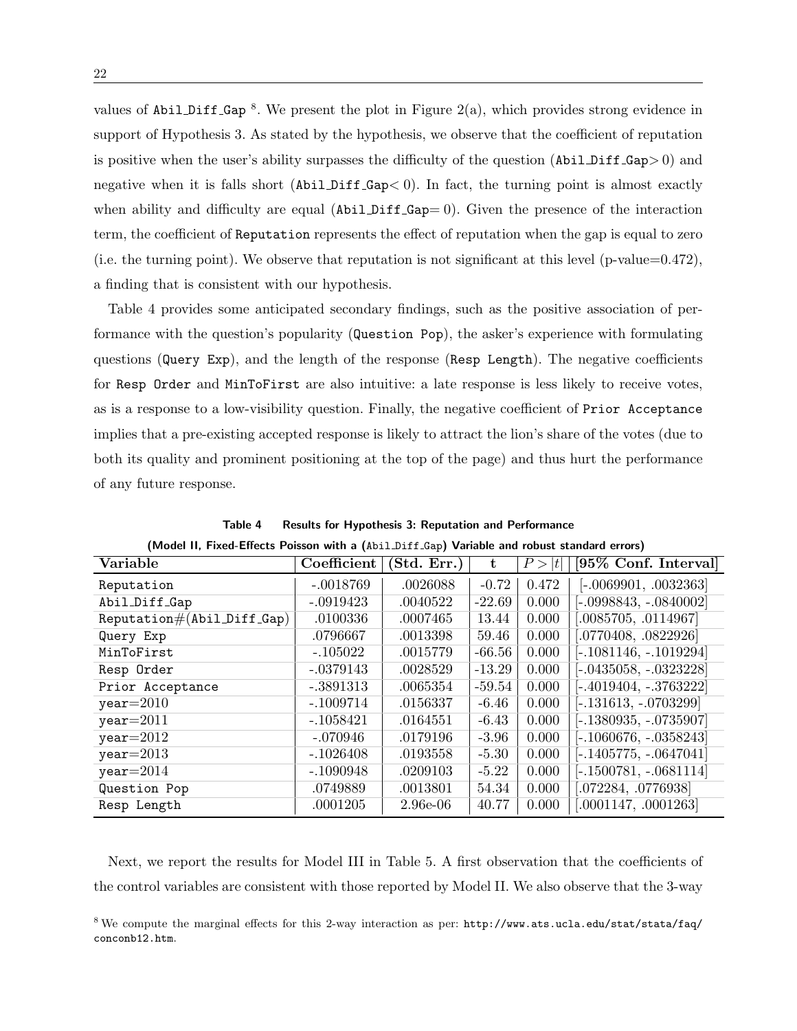values of Abil_Diff_Gap [8]. We present the plot in Figure 2(a), which provides strong evidence in support of Hypothesis 3. As stated by the hypothesis, we observe that the coefficient of reputation is positive when the user's ability surpasses the difficulty of the question (Abil_Diff_Gap$>0$) and negative when it is falls short (Abil_Diff_Gap$<0$). In fact, the turning point is almost exactly when ability and difficulty are equal (Abil_Diff_Gap$=0$). Given the presence of the interaction term, the coefficient of Reputation represents the effect of reputation when the gap is equal to zero (i.e. the turning point). We observe that reputation is not significant at this level (p-value=0.472), a finding that is consistent with our hypothesis.

Table 4 provides some anticipated secondary findings, such as the positive association of performance with the question's popularity (Question Pop), the asker's experience with formulating questions (Query Exp), and the length of the response (Resp Length). The negative coefficients for Resp Order and MinToFirst are also intuitive: a late response is less likely to receive votes, as is a response to a low-visibility question. Finally, the negative coefficient of Prior Acceptance implies that a pre-existing accepted response is likely to attract the lion's share of the votes (due to both its quality and prominent positioning at the top of the page) and thus hurt the performance of any future response.

**Table 4 Results for Hypothesis 3: Reputation and Performance**

**(Model II, Fixed-Effects Poisson with a (Abil_Diff_Gap) Variable and robust standard errors)**

| Variable | Coefficient | (Std. Err.) | t | $P>\|t\|$ | [95% Conf. Interval] |
|---|---|---|---|---|---|
| Reputation | -.0018769 | .0026088 | -0.72 | 0.472 | [-.0069901, .0032363] |
| Abil_Diff_Gap | -.0919423 | .0040522 | -22.69 | 0.000 | [-.0998843, -.0840002] |
| Reputation#(Abil_Diff_Gap) | .0100336 | .0007465 | 13.44 | 0.000 | [.0085705, .0114967] |
| Query Exp | .0796667 | .0013398 | 59.46 | 0.000 | [.0770408, .0822926] |
| MinToFirst | -.105022 | .0015779 | -66.56 | 0.000 | [-.1081146, -.1019294] |
| Resp Order | -.0379143 | .0028529 | -13.29 | 0.000 | [-.0435058, -.0323228] |
| Prior Acceptance | -.3891313 | .0065354 | -59.54 | 0.000 | [-.4019404, -.3763222] |
| year=2010 | -.1009714 | .0156337 | -6.46 | 0.000 | [-.131613, -.0703299] |
| year=2011 | -.1058421 | .0164551 | -6.43 | 0.000 | [-.1380935, -.0735907] |
| year=2012 | -.070946 | .0179196 | -3.96 | 0.000 | [-.1060676, -.0358243] |
| year=2013 | -.1026408 | .0193558 | -5.30 | 0.000 | [-.1405775, -.0647041] |
| year=2014 | -.1090948 | .0209103 | -5.22 | 0.000 | [-.1500781, -.0681114] |
| Question Pop | .0749889 | .0013801 | 54.34 | 0.000 | [.072284, .0776938] |
| Resp Length | .0001205 | 2.96e-06 | 40.77 | 0.000 | [.0001147, .0001263] |

Next, we report the results for Model III in Table 5. A first observation that the coefficients of the control variables are consistent with those reported by Model II. We also observe that the 3-way

[8] We compute the marginal effects for this 2-way interaction as per: http://www.ats.ucla.edu/stat/stata/faq/conconb12.htm.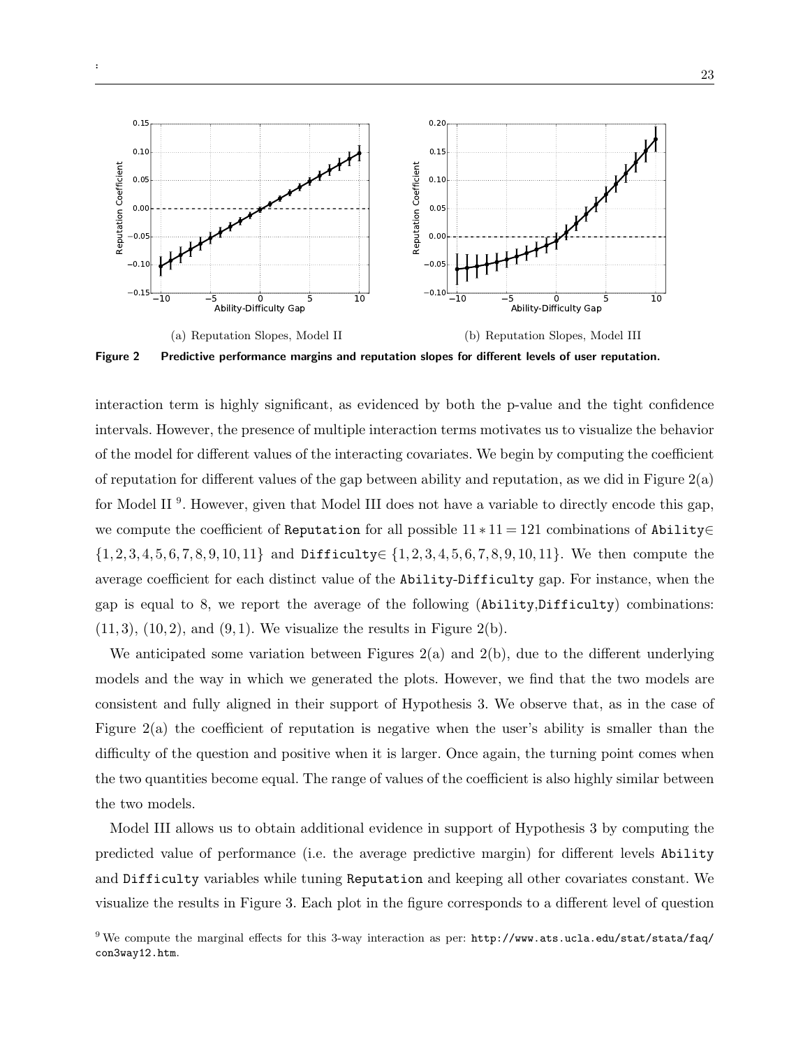(a) Reputation Slopes, Model II

(b) Reputation Slopes, Model III

**Figure 2** **Predictive performance margins and reputation slopes for different levels of user reputation.**

interaction term is highly significant, as evidenced by both the p-value and the tight confidence intervals. However, the presence of multiple interaction terms motivates us to visualize the behavior of the model for different values of the interacting covariates. We begin by computing the coefficient of reputation for different values of the gap between ability and reputation, as we did in Figure 2(a) for Model II [9]. However, given that Model III does not have a variable to directly encode this gap, we compute the coefficient of `Reputation` for all possible $11 * 11 = 121$ combinations of `Ability`$\in \{1, 2, 3, 4, 5, 6, 7, 8, 9, 10, 11\}$ and `Difficulty`$\in \{1, 2, 3, 4, 5, 6, 7, 8, 9, 10, 11\}$. We then compute the average coefficient for each distinct value of the `Ability`-`Difficulty` gap. For instance, when the gap is equal to 8, we report the average of the following (`Ability`,`Difficulty`) combinations: $(11, 3)$, $(10, 2)$, and $(9, 1)$. We visualize the results in Figure 2(b).

We anticipated some variation between Figures 2(a) and 2(b), due to the different underlying models and the way in which we generated the plots. However, we find that the two models are consistent and fully aligned in their support of Hypothesis 3. We observe that, as in the case of Figure 2(a) the coefficient of reputation is negative when the user's ability is smaller than the difficulty of the question and positive when it is larger. Once again, the turning point comes when the two quantities become equal. The range of values of the coefficient is also highly similar between the two models.

Model III allows us to obtain additional evidence in support of Hypothesis 3 by computing the predicted value of performance (i.e. the average predictive margin) for different levels `Ability` and `Difficulty` variables while tuning `Reputation` and keeping all other covariates constant. We visualize the results in Figure 3. Each plot in the figure corresponds to a different level of question

[9] We compute the marginal effects for this 3-way interaction as per: `http://www.ats.ucla.edu/stat/stata/faq/con3way12.htm`.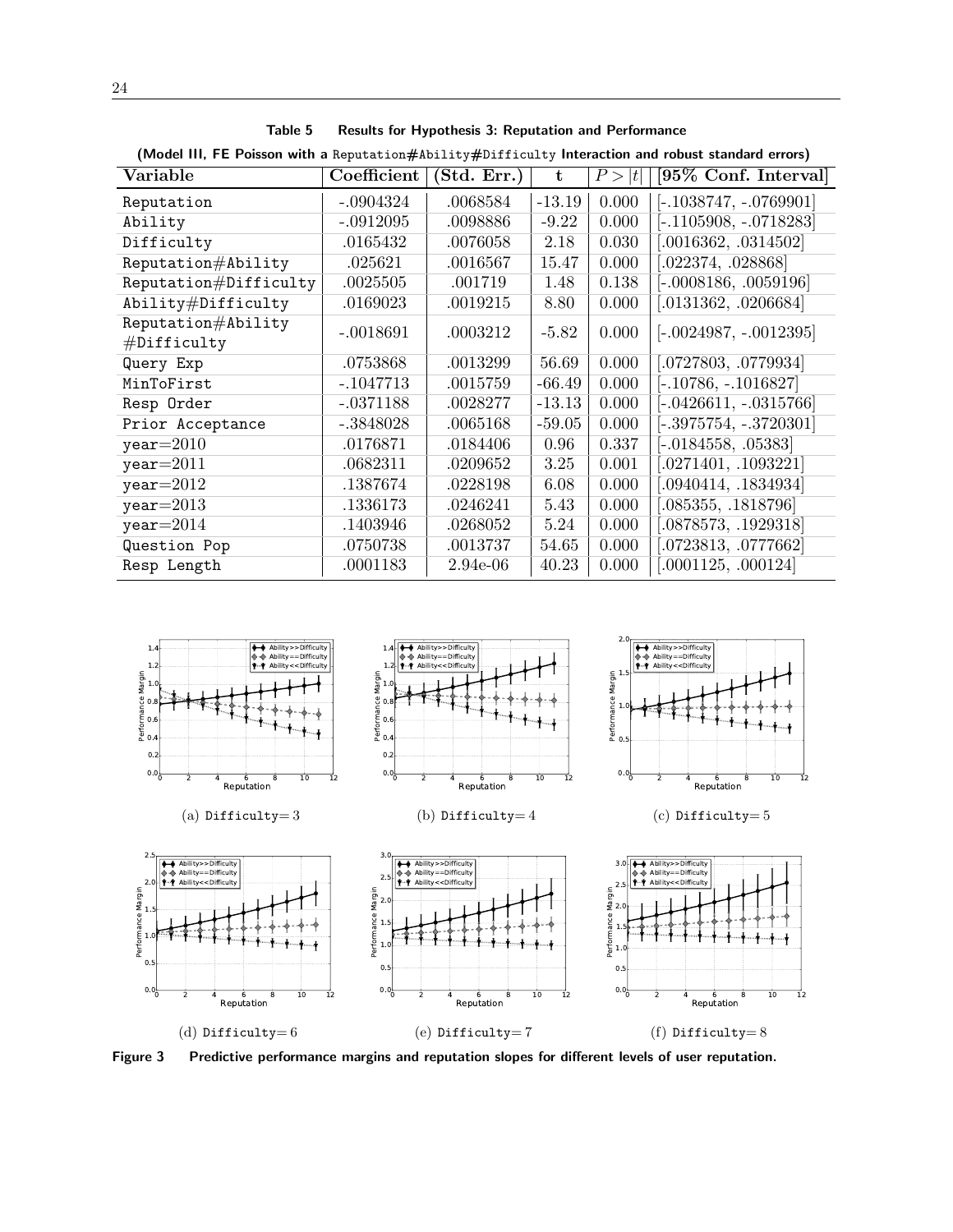**Table 5 Results for Hypothesis 3: Reputation and Performance**

**(Model III, FE Poisson with a Reputation#Ability#Difficulty Interaction and robust standard errors)**

| Variable | Coefficient | (Std. Err.) | t | $P > \|t\|$ | [95% Conf. Interval] |
|---|---|---|---|---|---|
| Reputation | -.0904324 | .0068584 | -13.19 | 0.000 | [-.1038747, -.0769901] |
| Ability | -.0912095 | .0098886 | -9.22 | 0.000 | [-.1105908, -.0718283] |
| Difficulty | .0165432 | .0076058 | 2.18 | 0.030 | [.0016362, .0314502] |
| Reputation#Ability | .025621 | .0016567 | 15.47 | 0.000 | [.022374, .028868] |
| Reputation#Difficulty | .0025505 | .001719 | 1.48 | 0.138 | [-.0008186, .0059196] |
| Ability#Difficulty | .0169023 | .0019215 | 8.80 | 0.000 | [.0131362, .0206684] |
| Reputation#Ability #Difficulty | -.0018691 | .0003212 | -5.82 | 0.000 | [-.0024987, -.0012395] |
| Query Exp | .0753868 | .0013299 | 56.69 | 0.000 | [.0727803, .0779934] |
| MinToFirst | -.1047713 | .0015759 | -66.49 | 0.000 | [-.10786, -.1016827] |
| Resp Order | -.0371188 | .0028277 | -13.13 | 0.000 | [-.0426611, -.0315766] |
| Prior Acceptance | -.3848028 | .0065168 | -59.05 | 0.000 | [-.3975754, -.3720301] |
| year=2010 | .0176871 | .0184406 | 0.96 | 0.337 | [-.0184558, .05383] |
| year=2011 | .0682311 | .0209652 | 3.25 | 0.001 | [.0271401, .1093221] |
| year=2012 | .1387674 | .0228198 | 6.08 | 0.000 | [.0940414, .1834934] |
| year=2013 | .1336173 | .0246241 | 5.43 | 0.000 | [.085355, .1818796] |
| year=2014 | .1403946 | .0268052 | 5.24 | 0.000 | [.0878573, .1929318] |
| Question Pop | .0750738 | .0013737 | 54.65 | 0.000 | [.0723813, .0777662] |
| Resp Length | .0001183 | 2.94e-06 | 40.23 | 0.000 | [.0001125, .000124] |

(a) Difficulty= 3 (b) Difficulty= 4 (c) Difficulty= 5

(d) Difficulty= 6 (e) Difficulty= 7 (f) Difficulty= 8

**Figure 3 Predictive performance margins and reputation slopes for different levels of user reputation.**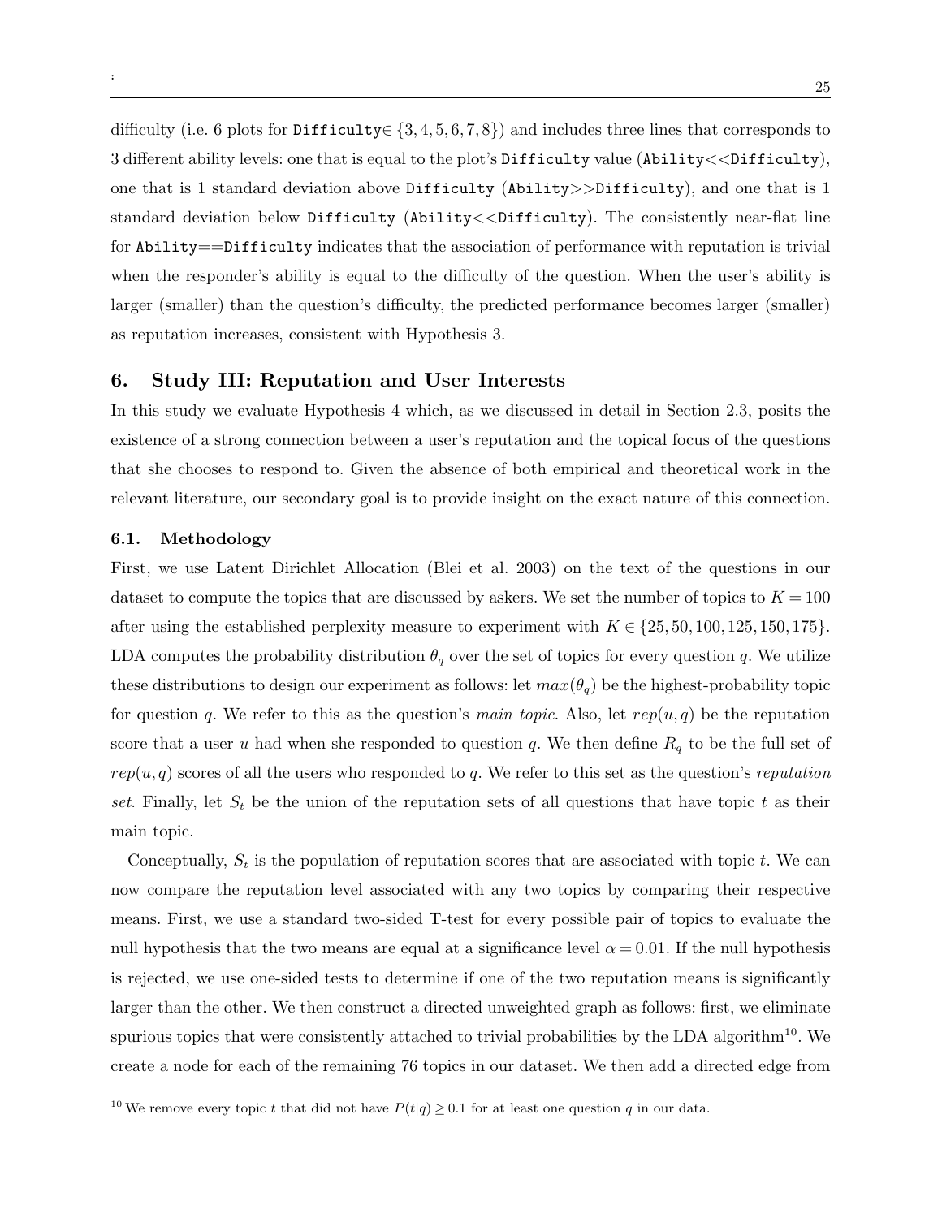difficulty (i.e. 6 plots for `Difficulty`$\in \{3,4,5,6,7,8\}$) and includes three lines that corresponds to 3 different ability levels: one that is equal to the plot's `Difficulty` value (`Ability<<Difficulty`), one that is 1 standard deviation above `Difficulty` (`Ability>>Difficulty`), and one that is 1 standard deviation below `Difficulty` (`Ability<<Difficulty`). The consistently near-flat line for `Ability==Difficulty` indicates that the association of performance with reputation is trivial when the responder's ability is equal to the difficulty of the question. When the user's ability is larger (smaller) than the question's difficulty, the predicted performance becomes larger (smaller) as reputation increases, consistent with Hypothesis 3.

## 6. Study III: Reputation and User Interests

In this study we evaluate Hypothesis 4 which, as we discussed in detail in Section 2.3, posits the existence of a strong connection between a user's reputation and the topical focus of the questions that she chooses to respond to. Given the absence of both empirical and theoretical work in the relevant literature, our secondary goal is to provide insight on the exact nature of this connection.

### 6.1. Methodology

First, we use Latent Dirichlet Allocation (Blei et al. 2003) on the text of the questions in our dataset to compute the topics that are discussed by askers. We set the number of topics to $K = 100$ after using the established perplexity measure to experiment with $K \in \{25, 50, 100, 125, 150, 175\}$. LDA computes the probability distribution $\theta_q$ over the set of topics for every question $q$. We utilize these distributions to design our experiment as follows: let $max(\theta_q)$ be the highest-probability topic for question $q$. We refer to this as the question's *main topic*. Also, let $rep(u,q)$ be the reputation score that a user $u$ had when she responded to question $q$. We then define $R_q$ to be the full set of $rep(u,q)$ scores of all the users who responded to $q$. We refer to this set as the question's *reputation set*. Finally, let $S_t$ be the union of the reputation sets of all questions that have topic $t$ as their main topic.

Conceptually, $S_t$ is the population of reputation scores that are associated with topic $t$. We can now compare the reputation level associated with any two topics by comparing their respective means. First, we use a standard two-sided T-test for every possible pair of topics to evaluate the null hypothesis that the two means are equal at a significance level $\alpha = 0.01$. If the null hypothesis is rejected, we use one-sided tests to determine if one of the two reputation means is significantly larger than the other. We then construct a directed unweighted graph as follows: first, we eliminate spurious topics that were consistently attached to trivial probabilities by the LDA algorithm[10]. We create a node for each of the remaining 76 topics in our dataset. We then add a directed edge from

[10] We remove every topic $t$ that did not have $P(t|q) \geq 0.1$ for at least one question $q$ in our data.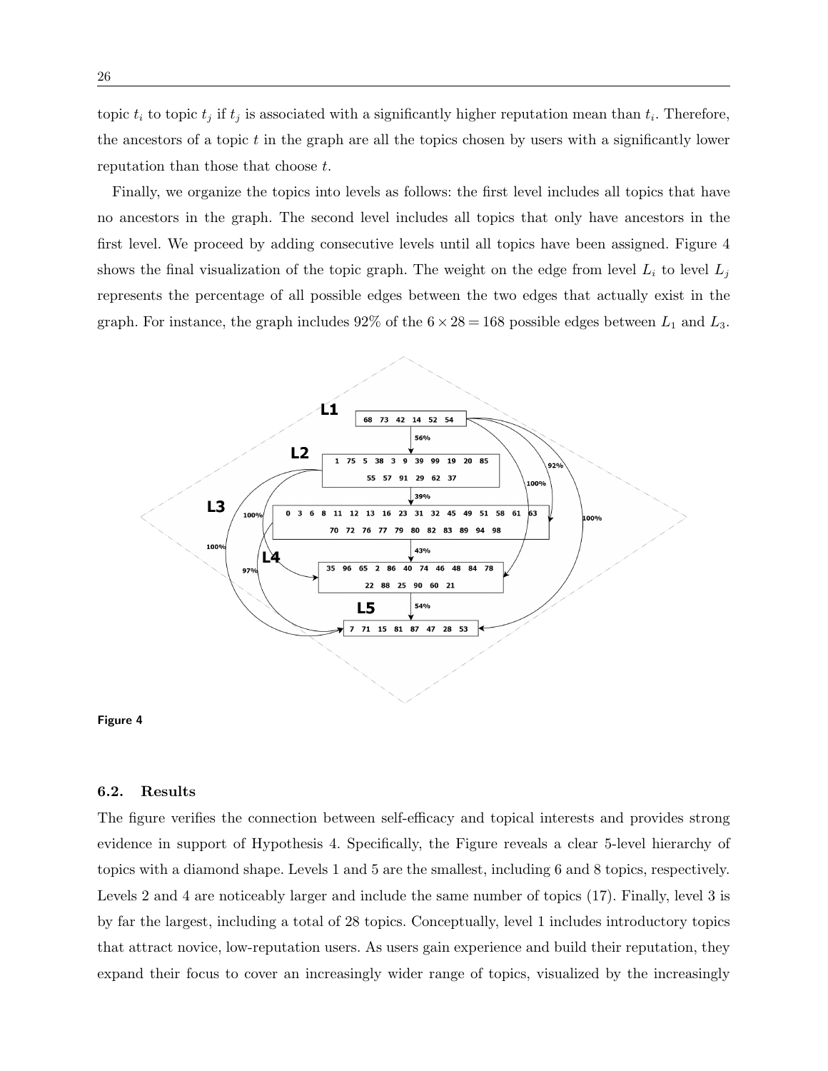topic $t_i$ to topic $t_j$ if $t_j$ is associated with a significantly higher reputation mean than $t_i$. Therefore, the ancestors of a topic $t$ in the graph are all the topics chosen by users with a significantly lower reputation than those that choose $t$.

Finally, we organize the topics into levels as follows: the first level includes all topics that have no ancestors in the graph. The second level includes all topics that only have ancestors in the first level. We proceed by adding consecutive levels until all topics have been assigned. Figure 4 shows the final visualization of the topic graph. The weight on the edge from level $L_i$ to level $L_j$ represents the percentage of all possible edges between the two edges that actually exist in the graph. For instance, the graph includes 92% of the $6 \times 28 = 168$ possible edges between $L_1$ and $L_3$.

**Figure 4**

### 6.2. Results

The figure verifies the connection between self-efficacy and topical interests and provides strong evidence in support of Hypothesis 4. Specifically, the Figure reveals a clear 5-level hierarchy of topics with a diamond shape. Levels 1 and 5 are the smallest, including 6 and 8 topics, respectively. Levels 2 and 4 are noticeably larger and include the same number of topics (17). Finally, level 3 is by far the largest, including a total of 28 topics. Conceptually, level 1 includes introductory topics that attract novice, low-reputation users. As users gain experience and build their reputation, they expand their focus to cover an increasingly wider range of topics, visualized by the increasingly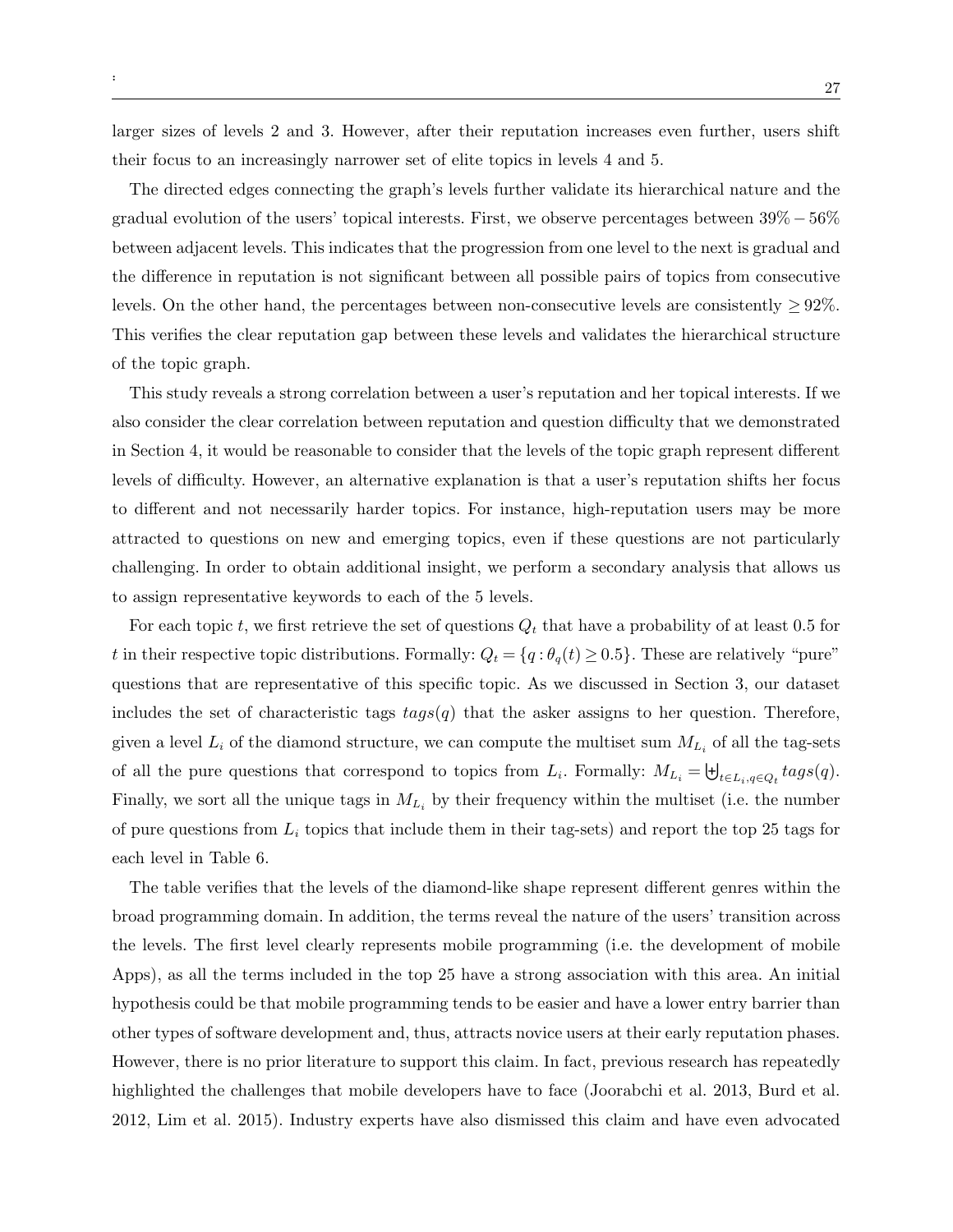larger sizes of levels 2 and 3. However, after their reputation increases even further, users shift their focus to an increasingly narrower set of elite topics in levels 4 and 5.

The directed edges connecting the graph's levels further validate its hierarchical nature and the gradual evolution of the users' topical interests. First, we observe percentages between $39\% - 56\%$ between adjacent levels. This indicates that the progression from one level to the next is gradual and the difference in reputation is not significant between all possible pairs of topics from consecutive levels. On the other hand, the percentages between non-consecutive levels are consistently $\geq 92\%$. This verifies the clear reputation gap between these levels and validates the hierarchical structure of the topic graph.

This study reveals a strong correlation between a user's reputation and her topical interests. If we also consider the clear correlation between reputation and question difficulty that we demonstrated in Section 4, it would be reasonable to consider that the levels of the topic graph represent different levels of difficulty. However, an alternative explanation is that a user's reputation shifts her focus to different and not necessarily harder topics. For instance, high-reputation users may be more attracted to questions on new and emerging topics, even if these questions are not particularly challenging. In order to obtain additional insight, we perform a secondary analysis that allows us to assign representative keywords to each of the 5 levels.

For each topic $t$, we first retrieve the set of questions $Q_t$ that have a probability of at least 0.5 for $t$ in their respective topic distributions. Formally: $Q_t = \{q : \theta_q(t) \geq 0.5\}$. These are relatively "pure" questions that are representative of this specific topic. As we discussed in Section 3, our dataset includes the set of characteristic tags $tags(q)$ that the asker assigns to her question. Therefore, given a level $L_i$ of the diamond structure, we can compute the multiset sum $M_{L_i}$ of all the tag-sets of all the pure questions that correspond to topics from $L_i$. Formally: $M_{L_i} = \biguplus_{t \in L_i, q \in Q_t} tags(q)$. Finally, we sort all the unique tags in $M_{L_i}$ by their frequency within the multiset (i.e. the number of pure questions from $L_i$ topics that include them in their tag-sets) and report the top 25 tags for each level in Table 6.

The table verifies that the levels of the diamond-like shape represent different genres within the broad programming domain. In addition, the terms reveal the nature of the users' transition across the levels. The first level clearly represents mobile programming (i.e. the development of mobile Apps), as all the terms included in the top 25 have a strong association with this area. An initial hypothesis could be that mobile programming tends to be easier and have a lower entry barrier than other types of software development and, thus, attracts novice users at their early reputation phases. However, there is no prior literature to support this claim. In fact, previous research has repeatedly highlighted the challenges that mobile developers have to face (Joorabchi et al. 2013, Burd et al. 2012, Lim et al. 2015). Industry experts have also dismissed this claim and have even advocated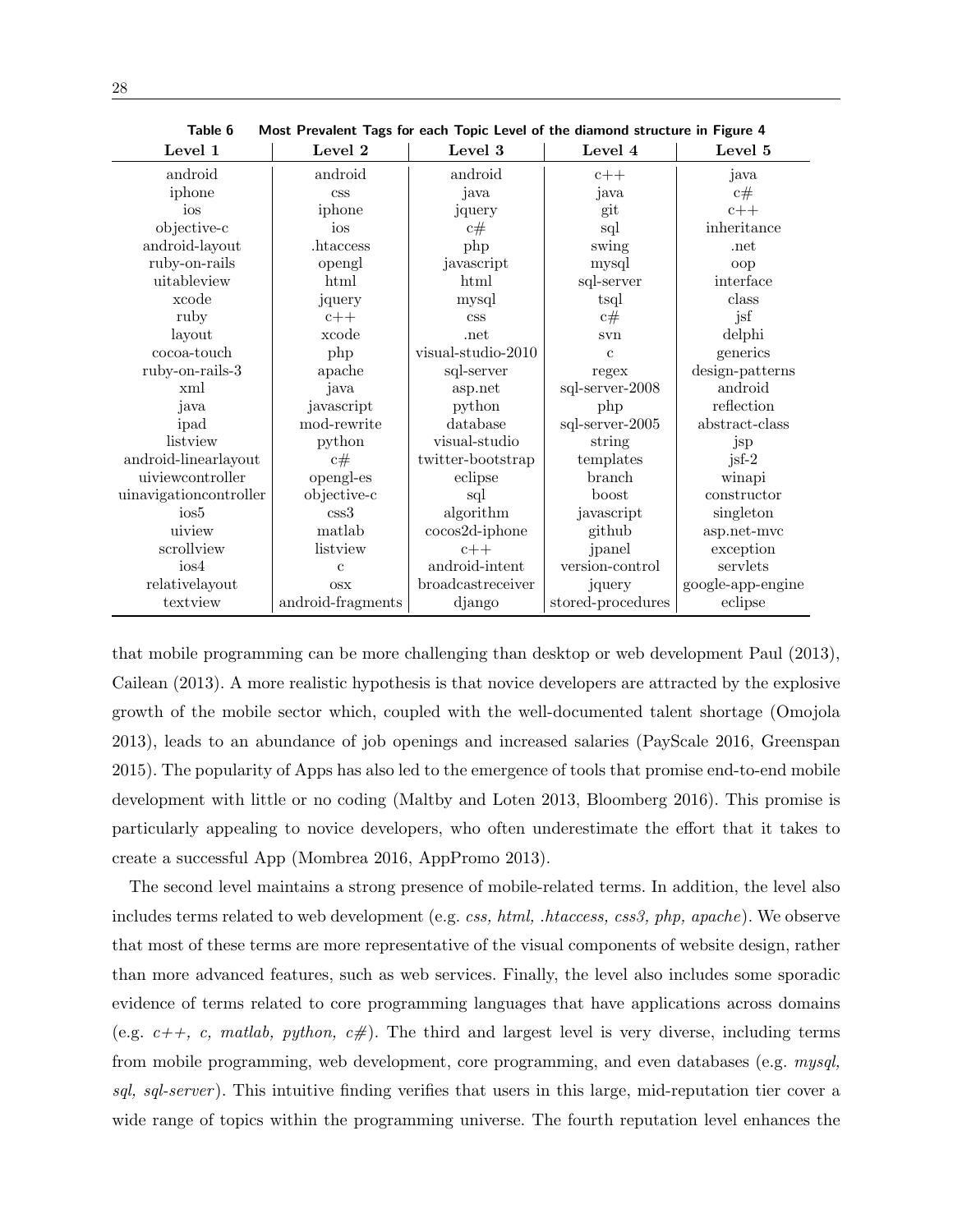**Table 6** Most Prevalent Tags for each Topic Level of the diamond structure in Figure 4

| Level 1 | Level 2 | Level 3 | Level 4 | Level 5 |
|---|---|---|---|---|
| android | android | android | c++ | java |
| iphone | css | java | java | c# |
| ios | iphone | jquery | git | c++ |
| objective-c | ios | c# | sql | inheritance |
| android-layout | .htaccess | php | swing | .net |
| ruby-on-rails | opengl | javascript | mysql | oop |
| uitableview | html | html | sql-server | interface |
| xcode | jquery | mysql | tsql | class |
| ruby | c++ | css | c# | jsf |
| layout | xcode | .net | svn | delphi |
| cocoa-touch | php | visual-studio-2010 | c | generics |
| ruby-on-rails-3 | apache | sql-server | regex | design-patterns |
| xml | java | asp.net | sql-server-2008 | android |
| java | javascript | python | php | reflection |
| ipad | mod-rewrite | database | sql-server-2005 | abstract-class |
| listview | python | visual-studio | string | jsp |
| android-linearlayout | c# | twitter-bootstrap | templates | jsf-2 |
| uiviewcontroller | opengl-es | eclipse | branch | winapi |
| uinavigationcontroller | objective-c | sql | boost | constructor |
| ios5 | css3 | algorithm | javascript | singleton |
| uiview | matlab | cocos2d-iphone | github | asp.net-mvc |
| scrollview | listview | c++ | jpanel | exception |
| ios4 | c | android-intent | version-control | servlets |
| relativelayout | osx | broadcastreceiver | jquery | google-app-engine |
| textview | android-fragments | django | stored-procedures | eclipse |

that mobile programming can be more challenging than desktop or web development Paul (2013), Cailean (2013). A more realistic hypothesis is that novice developers are attracted by the explosive growth of the mobile sector which, coupled with the well-documented talent shortage (Omojola 2013), leads to an abundance of job openings and increased salaries (PayScale 2016, Greenspan 2015). The popularity of Apps has also led to the emergence of tools that promise end-to-end mobile development with little or no coding (Maltby and Loten 2013, Bloomberg 2016). This promise is particularly appealing to novice developers, who often underestimate the effort that it takes to create a successful App (Mombrea 2016, AppPromo 2013).

The second level maintains a strong presence of mobile-related terms. In addition, the level also includes terms related to web development (e.g. *css, html, .htaccess, css3, php, apache*). We observe that most of these terms are more representative of the visual components of website design, rather than more advanced features, such as web services. Finally, the level also includes some sporadic evidence of terms related to core programming languages that have applications across domains (e.g. *c++, c, matlab, python, c#*). The third and largest level is very diverse, including terms from mobile programming, web development, core programming, and even databases (e.g. *mysql, sql, sql-server*). This intuitive finding verifies that users in this large, mid-reputation tier cover a wide range of topics within the programming universe. The fourth reputation level enhances the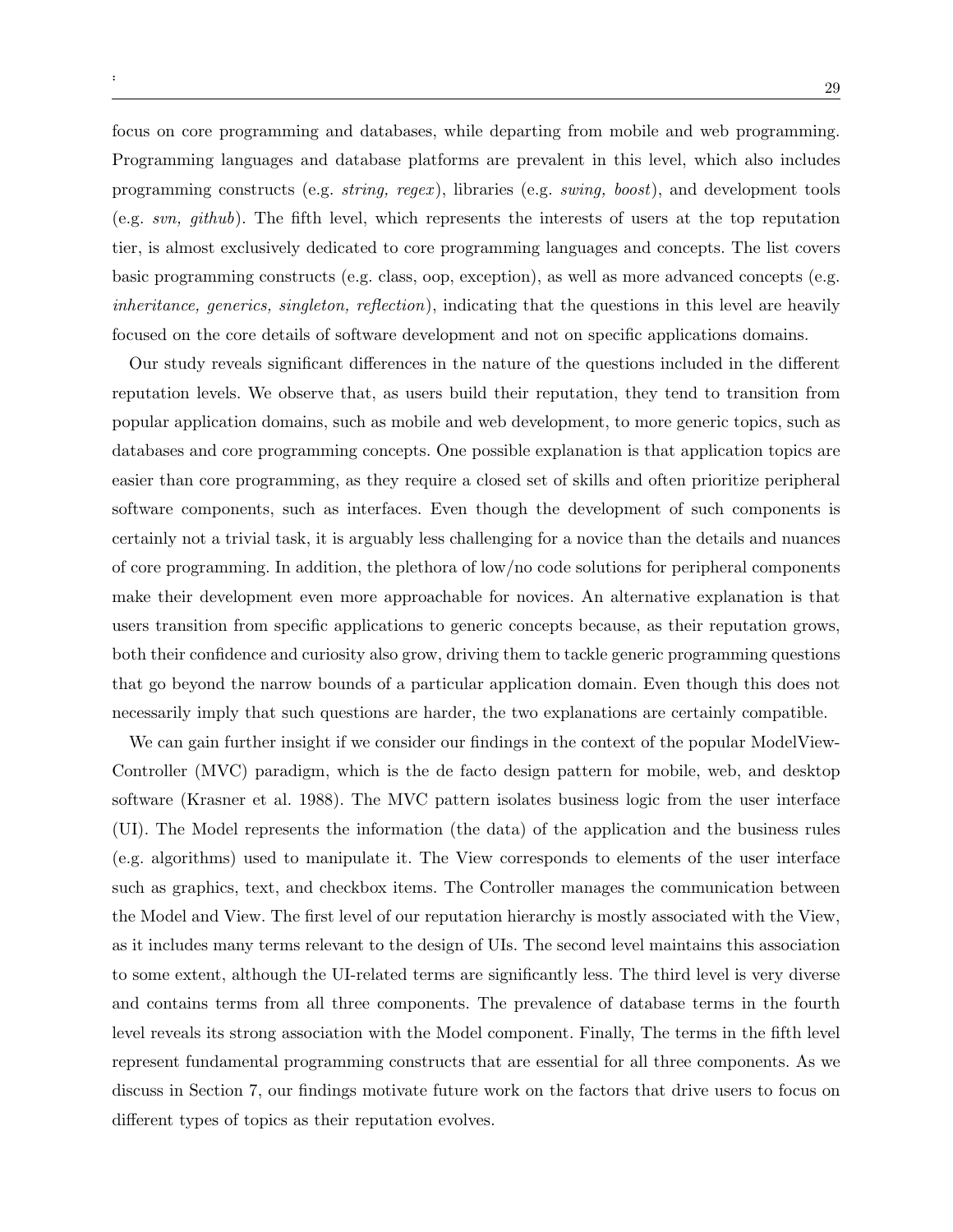focus on core programming and databases, while departing from mobile and web programming. Programming languages and database platforms are prevalent in this level, which also includes programming constructs (e.g. *string, regex*), libraries (e.g. *swing, boost*), and development tools (e.g. *svn, github*). The fifth level, which represents the interests of users at the top reputation tier, is almost exclusively dedicated to core programming languages and concepts. The list covers basic programming constructs (e.g. class, oop, exception), as well as more advanced concepts (e.g. *inheritance, generics, singleton, reflection*), indicating that the questions in this level are heavily focused on the core details of software development and not on specific applications domains.

Our study reveals significant differences in the nature of the questions included in the different reputation levels. We observe that, as users build their reputation, they tend to transition from popular application domains, such as mobile and web development, to more generic topics, such as databases and core programming concepts. One possible explanation is that application topics are easier than core programming, as they require a closed set of skills and often prioritize peripheral software components, such as interfaces. Even though the development of such components is certainly not a trivial task, it is arguably less challenging for a novice than the details and nuances of core programming. In addition, the plethora of low/no code solutions for peripheral components make their development even more approachable for novices. An alternative explanation is that users transition from specific applications to generic concepts because, as their reputation grows, both their confidence and curiosity also grow, driving them to tackle generic programming questions that go beyond the narrow bounds of a particular application domain. Even though this does not necessarily imply that such questions are harder, the two explanations are certainly compatible.

We can gain further insight if we consider our findings in the context of the popular ModelView-Controller (MVC) paradigm, which is the de facto design pattern for mobile, web, and desktop software (Krasner et al. 1988). The MVC pattern isolates business logic from the user interface (UI). The Model represents the information (the data) of the application and the business rules (e.g. algorithms) used to manipulate it. The View corresponds to elements of the user interface such as graphics, text, and checkbox items. The Controller manages the communication between the Model and View. The first level of our reputation hierarchy is mostly associated with the View, as it includes many terms relevant to the design of UIs. The second level maintains this association to some extent, although the UI-related terms are significantly less. The third level is very diverse and contains terms from all three components. The prevalence of database terms in the fourth level reveals its strong association with the Model component. Finally, The terms in the fifth level represent fundamental programming constructs that are essential for all three components. As we discuss in Section 7, our findings motivate future work on the factors that drive users to focus on different types of topics as their reputation evolves.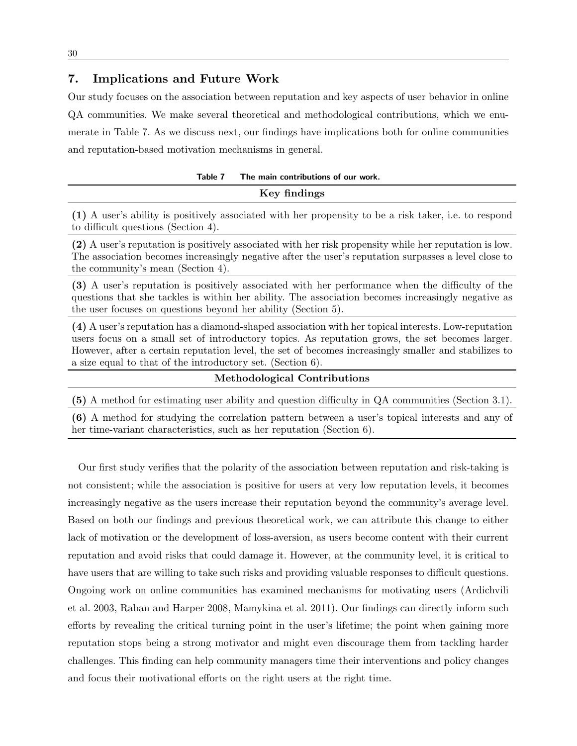## 7. Implications and Future Work

Our study focuses on the association between reputation and key aspects of user behavior in online QA communities. We make several theoretical and methodological contributions, which we enumerate in Table 7. As we discuss next, our findings have implications both for online communities and reputation-based motivation mechanisms in general.

**Table 7** The main contributions of our work.

| **Key findings** |
|---|
| **(1)** A user's ability is positively associated with her propensity to be a risk taker, i.e. to respond to difficult questions (Section 4). |
| **(2)** A user's reputation is positively associated with her risk propensity while her reputation is low. The association becomes increasingly negative after the user's reputation surpasses a level close to the community's mean (Section 4). |
| **(3)** A user's reputation is positively associated with her performance when the difficulty of the questions that she tackles is within her ability. The association becomes increasingly negative as the user focuses on questions beyond her ability (Section 5). |
| **(4)** A user's reputation has a diamond-shaped association with her topical interests. Low-reputation users focus on a small set of introductory topics. As reputation grows, the set becomes larger. However, after a certain reputation level, the set of becomes increasingly smaller and stabilizes to a size equal to that of the introductory set. (Section 6). |
| **Methodological Contributions** |
| **(5)** A method for estimating user ability and question difficulty in QA communities (Section 3.1). |
| **(6)** A method for studying the correlation pattern between a user's topical interests and any of her time-variant characteristics, such as her reputation (Section 6). |

Our first study verifies that the polarity of the association between reputation and risk-taking is not consistent; while the association is positive for users at very low reputation levels, it becomes increasingly negative as the users increase their reputation beyond the community's average level. Based on both our findings and previous theoretical work, we can attribute this change to either lack of motivation or the development of loss-aversion, as users become content with their current reputation and avoid risks that could damage it. However, at the community level, it is critical to have users that are willing to take such risks and providing valuable responses to difficult questions. Ongoing work on online communities has examined mechanisms for motivating users (Ardichvili et al. 2003, Raban and Harper 2008, Mamykina et al. 2011). Our findings can directly inform such efforts by revealing the critical turning point in the user's lifetime; the point when gaining more reputation stops being a strong motivator and might even discourage them from tackling harder challenges. This finding can help community managers time their interventions and policy changes and focus their motivational efforts on the right users at the right time.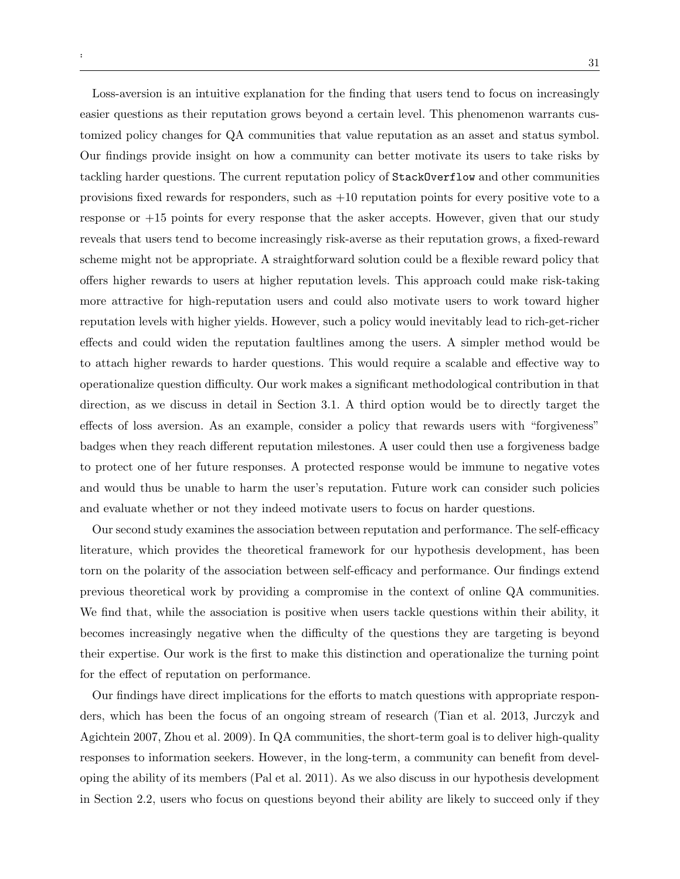Loss-aversion is an intuitive explanation for the finding that users tend to focus on increasingly easier questions as their reputation grows beyond a certain level. This phenomenon warrants customized policy changes for QA communities that value reputation as an asset and status symbol. Our findings provide insight on how a community can better motivate its users to take risks by tackling harder questions. The current reputation policy of `StackOverflow` and other communities provisions fixed rewards for responders, such as +10 reputation points for every positive vote to a response or +15 points for every response that the asker accepts. However, given that our study reveals that users tend to become increasingly risk-averse as their reputation grows, a fixed-reward scheme might not be appropriate. A straightforward solution could be a flexible reward policy that offers higher rewards to users at higher reputation levels. This approach could make risk-taking more attractive for high-reputation users and could also motivate users to work toward higher reputation levels with higher yields. However, such a policy would inevitably lead to rich-get-richer effects and could widen the reputation faultlines among the users. A simpler method would be to attach higher rewards to harder questions. This would require a scalable and effective way to operationalize question difficulty. Our work makes a significant methodological contribution in that direction, as we discuss in detail in Section 3.1. A third option would be to directly target the effects of loss aversion. As an example, consider a policy that rewards users with "forgiveness" badges when they reach different reputation milestones. A user could then use a forgiveness badge to protect one of her future responses. A protected response would be immune to negative votes and would thus be unable to harm the user's reputation. Future work can consider such policies and evaluate whether or not they indeed motivate users to focus on harder questions.

Our second study examines the association between reputation and performance. The self-efficacy literature, which provides the theoretical framework for our hypothesis development, has been torn on the polarity of the association between self-efficacy and performance. Our findings extend previous theoretical work by providing a compromise in the context of online QA communities. We find that, while the association is positive when users tackle questions within their ability, it becomes increasingly negative when the difficulty of the questions they are targeting is beyond their expertise. Our work is the first to make this distinction and operationalize the turning point for the effect of reputation on performance.

Our findings have direct implications for the efforts to match questions with appropriate responders, which has been the focus of an ongoing stream of research (Tian et al. 2013, Jurczyk and Agichtein 2007, Zhou et al. 2009). In QA communities, the short-term goal is to deliver high-quality responses to information seekers. However, in the long-term, a community can benefit from developing the ability of its members (Pal et al. 2011). As we also discuss in our hypothesis development in Section 2.2, users who focus on questions beyond their ability are likely to succeed only if they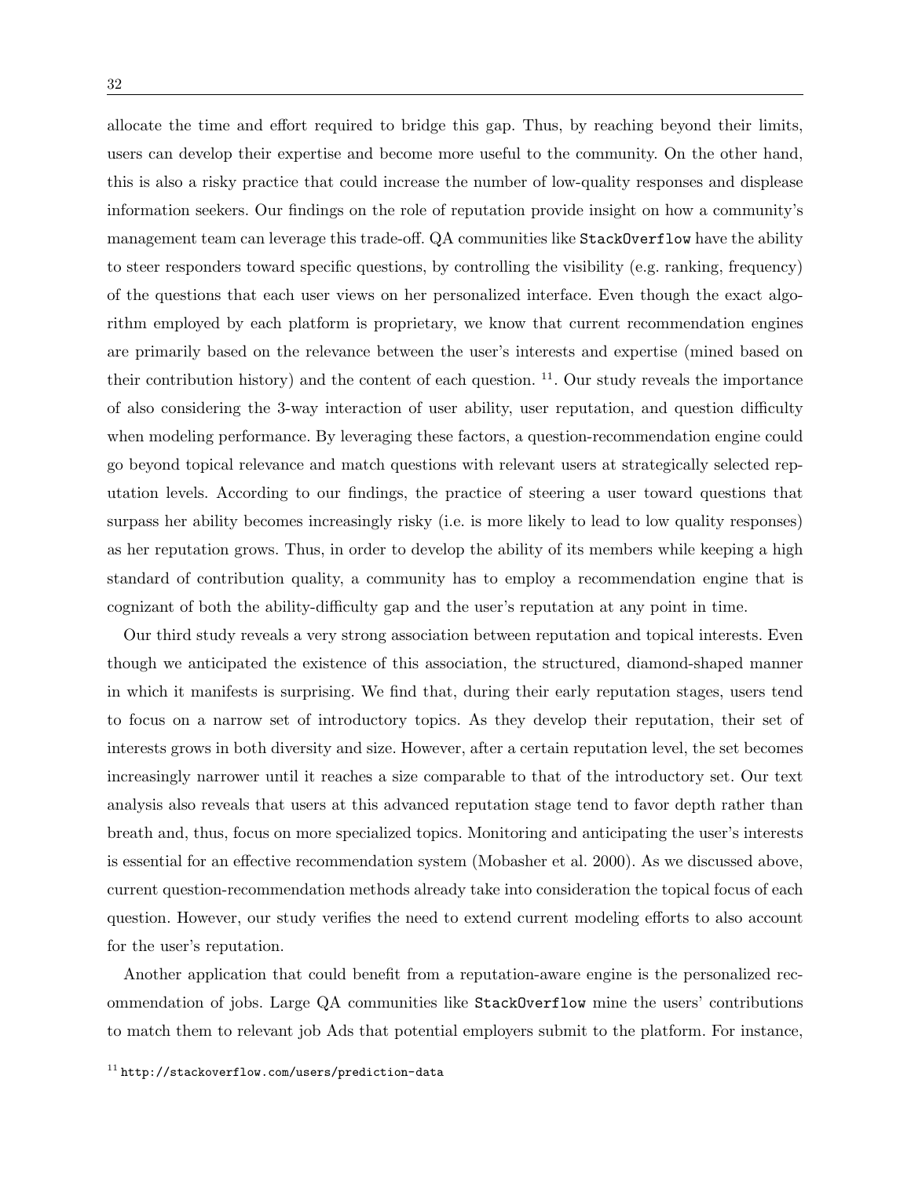allocate the time and effort required to bridge this gap. Thus, by reaching beyond their limits, users can develop their expertise and become more useful to the community. On the other hand, this is also a risky practice that could increase the number of low-quality responses and displease information seekers. Our findings on the role of reputation provide insight on how a community's management team can leverage this trade-off. QA communities like `StackOverflow` have the ability to steer responders toward specific questions, by controlling the visibility (e.g. ranking, frequency) of the questions that each user views on her personalized interface. Even though the exact algorithm employed by each platform is proprietary, we know that current recommendation engines are primarily based on the relevance between the user's interests and expertise (mined based on their contribution history) and the content of each question. [11]. Our study reveals the importance of also considering the 3-way interaction of user ability, user reputation, and question difficulty when modeling performance. By leveraging these factors, a question-recommendation engine could go beyond topical relevance and match questions with relevant users at strategically selected reputation levels. According to our findings, the practice of steering a user toward questions that surpass her ability becomes increasingly risky (i.e. is more likely to lead to low quality responses) as her reputation grows. Thus, in order to develop the ability of its members while keeping a high standard of contribution quality, a community has to employ a recommendation engine that is cognizant of both the ability-difficulty gap and the user's reputation at any point in time.

Our third study reveals a very strong association between reputation and topical interests. Even though we anticipated the existence of this association, the structured, diamond-shaped manner in which it manifests is surprising. We find that, during their early reputation stages, users tend to focus on a narrow set of introductory topics. As they develop their reputation, their set of interests grows in both diversity and size. However, after a certain reputation level, the set becomes increasingly narrower until it reaches a size comparable to that of the introductory set. Our text analysis also reveals that users at this advanced reputation stage tend to favor depth rather than breath and, thus, focus on more specialized topics. Monitoring and anticipating the user's interests is essential for an effective recommendation system (Mobasher et al. 2000). As we discussed above, current question-recommendation methods already take into consideration the topical focus of each question. However, our study verifies the need to extend current modeling efforts to also account for the user's reputation.

Another application that could benefit from a reputation-aware engine is the personalized recommendation of jobs. Large QA communities like `StackOverflow` mine the users' contributions to match them to relevant job Ads that potential employers submit to the platform. For instance,

[11] `http://stackoverflow.com/users/prediction-data`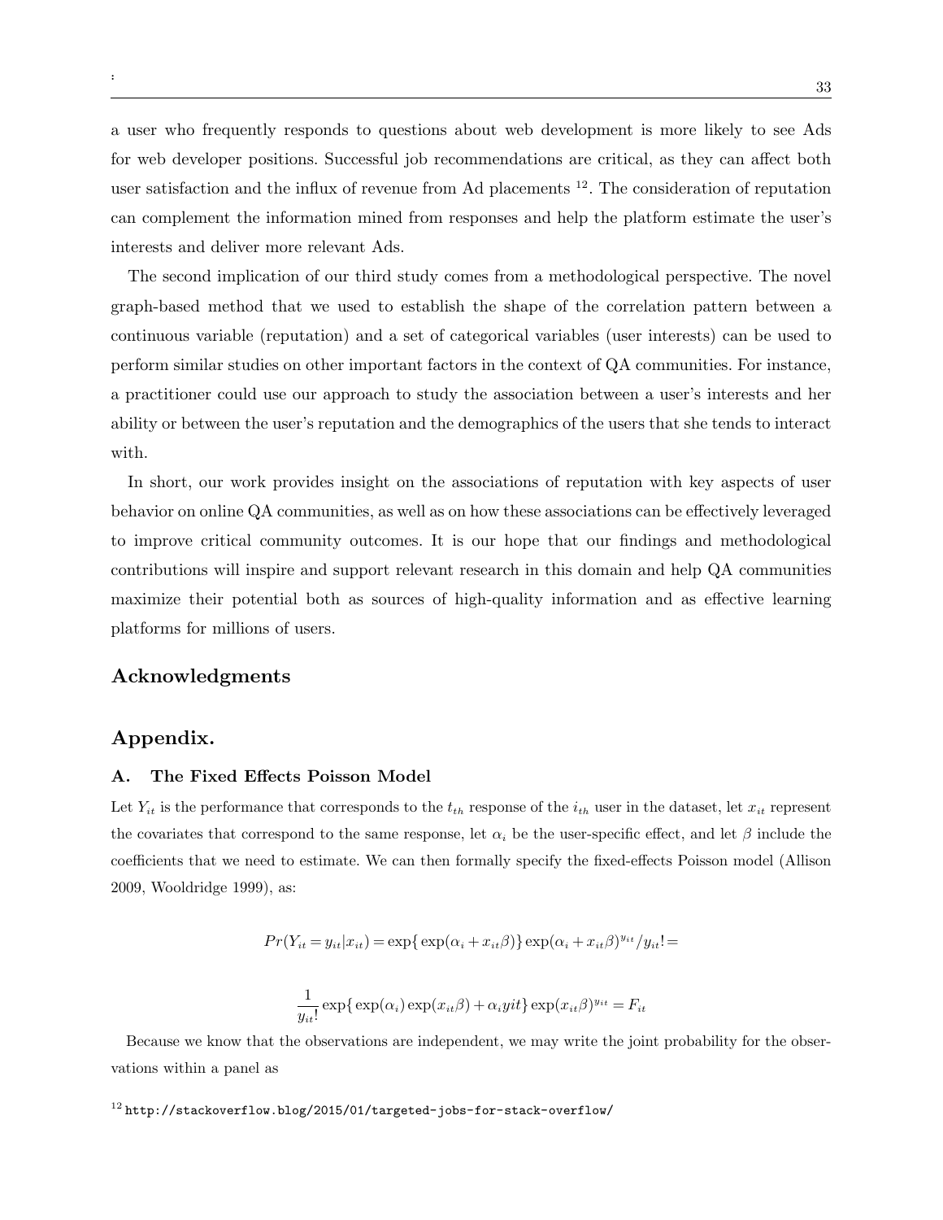a user who frequently responds to questions about web development is more likely to see Ads for web developer positions. Successful job recommendations are critical, as they can affect both user satisfaction and the influx of revenue from Ad placements [12]. The consideration of reputation can complement the information mined from responses and help the platform estimate the user's interests and deliver more relevant Ads.

The second implication of our third study comes from a methodological perspective. The novel graph-based method that we used to establish the shape of the correlation pattern between a continuous variable (reputation) and a set of categorical variables (user interests) can be used to perform similar studies on other important factors in the context of QA communities. For instance, a practitioner could use our approach to study the association between a user's interests and her ability or between the user's reputation and the demographics of the users that she tends to interact with.

In short, our work provides insight on the associations of reputation with key aspects of user behavior on online QA communities, as well as on how these associations can be effectively leveraged to improve critical community outcomes. It is our hope that our findings and methodological contributions will inspire and support relevant research in this domain and help QA communities maximize their potential both as sources of high-quality information and as effective learning platforms for millions of users.

## Acknowledgments

## Appendix.

### A. The Fixed Effects Poisson Model

Let $Y_{it}$ is the performance that corresponds to the $t_{th}$ response of the $i_{th}$ user in the dataset, let $x_{it}$ represent the covariates that correspond to the same response, let $\alpha_i$ be the user-specific effect, and let $\beta$ include the coefficients that we need to estimate. We can then formally specify the fixed-effects Poisson model (Allison 2009, Wooldridge 1999), as:

$$Pr(Y_{it} = y_{it}|x_{it}) = \exp\{\exp(\alpha_i + x_{it}\beta)\}\exp(\alpha_i + x_{it}\beta)^{y_{it}}/y_{it}! =$$

$$\frac{1}{y_{it}!}\exp\{\exp(\alpha_i)\exp(x_{it}\beta) + \alpha_i yit\}\exp(x_{it}\beta)^{y_{it}} = F_{it}$$

Because we know that the observations are independent, we may write the joint probability for the observations within a panel as

[12] http://stackoverflow.blog/2015/01/targeted-jobs-for-stack-overflow/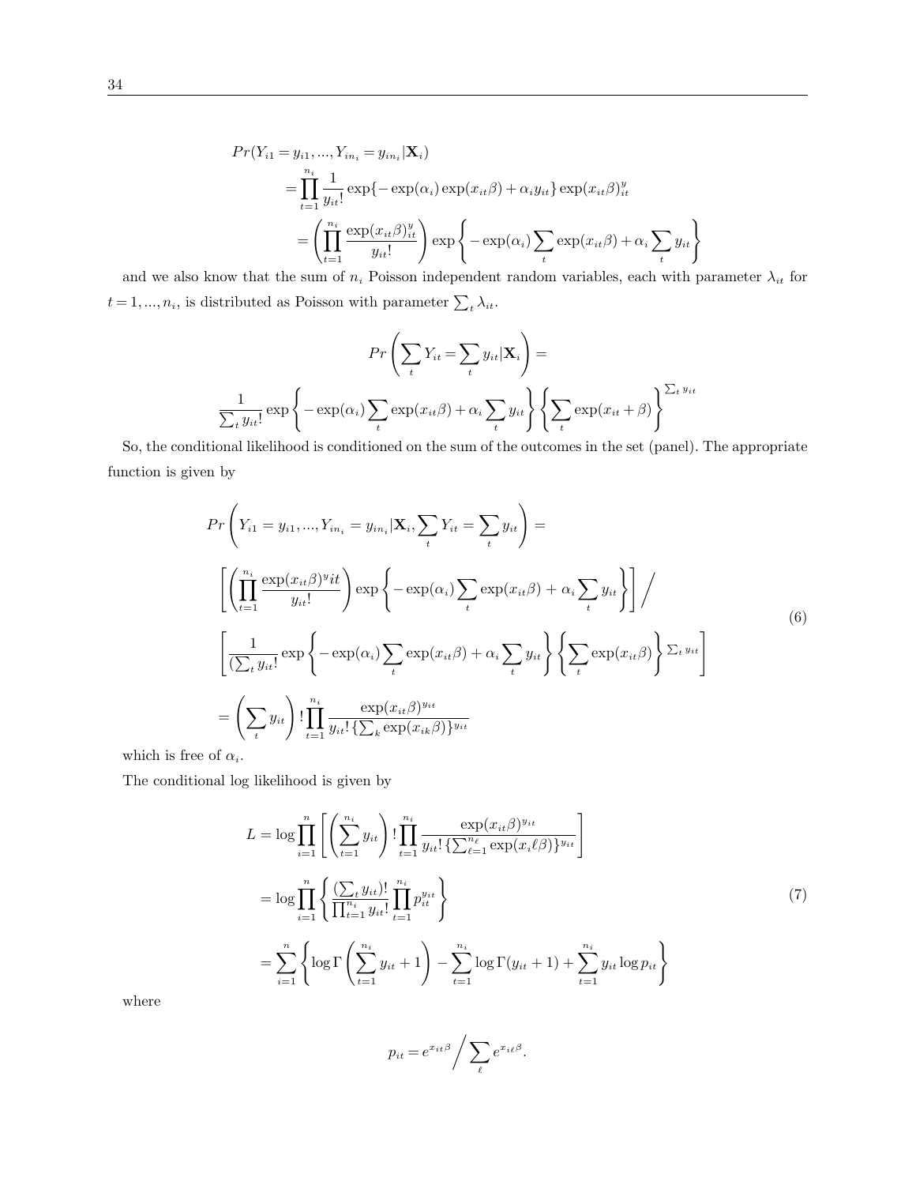$$
\begin{aligned}
&Pr(Y_{i1} = y_{i1}, ..., Y_{in_i} = y_{in_i} | \mathbf{X}_i) \\
&\quad = \prod_{t=1}^{n_i} \frac{1}{y_{it}!} \exp\{-\exp(\alpha_i)\exp(x_{it}\beta) + \alpha_i y_{it}\} \exp(x_{it}\beta)^y_{it} \\
&\quad = \left( \prod_{t=1}^{n_i} \frac{\exp(x_{it}\beta)^y_{it}}{y_{it}!} \right) \exp\left\{ -\exp(\alpha_i) \sum_t \exp(x_{it}\beta) + \alpha_i \sum_t y_{it} \right\}
\end{aligned}
$$

and we also know that the sum of $n_i$ Poisson independent random variables, each with parameter $\lambda_{it}$ for $t = 1, ..., n_i$, is distributed as Poisson with parameter $\sum_t \lambda_{it}$.

$$
Pr\left( \sum_t Y_{it} = \sum_t y_{it} | \mathbf{X}_i \right) =
$$

$$
\frac{1}{\sum_t y_{it}!} \exp\left\{ -\exp(\alpha_i) \sum_t \exp(x_{it}\beta) + \alpha_i \sum_t y_{it} \right\} \left\{ \sum_t \exp(x_{it} + \beta) \right\}^{\sum_t y_{it}}
$$

So, the conditional likelihood is conditioned on the sum of the outcomes in the set (panel). The appropriate function is given by

$$
\begin{aligned}
&Pr\left( Y_{i1} = y_{i1}, ..., Y_{in_i} = y_{in_i} | \mathbf{X}_i, \sum_t Y_{it} = \sum_t y_{it} \right) = \\
&\left[ \left( \prod_{t=1}^{n_i} \frac{\exp(x_{it}\beta)^y it}{y_{it}!} \right) \exp\left\{ -\exp(\alpha_i) \sum_t \exp(x_{it}\beta) + \alpha_i \sum_t y_{it} \right\} \right] \Bigg/ \\
&\left[ \frac{1}{(\sum_t y_{it}!} \exp\left\{ -\exp(\alpha_i) \sum_t \exp(x_{it}\beta) + \alpha_i \sum_t y_{it} \right\} \left\{ \sum_t \exp(x_{it}\beta) \right\}^{\sum_t y_{it}} \right] \\
&= \left( \sum_t y_{it} \right)! \prod_{t=1}^{n_i} \frac{\exp(x_{it}\beta)^{y_{it}}}{y_{it}! \{\sum_k \exp(x_{ik}\beta)\}^{y_{it}}}
\end{aligned}
\tag{6}
$$

which is free of $\alpha_i$.

The conditional log likelihood is given by

$$
\begin{aligned}
L &= \log \prod_{i=1}^{n} \left[ \left( \sum_{t=1}^{n_i} y_{it} \right)! \prod_{t=1}^{n_i} \frac{\exp(x_{it}\beta)^{y_{it}}}{y_{it}! \{\sum_{\ell=1}^{n_\ell} \exp(x_i \ell \beta)\}^{y_{it}}} \right] \\
&= \log \prod_{i=1}^{n} \left\{ \frac{(\sum_t y_{it})!}{\prod_{t=1}^{n_i} y_{it}!} \prod_{t=1}^{n_i} p_{it}^{y_{it}} \right\} \\
&= \sum_{i=1}^{n} \left\{ \log \Gamma\left( \sum_{t=1}^{n_i} y_{it} + 1 \right) - \sum_{t=1}^{n_i} \log \Gamma(y_{it} + 1) + \sum_{t=1}^{n_i} y_{it} \log p_{it} \right\}
\end{aligned}
\tag{7}
$$

where

$$
p_{it} = e^{x_{it}\beta} \Big/ \sum_{\ell} e^{x_{i\ell}\beta}.
$$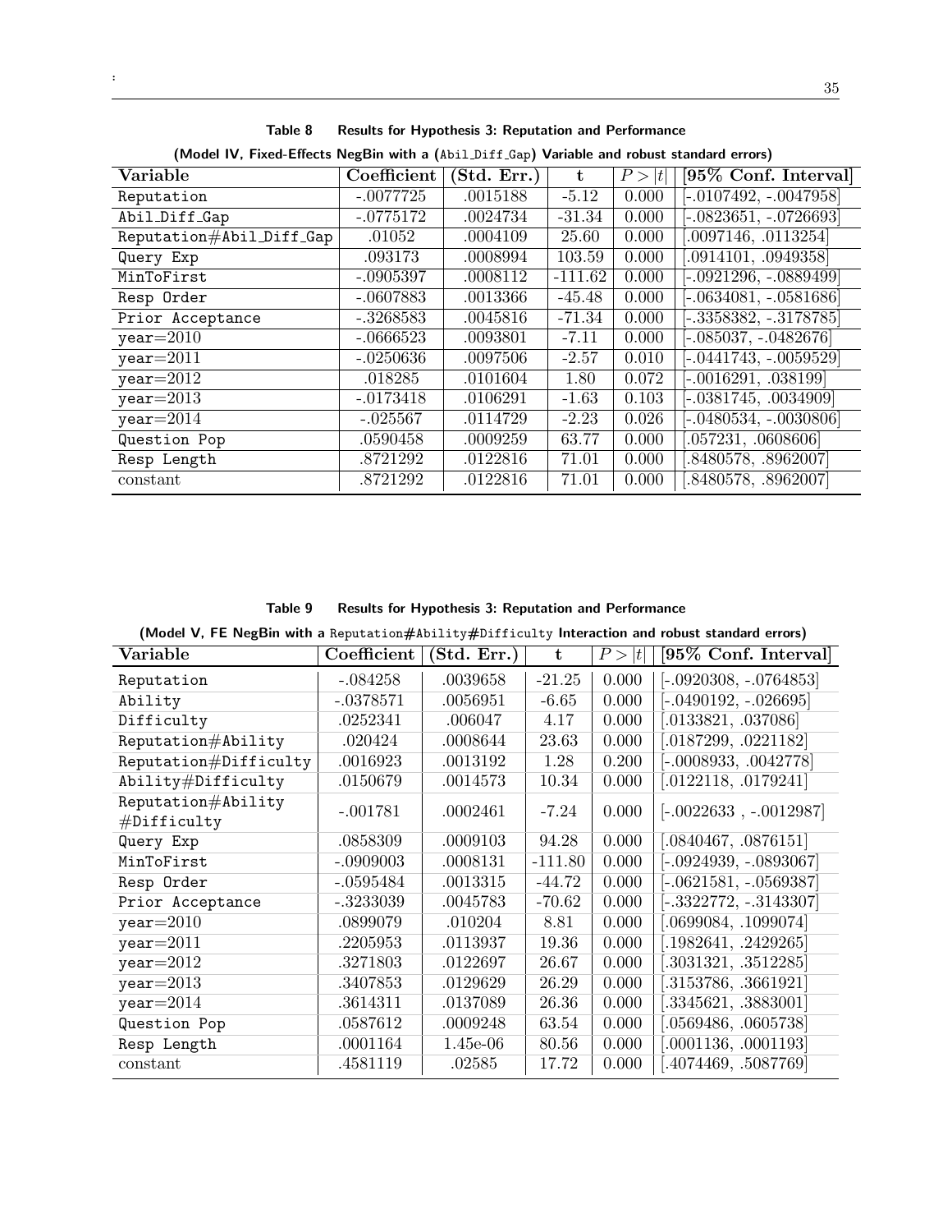**Table 8 Results for Hypothesis 3: Reputation and Performance**

**(Model IV, Fixed-Effects NegBin with a (Abil_Diff_Gap) Variable and robust standard errors)**

| Variable | Coefficient | (Std. Err.) | t | $P > \|t\|$ | [95% Conf. Interval] |
|---|---|---|---|---|---|
| Reputation | -.0077725 | .0015188 | -5.12 | 0.000 | [-.0107492, -.0047958] |
| Abil_Diff_Gap | -.0775172 | .0024734 | -31.34 | 0.000 | [-.0823651, -.0726693] |
| Reputation#Abil_Diff_Gap | .01052 | .0004109 | 25.60 | 0.000 | [.0097146, .0113254] |
| Query Exp | .093173 | .0008994 | 103.59 | 0.000 | [.0914101, .0949358] |
| MinToFirst | -.0905397 | .0008112 | -111.62 | 0.000 | [-.0921296, -.0889499] |
| Resp Order | -.0607883 | .0013366 | -45.48 | 0.000 | [-.0634081, -.0581686] |
| Prior Acceptance | -.3268583 | .0045816 | -71.34 | 0.000 | [-.3358382, -.3178785] |
| year=2010 | -.0666523 | .0093801 | -7.11 | 0.000 | [-.085037, -.0482676] |
| year=2011 | -.0250636 | .0097506 | -2.57 | 0.010 | [-.0441743, -.0059529] |
| year=2012 | .018285 | .0101604 | 1.80 | 0.072 | [-.0016291, .038199] |
| year=2013 | -.0173418 | .0106291 | -1.63 | 0.103 | [-.0381745, .0034909] |
| year=2014 | -.025567 | .0114729 | -2.23 | 0.026 | [-.0480534, -.0030806] |
| Question Pop | .0590458 | .0009259 | 63.77 | 0.000 | [.057231, .0608606] |
| Resp Length | .8721292 | .0122816 | 71.01 | 0.000 | [.8480578, .8962007] |
| constant | .8721292 | .0122816 | 71.01 | 0.000 | [.8480578, .8962007] |

**Table 9 Results for Hypothesis 3: Reputation and Performance**

**(Model V, FE NegBin with a Reputation#Ability#Difficulty Interaction and robust standard errors)**

| Variable | Coefficient | (Std. Err.) | t | $P > \|t\|$ | [95% Conf. Interval] |
|---|---|---|---|---|---|
| Reputation | -.084258 | .0039658 | -21.25 | 0.000 | [-.0920308, -.0764853] |
| Ability | -.0378571 | .0056951 | -6.65 | 0.000 | [-.0490192, -.026695] |
| Difficulty | .0252341 | .006047 | 4.17 | 0.000 | [.0133821, .037086] |
| Reputation#Ability | .020424 | .0008644 | 23.63 | 0.000 | [.0187299, .0221182] |
| Reputation#Difficulty | .0016923 | .0013192 | 1.28 | 0.200 | [-.0008933, .0042778] |
| Ability#Difficulty | .0150679 | .0014573 | 10.34 | 0.000 | [.0122118, .0179241] |
| Reputation#Ability #Difficulty | -.001781 | .0002461 | -7.24 | 0.000 | [-.0022633 , -.0012987] |
| Query Exp | .0858309 | .0009103 | 94.28 | 0.000 | [.0840467, .0876151] |
| MinToFirst | -.0909003 | .0008131 | -111.80 | 0.000 | [-.0924939, -.0893067] |
| Resp Order | -.0595484 | .0013315 | -44.72 | 0.000 | [-.0621581, -.0569387] |
| Prior Acceptance | -.3233039 | .0045783 | -70.62 | 0.000 | [-.3322772, -.3143307] |
| year=2010 | .0899079 | .010204 | 8.81 | 0.000 | [.0699084, .1099074] |
| year=2011 | .2205953 | .0113937 | 19.36 | 0.000 | [.1982641, .2429265] |
| year=2012 | .3271803 | .0122697 | 26.67 | 0.000 | [.3031321, .3512285] |
| year=2013 | .3407853 | .0129629 | 26.29 | 0.000 | [.3153786, .3661921] |
| year=2014 | .3614311 | .0137089 | 26.36 | 0.000 | [.3345621, .3883001] |
| Question Pop | .0587612 | .0009248 | 63.54 | 0.000 | [.0569486, .0605738] |
| Resp Length | .0001164 | 1.45e-06 | 80.56 | 0.000 | [.0001136, .0001193] |
| constant | .4581119 | .02585 | 17.72 | 0.000 | [.4074469, .5087769] |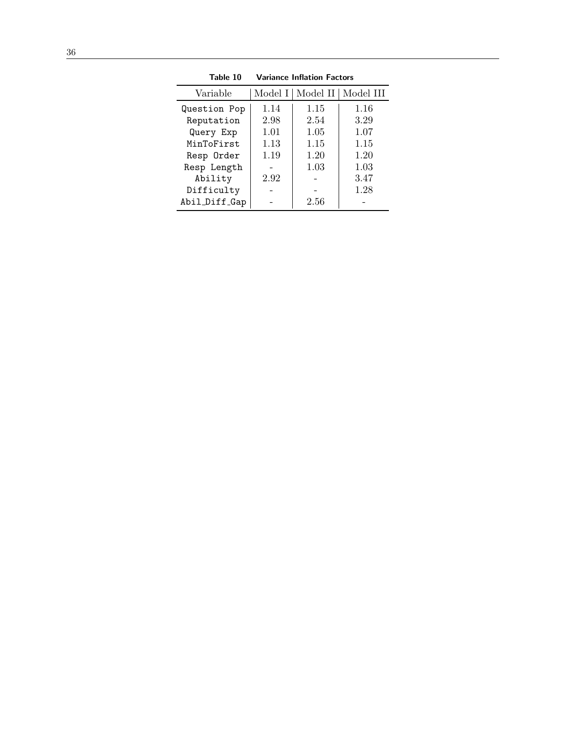**Table 10 Variance Inflation Factors**

| Variable | Model I | Model II | Model III |
| --- | --- | --- | --- |
| Question Pop | 1.14 | 1.15 | 1.16 |
| Reputation | 2.98 | 2.54 | 3.29 |
| Query Exp | 1.01 | 1.05 | 1.07 |
| MinToFirst | 1.13 | 1.15 | 1.15 |
| Resp Order | 1.19 | 1.20 | 1.20 |
| Resp Length | - | 1.03 | 1.03 |
| Ability | 2.92 | - | 3.47 |
| Difficulty | - | - | 1.28 |
| Abil_Diff_Gap | - | 2.56 | - |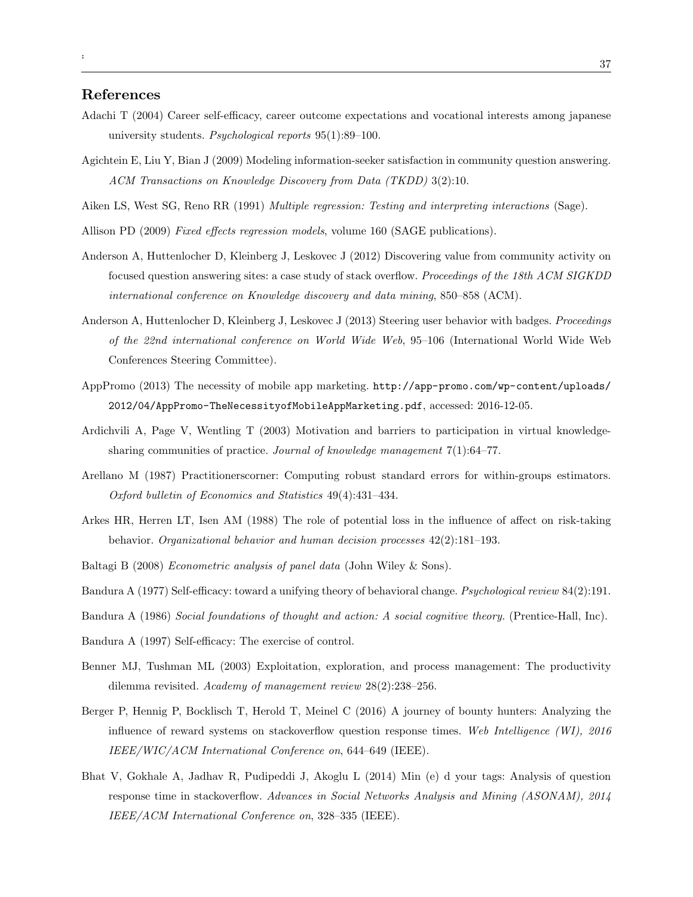## References

Adachi T (2004) Career self-efficacy, career outcome expectations and vocational interests among japanese university students. *Psychological reports* 95(1):89–100.

Agichtein E, Liu Y, Bian J (2009) Modeling information-seeker satisfaction in community question answering. *ACM Transactions on Knowledge Discovery from Data (TKDD)* 3(2):10.

Aiken LS, West SG, Reno RR (1991) *Multiple regression: Testing and interpreting interactions* (Sage).

Allison PD (2009) *Fixed effects regression models*, volume 160 (SAGE publications).

Anderson A, Huttenlocher D, Kleinberg J, Leskovec J (2012) Discovering value from community activity on focused question answering sites: a case study of stack overflow. *Proceedings of the 18th ACM SIGKDD international conference on Knowledge discovery and data mining*, 850–858 (ACM).

Anderson A, Huttenlocher D, Kleinberg J, Leskovec J (2013) Steering user behavior with badges. *Proceedings of the 22nd international conference on World Wide Web*, 95–106 (International World Wide Web Conferences Steering Committee).

AppPromo (2013) The necessity of mobile app marketing. `http://app-promo.com/wp-content/uploads/2012/04/AppPromo-TheNecessityofMobileAppMarketing.pdf`, accessed: 2016-12-05.

Ardichvili A, Page V, Wentling T (2003) Motivation and barriers to participation in virtual knowledge-sharing communities of practice. *Journal of knowledge management* 7(1):64–77.

Arellano M (1987) Practitionerscorner: Computing robust standard errors for within-groups estimators. *Oxford bulletin of Economics and Statistics* 49(4):431–434.

Arkes HR, Herren LT, Isen AM (1988) The role of potential loss in the influence of affect on risk-taking behavior. *Organizational behavior and human decision processes* 42(2):181–193.

Baltagi B (2008) *Econometric analysis of panel data* (John Wiley & Sons).

Bandura A (1977) Self-efficacy: toward a unifying theory of behavioral change. *Psychological review* 84(2):191.

Bandura A (1986) *Social foundations of thought and action: A social cognitive theory.* (Prentice-Hall, Inc).

Bandura A (1997) Self-efficacy: The exercise of control.

Benner MJ, Tushman ML (2003) Exploitation, exploration, and process management: The productivity dilemma revisited. *Academy of management review* 28(2):238–256.

Berger P, Hennig P, Bocklisch T, Herold T, Meinel C (2016) A journey of bounty hunters: Analyzing the influence of reward systems on stackoverflow question response times. *Web Intelligence (WI), 2016 IEEE/WIC/ACM International Conference on*, 644–649 (IEEE).

Bhat V, Gokhale A, Jadhav R, Pudipeddi J, Akoglu L (2014) Min (e) d your tags: Analysis of question response time in stackoverflow. *Advances in Social Networks Analysis and Mining (ASONAM), 2014 IEEE/ACM International Conference on*, 328–335 (IEEE).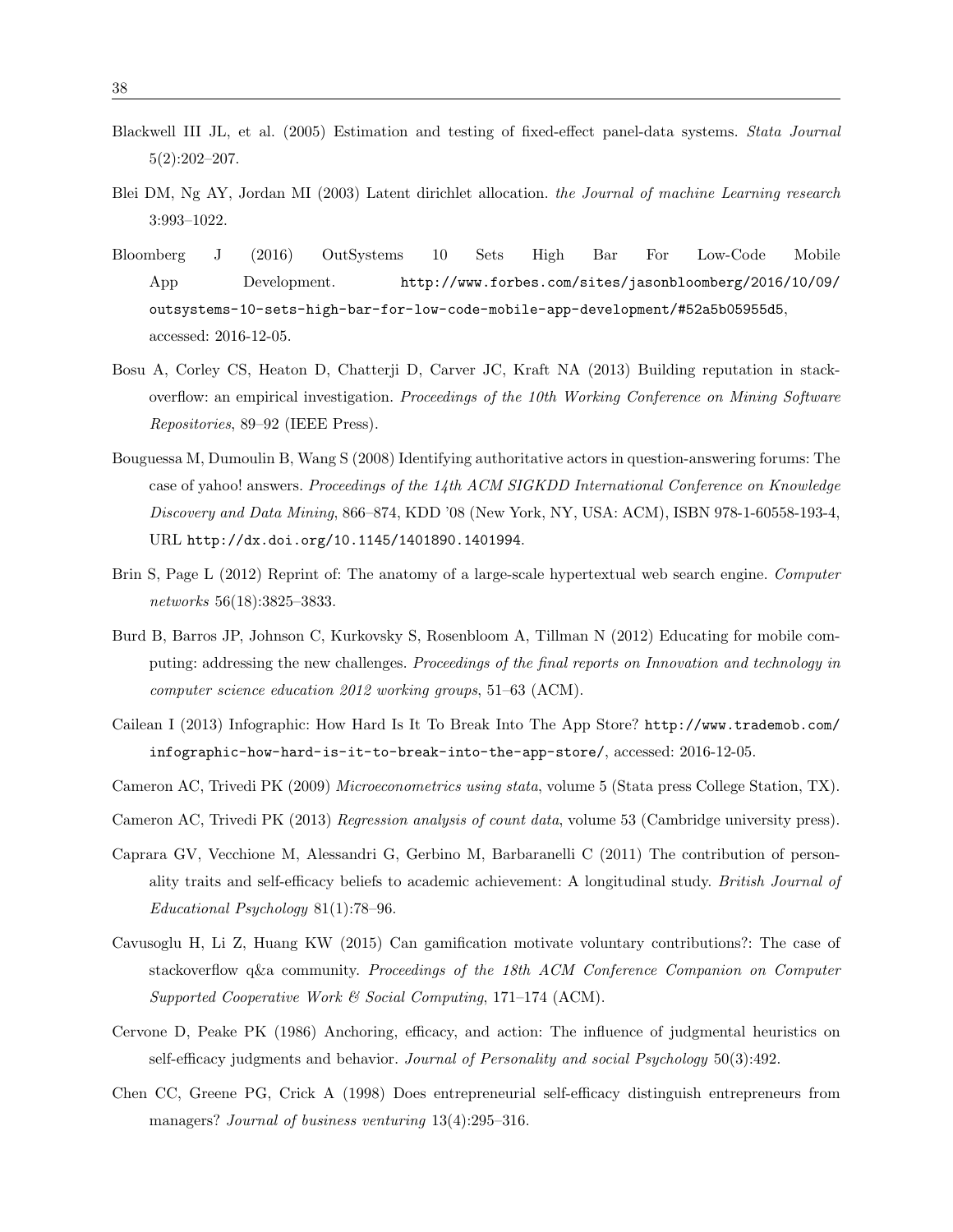Blackwell III JL, et al. (2005) Estimation and testing of fixed-effect panel-data systems. *Stata Journal* 5(2):202–207.

Blei DM, Ng AY, Jordan MI (2003) Latent dirichlet allocation. *the Journal of machine Learning research* 3:993–1022.

Bloomberg J (2016) OutSystems 10 Sets High Bar For Low-Code Mobile App Development. `http://www.forbes.com/sites/jasonbloomberg/2016/10/09/outsystems-10-sets-high-bar-for-low-code-mobile-app-development/#52a5b05955d5`, accessed: 2016-12-05.

Bosu A, Corley CS, Heaton D, Chatterji D, Carver JC, Kraft NA (2013) Building reputation in stackoverflow: an empirical investigation. *Proceedings of the 10th Working Conference on Mining Software Repositories*, 89–92 (IEEE Press).

Bouguessa M, Dumoulin B, Wang S (2008) Identifying authoritative actors in question-answering forums: The case of yahoo! answers. *Proceedings of the 14th ACM SIGKDD International Conference on Knowledge Discovery and Data Mining*, 866–874, KDD '08 (New York, NY, USA: ACM), ISBN 978-1-60558-193-4, URL `http://dx.doi.org/10.1145/1401890.1401994`.

Brin S, Page L (2012) Reprint of: The anatomy of a large-scale hypertextual web search engine. *Computer networks* 56(18):3825–3833.

Burd B, Barros JP, Johnson C, Kurkovsky S, Rosenbloom A, Tillman N (2012) Educating for mobile computing: addressing the new challenges. *Proceedings of the final reports on Innovation and technology in computer science education 2012 working groups*, 51–63 (ACM).

Cailean I (2013) Infographic: How Hard Is It To Break Into The App Store? `http://www.trademob.com/infographic-how-hard-is-it-to-break-into-the-app-store/`, accessed: 2016-12-05.

Cameron AC, Trivedi PK (2009) *Microeconometrics using stata*, volume 5 (Stata press College Station, TX).

Cameron AC, Trivedi PK (2013) *Regression analysis of count data*, volume 53 (Cambridge university press).

Caprara GV, Vecchione M, Alessandri G, Gerbino M, Barbaranelli C (2011) The contribution of personality traits and self-efficacy beliefs to academic achievement: A longitudinal study. *British Journal of Educational Psychology* 81(1):78–96.

Cavusoglu H, Li Z, Huang KW (2015) Can gamification motivate voluntary contributions?: The case of stackoverflow q&a community. *Proceedings of the 18th ACM Conference Companion on Computer Supported Cooperative Work & Social Computing*, 171–174 (ACM).

Cervone D, Peake PK (1986) Anchoring, efficacy, and action: The influence of judgmental heuristics on self-efficacy judgments and behavior. *Journal of Personality and social Psychology* 50(3):492.

Chen CC, Greene PG, Crick A (1998) Does entrepreneurial self-efficacy distinguish entrepreneurs from managers? *Journal of business venturing* 13(4):295–316.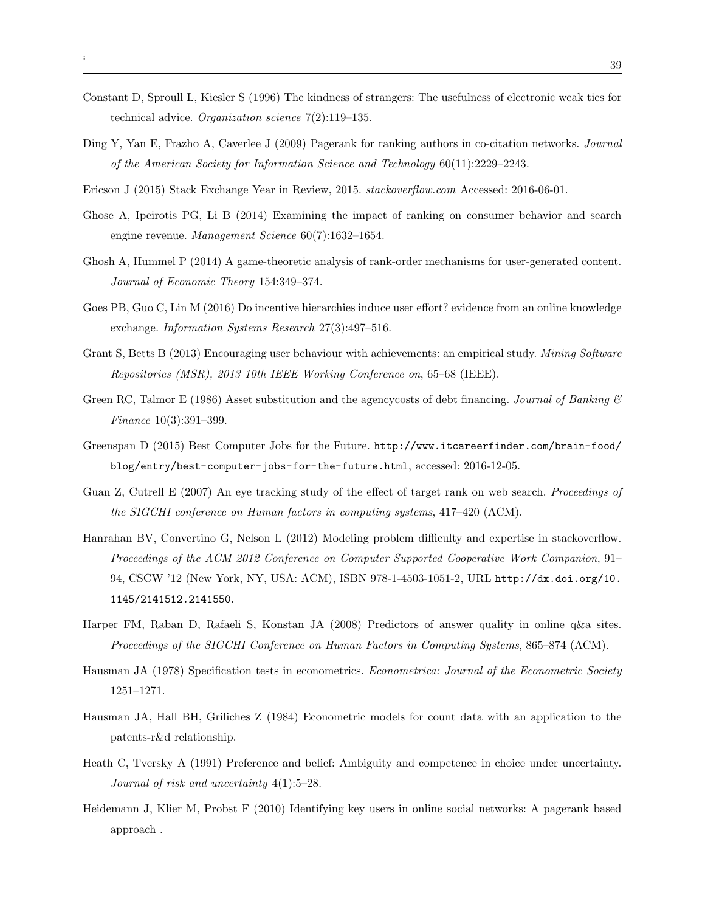Constant D, Sproull L, Kiesler S (1996) The kindness of strangers: The usefulness of electronic weak ties for technical advice. *Organization science* 7(2):119–135.

Ding Y, Yan E, Frazho A, Caverlee J (2009) Pagerank for ranking authors in co-citation networks. *Journal of the American Society for Information Science and Technology* 60(11):2229–2243.

Ericson J (2015) Stack Exchange Year in Review, 2015. *stackoverflow.com* Accessed: 2016-06-01.

Ghose A, Ipeirotis PG, Li B (2014) Examining the impact of ranking on consumer behavior and search engine revenue. *Management Science* 60(7):1632–1654.

Ghosh A, Hummel P (2014) A game-theoretic analysis of rank-order mechanisms for user-generated content. *Journal of Economic Theory* 154:349–374.

Goes PB, Guo C, Lin M (2016) Do incentive hierarchies induce user effort? evidence from an online knowledge exchange. *Information Systems Research* 27(3):497–516.

Grant S, Betts B (2013) Encouraging user behaviour with achievements: an empirical study. *Mining Software Repositories (MSR), 2013 10th IEEE Working Conference on*, 65–68 (IEEE).

Green RC, Talmor E (1986) Asset substitution and the agencycosts of debt financing. *Journal of Banking & Finance* 10(3):391–399.

Greenspan D (2015) Best Computer Jobs for the Future. `http://www.itcareerfinder.com/brain-food/blog/entry/best-computer-jobs-for-the-future.html`, accessed: 2016-12-05.

Guan Z, Cutrell E (2007) An eye tracking study of the effect of target rank on web search. *Proceedings of the SIGCHI conference on Human factors in computing systems*, 417–420 (ACM).

Hanrahan BV, Convertino G, Nelson L (2012) Modeling problem difficulty and expertise in stackoverflow. *Proceedings of the ACM 2012 Conference on Computer Supported Cooperative Work Companion*, 91–94, CSCW '12 (New York, NY, USA: ACM), ISBN 978-1-4503-1051-2, URL `http://dx.doi.org/10.1145/2141512.2141550`.

Harper FM, Raban D, Rafaeli S, Konstan JA (2008) Predictors of answer quality in online q&a sites. *Proceedings of the SIGCHI Conference on Human Factors in Computing Systems*, 865–874 (ACM).

Hausman JA (1978) Specification tests in econometrics. *Econometrica: Journal of the Econometric Society* 1251–1271.

Hausman JA, Hall BH, Griliches Z (1984) Econometric models for count data with an application to the patents-r&d relationship.

Heath C, Tversky A (1991) Preference and belief: Ambiguity and competence in choice under uncertainty. *Journal of risk and uncertainty* 4(1):5–28.

Heidemann J, Klier M, Probst F (2010) Identifying key users in online social networks: A pagerank based approach .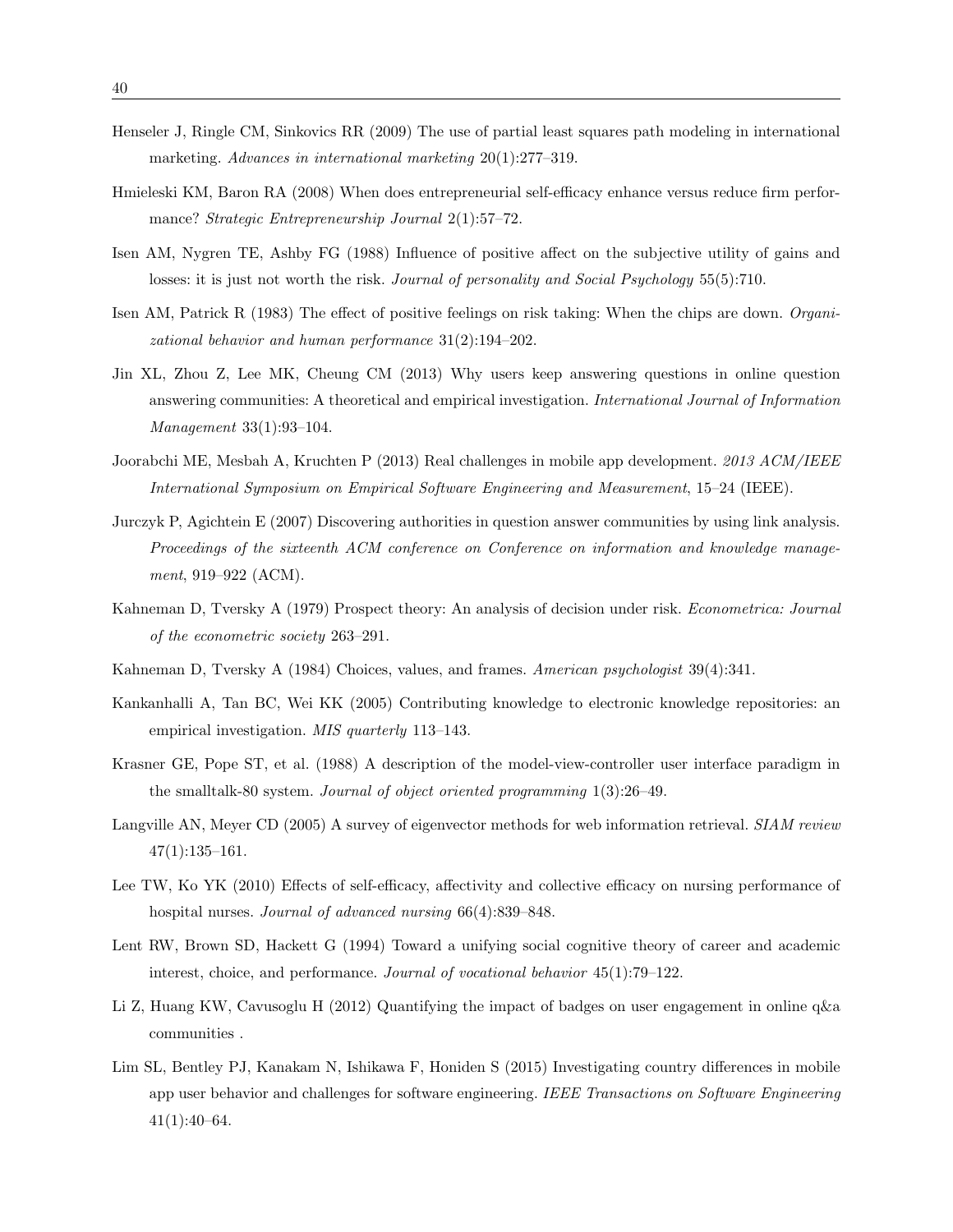Henseler J, Ringle CM, Sinkovics RR (2009) The use of partial least squares path modeling in international marketing. *Advances in international marketing* 20(1):277–319.

Hmieleski KM, Baron RA (2008) When does entrepreneurial self-efficacy enhance versus reduce firm performance? *Strategic Entrepreneurship Journal* 2(1):57–72.

Isen AM, Nygren TE, Ashby FG (1988) Influence of positive affect on the subjective utility of gains and losses: it is just not worth the risk. *Journal of personality and Social Psychology* 55(5):710.

Isen AM, Patrick R (1983) The effect of positive feelings on risk taking: When the chips are down. *Organizational behavior and human performance* 31(2):194–202.

Jin XL, Zhou Z, Lee MK, Cheung CM (2013) Why users keep answering questions in online question answering communities: A theoretical and empirical investigation. *International Journal of Information Management* 33(1):93–104.

Joorabchi ME, Mesbah A, Kruchten P (2013) Real challenges in mobile app development. *2013 ACM/IEEE International Symposium on Empirical Software Engineering and Measurement*, 15–24 (IEEE).

Jurczyk P, Agichtein E (2007) Discovering authorities in question answer communities by using link analysis. *Proceedings of the sixteenth ACM conference on Conference on information and knowledge management*, 919–922 (ACM).

Kahneman D, Tversky A (1979) Prospect theory: An analysis of decision under risk. *Econometrica: Journal of the econometric society* 263–291.

Kahneman D, Tversky A (1984) Choices, values, and frames. *American psychologist* 39(4):341.

Kankanhalli A, Tan BC, Wei KK (2005) Contributing knowledge to electronic knowledge repositories: an empirical investigation. *MIS quarterly* 113–143.

Krasner GE, Pope ST, et al. (1988) A description of the model-view-controller user interface paradigm in the smalltalk-80 system. *Journal of object oriented programming* 1(3):26–49.

Langville AN, Meyer CD (2005) A survey of eigenvector methods for web information retrieval. *SIAM review* 47(1):135–161.

Lee TW, Ko YK (2010) Effects of self-efficacy, affectivity and collective efficacy on nursing performance of hospital nurses. *Journal of advanced nursing* 66(4):839–848.

Lent RW, Brown SD, Hackett G (1994) Toward a unifying social cognitive theory of career and academic interest, choice, and performance. *Journal of vocational behavior* 45(1):79–122.

Li Z, Huang KW, Cavusoglu H (2012) Quantifying the impact of badges on user engagement in online q&a communities .

Lim SL, Bentley PJ, Kanakam N, Ishikawa F, Honiden S (2015) Investigating country differences in mobile app user behavior and challenges for software engineering. *IEEE Transactions on Software Engineering* 41(1):40–64.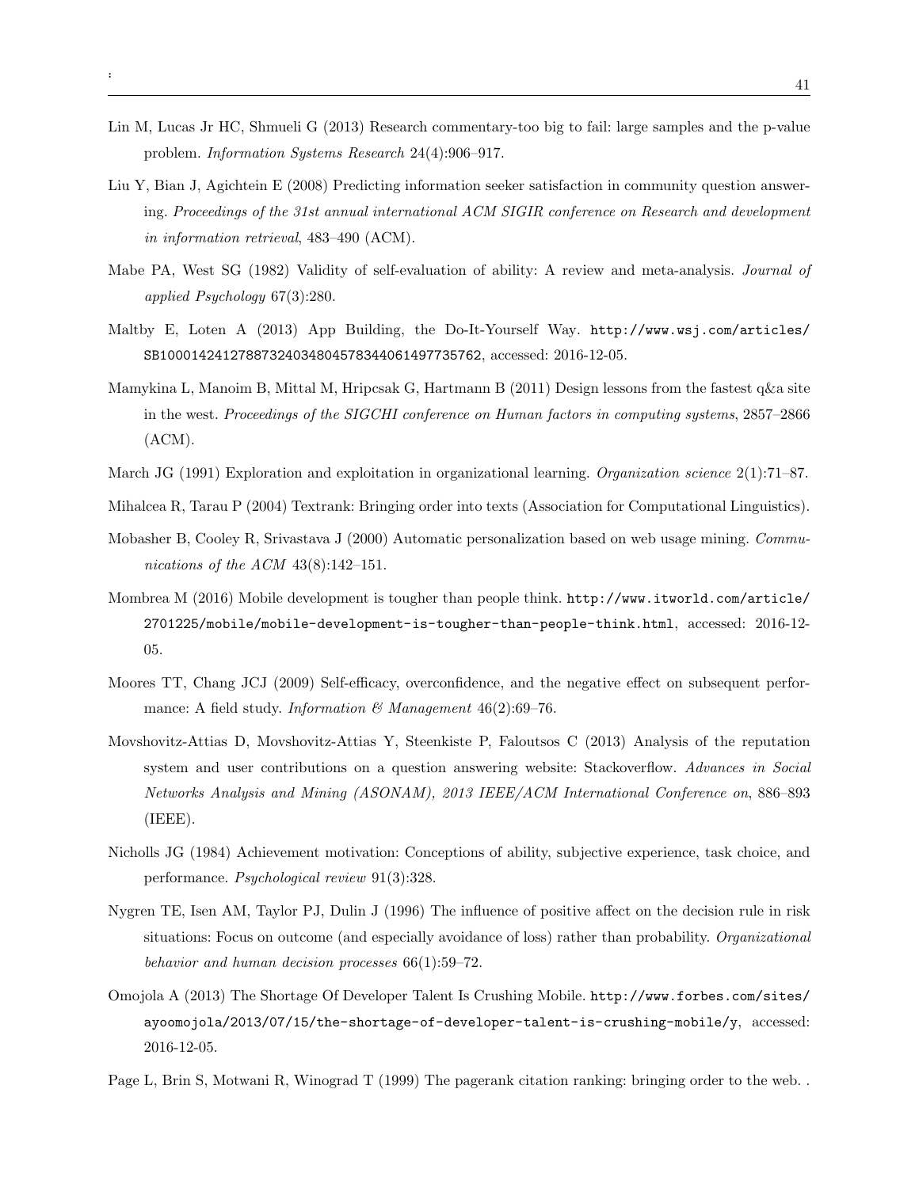Lin M, Lucas Jr HC, Shmueli G (2013) Research commentary-too big to fail: large samples and the p-value problem. *Information Systems Research* 24(4):906–917.

Liu Y, Bian J, Agichtein E (2008) Predicting information seeker satisfaction in community question answering. *Proceedings of the 31st annual international ACM SIGIR conference on Research and development in information retrieval*, 483–490 (ACM).

Mabe PA, West SG (1982) Validity of self-evaluation of ability: A review and meta-analysis. *Journal of applied Psychology* 67(3):280.

Maltby E, Loten A (2013) App Building, the Do-It-Yourself Way. `http://www.wsj.com/articles/SB10001424127887324034804578344061497735762`, accessed: 2016-12-05.

Mamykina L, Manoim B, Mittal M, Hripcsak G, Hartmann B (2011) Design lessons from the fastest q&a site in the west. *Proceedings of the SIGCHI conference on Human factors in computing systems*, 2857–2866 (ACM).

March JG (1991) Exploration and exploitation in organizational learning. *Organization science* 2(1):71–87.

Mihalcea R, Tarau P (2004) Textrank: Bringing order into texts (Association for Computational Linguistics).

Mobasher B, Cooley R, Srivastava J (2000) Automatic personalization based on web usage mining. *Communications of the ACM* 43(8):142–151.

Mombrea M (2016) Mobile development is tougher than people think. `http://www.itworld.com/article/2701225/mobile/mobile-development-is-tougher-than-people-think.html`, accessed: 2016-12-05.

Moores TT, Chang JCJ (2009) Self-efficacy, overconfidence, and the negative effect on subsequent performance: A field study. *Information & Management* 46(2):69–76.

Movshovitz-Attias D, Movshovitz-Attias Y, Steenkiste P, Faloutsos C (2013) Analysis of the reputation system and user contributions on a question answering website: Stackoverflow. *Advances in Social Networks Analysis and Mining (ASONAM), 2013 IEEE/ACM International Conference on*, 886–893 (IEEE).

Nicholls JG (1984) Achievement motivation: Conceptions of ability, subjective experience, task choice, and performance. *Psychological review* 91(3):328.

Nygren TE, Isen AM, Taylor PJ, Dulin J (1996) The influence of positive affect on the decision rule in risk situations: Focus on outcome (and especially avoidance of loss) rather than probability. *Organizational behavior and human decision processes* 66(1):59–72.

Omojola A (2013) The Shortage Of Developer Talent Is Crushing Mobile. `http://www.forbes.com/sites/ayoomojola/2013/07/15/the-shortage-of-developer-talent-is-crushing-mobile/y`, accessed: 2016-12-05.

Page L, Brin S, Motwani R, Winograd T (1999) The pagerank citation ranking: bringing order to the web. .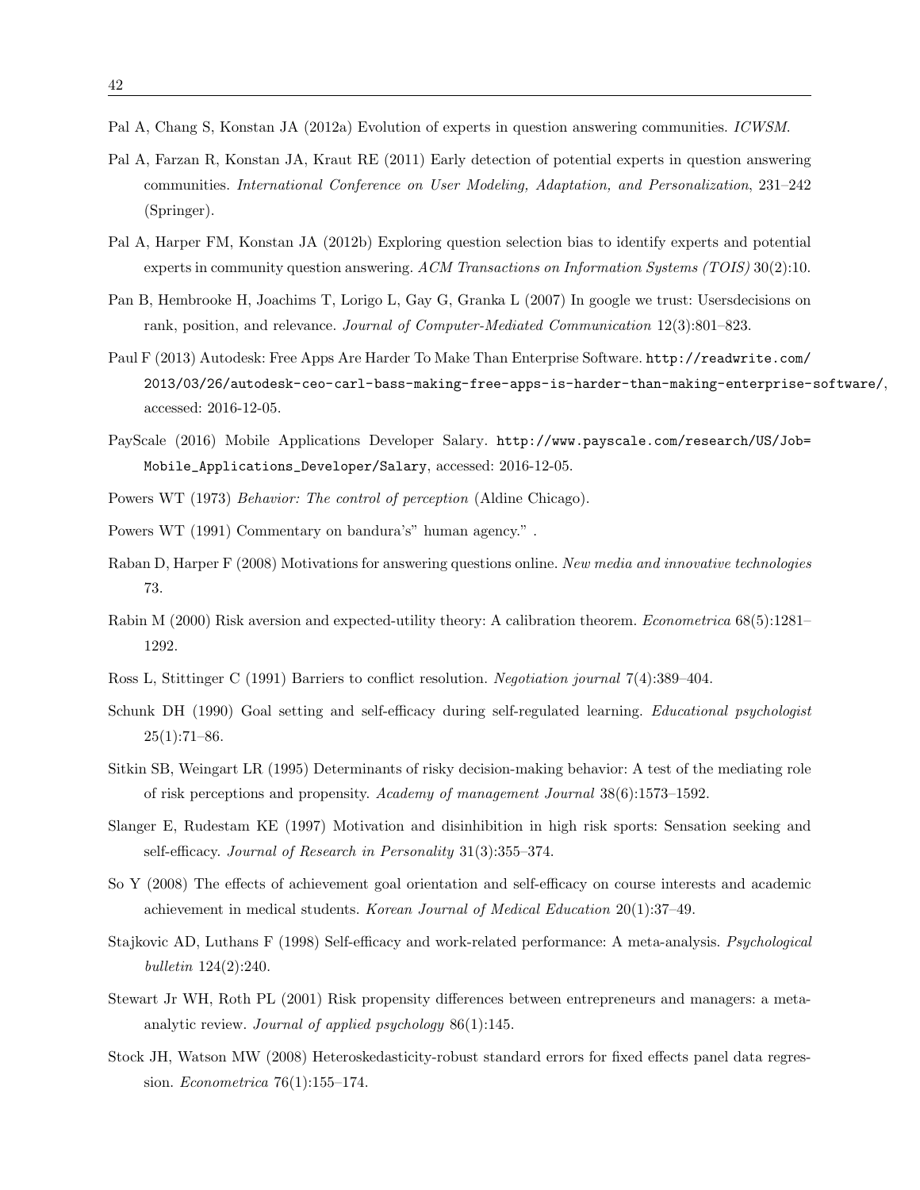Pal A, Chang S, Konstan JA (2012a) Evolution of experts in question answering communities. *ICWSM*.

Pal A, Farzan R, Konstan JA, Kraut RE (2011) Early detection of potential experts in question answering communities. *International Conference on User Modeling, Adaptation, and Personalization*, 231–242 (Springer).

Pal A, Harper FM, Konstan JA (2012b) Exploring question selection bias to identify experts and potential experts in community question answering. *ACM Transactions on Information Systems (TOIS)* 30(2):10.

Pan B, Hembrooke H, Joachims T, Lorigo L, Gay G, Granka L (2007) In google we trust: Usersdecisions on rank, position, and relevance. *Journal of Computer-Mediated Communication* 12(3):801–823.

Paul F (2013) Autodesk: Free Apps Are Harder To Make Than Enterprise Software. `http://readwrite.com/2013/03/26/autodesk-ceo-carl-bass-making-free-apps-is-harder-than-making-enterprise-software/`, accessed: 2016-12-05.

PayScale (2016) Mobile Applications Developer Salary. `http://www.payscale.com/research/US/Job=Mobile_Applications_Developer/Salary`, accessed: 2016-12-05.

Powers WT (1973) *Behavior: The control of perception* (Aldine Chicago).

Powers WT (1991) Commentary on bandura's" human agency." .

Raban D, Harper F (2008) Motivations for answering questions online. *New media and innovative technologies* 73.

Rabin M (2000) Risk aversion and expected-utility theory: A calibration theorem. *Econometrica* 68(5):1281–1292.

Ross L, Stittinger C (1991) Barriers to conflict resolution. *Negotiation journal* 7(4):389–404.

Schunk DH (1990) Goal setting and self-efficacy during self-regulated learning. *Educational psychologist* 25(1):71–86.

Sitkin SB, Weingart LR (1995) Determinants of risky decision-making behavior: A test of the mediating role of risk perceptions and propensity. *Academy of management Journal* 38(6):1573–1592.

Slanger E, Rudestam KE (1997) Motivation and disinhibition in high risk sports: Sensation seeking and self-efficacy. *Journal of Research in Personality* 31(3):355–374.

So Y (2008) The effects of achievement goal orientation and self-efficacy on course interests and academic achievement in medical students. *Korean Journal of Medical Education* 20(1):37–49.

Stajkovic AD, Luthans F (1998) Self-efficacy and work-related performance: A meta-analysis. *Psychological bulletin* 124(2):240.

Stewart Jr WH, Roth PL (2001) Risk propensity differences between entrepreneurs and managers: a meta-analytic review. *Journal of applied psychology* 86(1):145.

Stock JH, Watson MW (2008) Heteroskedasticity-robust standard errors for fixed effects panel data regression. *Econometrica* 76(1):155–174.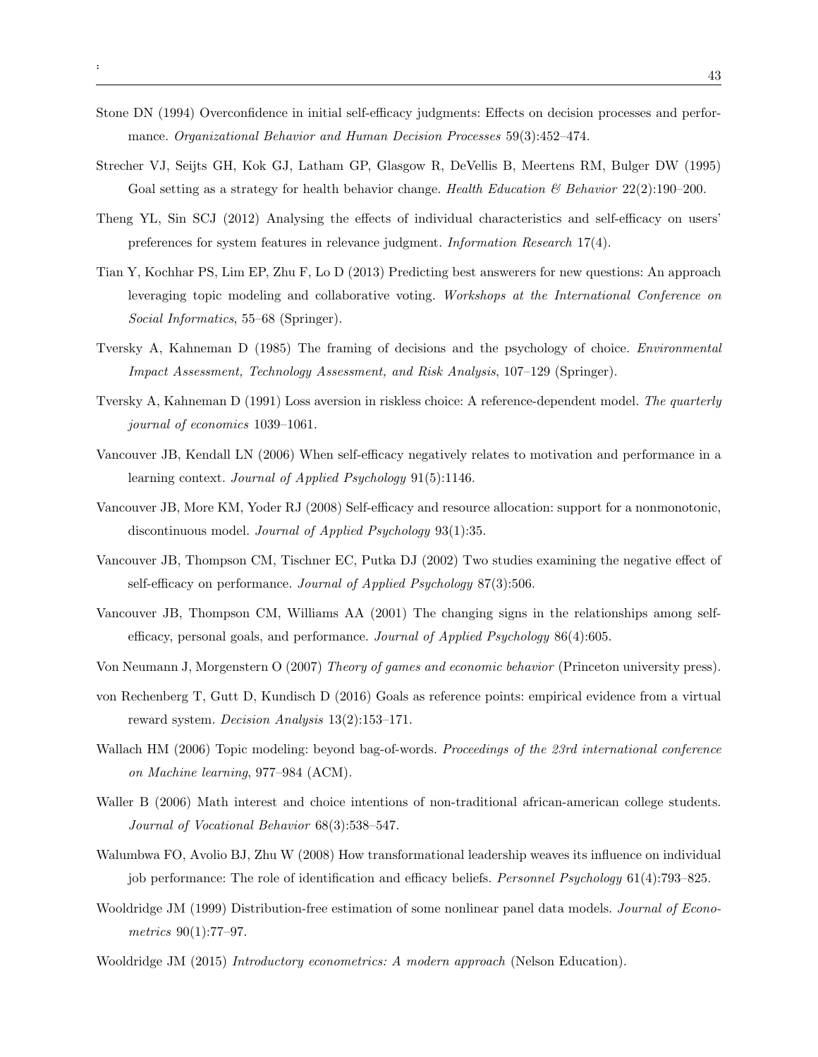Stone DN (1994) Overconfidence in initial self-efficacy judgments: Effects on decision processes and performance. *Organizational Behavior and Human Decision Processes* 59(3):452–474.

Strecher VJ, Seijts GH, Kok GJ, Latham GP, Glasgow R, DeVellis B, Meertens RM, Bulger DW (1995) Goal setting as a strategy for health behavior change. *Health Education & Behavior* 22(2):190–200.

Theng YL, Sin SCJ (2012) Analysing the effects of individual characteristics and self-efficacy on users' preferences for system features in relevance judgment. *Information Research* 17(4).

Tian Y, Kochhar PS, Lim EP, Zhu F, Lo D (2013) Predicting best answerers for new questions: An approach leveraging topic modeling and collaborative voting. *Workshops at the International Conference on Social Informatics*, 55–68 (Springer).

Tversky A, Kahneman D (1985) The framing of decisions and the psychology of choice. *Environmental Impact Assessment, Technology Assessment, and Risk Analysis*, 107–129 (Springer).

Tversky A, Kahneman D (1991) Loss aversion in riskless choice: A reference-dependent model. *The quarterly journal of economics* 1039–1061.

Vancouver JB, Kendall LN (2006) When self-efficacy negatively relates to motivation and performance in a learning context. *Journal of Applied Psychology* 91(5):1146.

Vancouver JB, More KM, Yoder RJ (2008) Self-efficacy and resource allocation: support for a nonmonotonic, discontinuous model. *Journal of Applied Psychology* 93(1):35.

Vancouver JB, Thompson CM, Tischner EC, Putka DJ (2002) Two studies examining the negative effect of self-efficacy on performance. *Journal of Applied Psychology* 87(3):506.

Vancouver JB, Thompson CM, Williams AA (2001) The changing signs in the relationships among self-efficacy, personal goals, and performance. *Journal of Applied Psychology* 86(4):605.

Von Neumann J, Morgenstern O (2007) *Theory of games and economic behavior* (Princeton university press).

von Rechenberg T, Gutt D, Kundisch D (2016) Goals as reference points: empirical evidence from a virtual reward system. *Decision Analysis* 13(2):153–171.

Wallach HM (2006) Topic modeling: beyond bag-of-words. *Proceedings of the 23rd international conference on Machine learning*, 977–984 (ACM).

Waller B (2006) Math interest and choice intentions of non-traditional african-american college students. *Journal of Vocational Behavior* 68(3):538–547.

Walumbwa FO, Avolio BJ, Zhu W (2008) How transformational leadership weaves its influence on individual job performance: The role of identification and efficacy beliefs. *Personnel Psychology* 61(4):793–825.

Wooldridge JM (1999) Distribution-free estimation of some nonlinear panel data models. *Journal of Econometrics* 90(1):77–97.

Wooldridge JM (2015) *Introductory econometrics: A modern approach* (Nelson Education).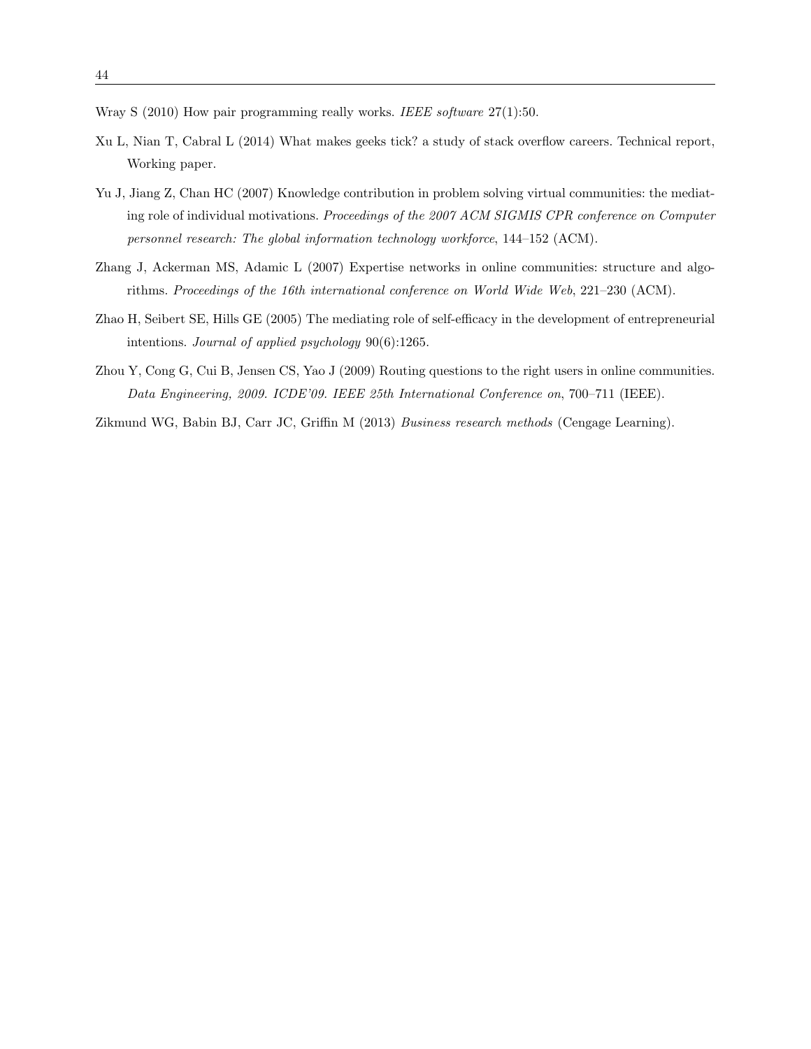Wray S (2010) How pair programming really works. *IEEE software* 27(1):50.

Xu L, Nian T, Cabral L (2014) What makes geeks tick? a study of stack overflow careers. Technical report, Working paper.

Yu J, Jiang Z, Chan HC (2007) Knowledge contribution in problem solving virtual communities: the mediating role of individual motivations. *Proceedings of the 2007 ACM SIGMIS CPR conference on Computer personnel research: The global information technology workforce*, 144–152 (ACM).

Zhang J, Ackerman MS, Adamic L (2007) Expertise networks in online communities: structure and algorithms. *Proceedings of the 16th international conference on World Wide Web*, 221–230 (ACM).

Zhao H, Seibert SE, Hills GE (2005) The mediating role of self-efficacy in the development of entrepreneurial intentions. *Journal of applied psychology* 90(6):1265.

Zhou Y, Cong G, Cui B, Jensen CS, Yao J (2009) Routing questions to the right users in online communities. *Data Engineering, 2009. ICDE'09. IEEE 25th International Conference on*, 700–711 (IEEE).

Zikmund WG, Babin BJ, Carr JC, Griffin M (2013) *Business research methods* (Cengage Learning).